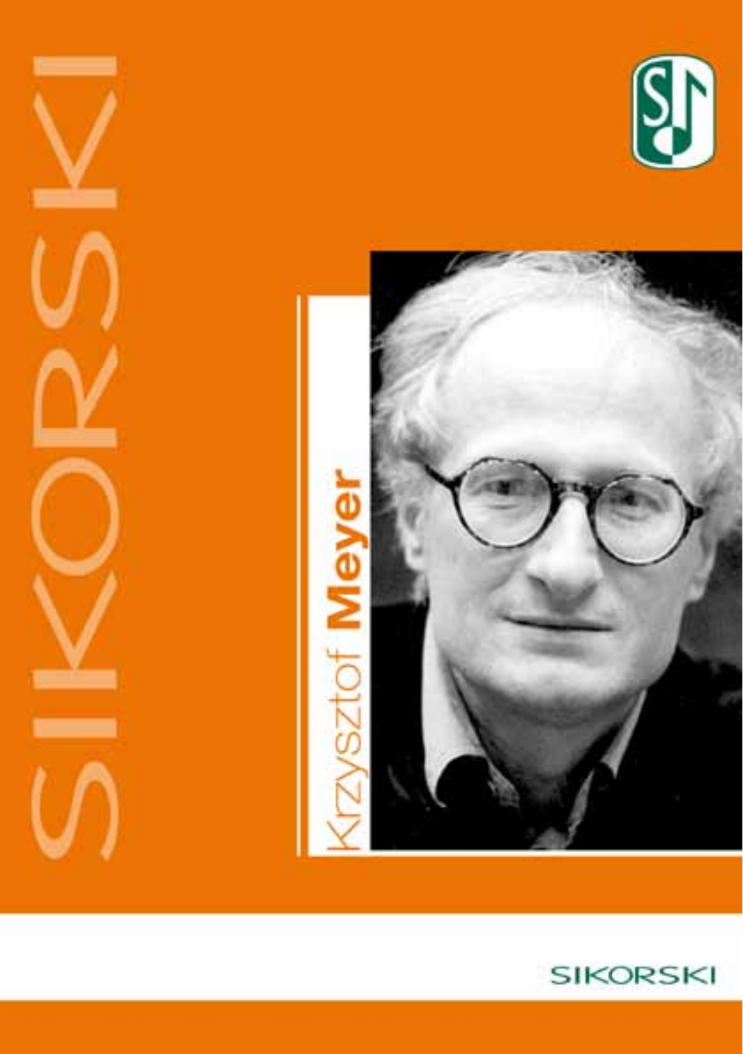SIKORSKI

# Krzysztof Meyer

SIKORSKI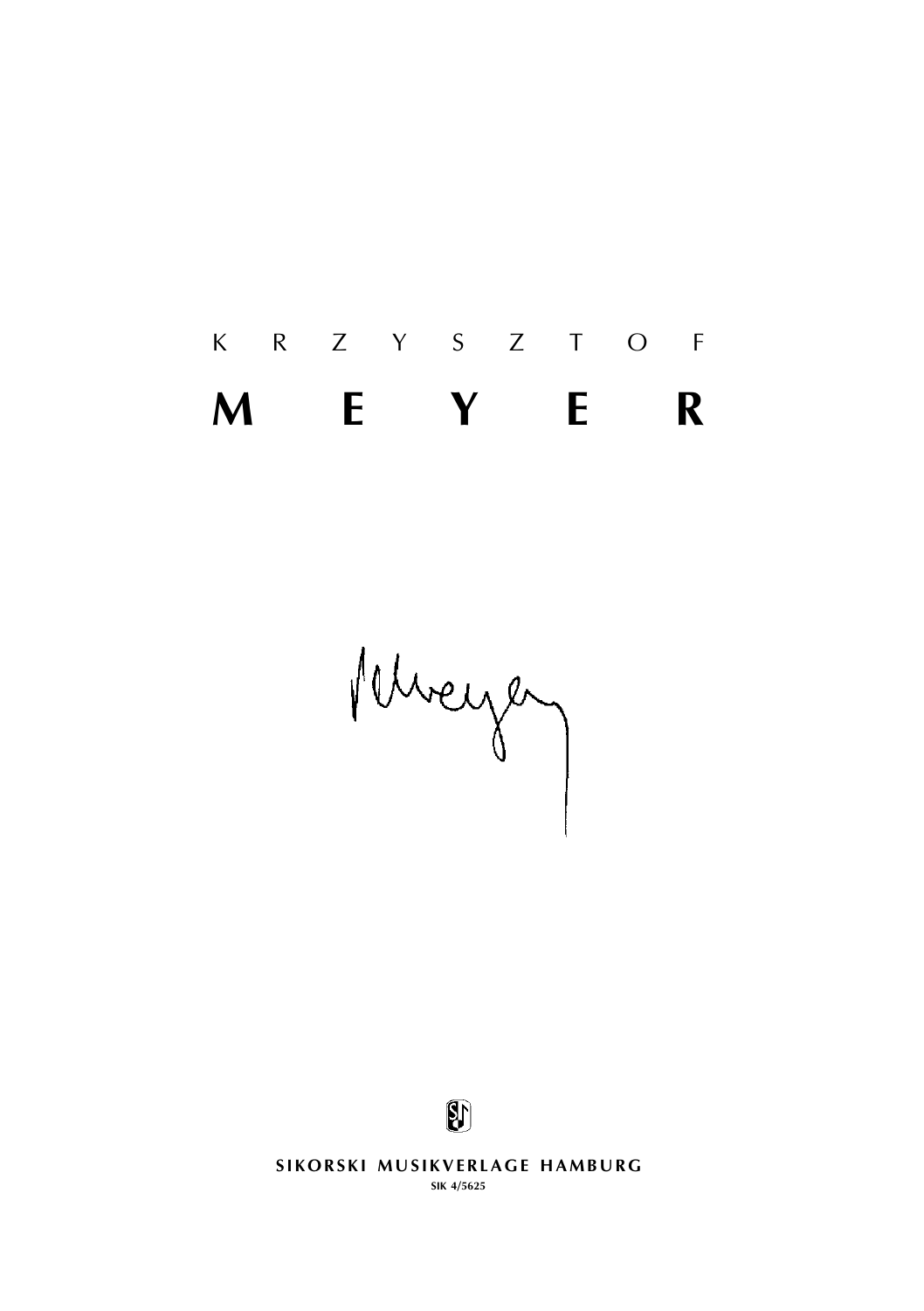K R Z Y S Z T O F

# M E Y E R

**SIKORSKI MUSIKVERLAGE HAMBURG**

**SIK 4/5625**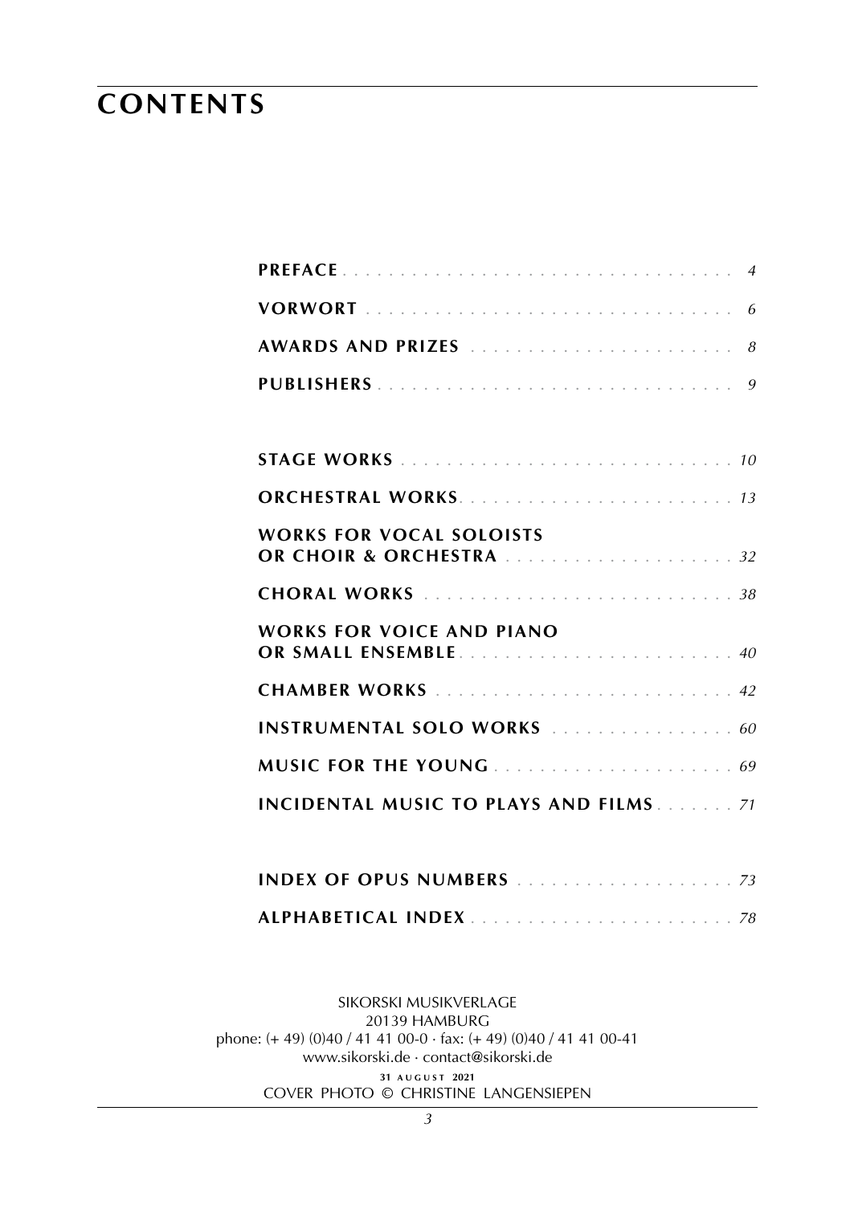# CONTENTS

| | |
|---|---|
| **PREFACE** | *4* |
| **VORWORT** | *6* |
| **AWARDS AND PRIZES** | *8* |
| **PUBLISHERS** | *9* |
| **STAGE WORKS** | *10* |
| **ORCHESTRAL WORKS** | *13* |
| **WORKS FOR VOCAL SOLOISTS OR CHOIR & ORCHESTRA** | *32* |
| **CHORAL WORKS** | *38* |
| **WORKS FOR VOICE AND PIANO OR SMALL ENSEMBLE** | *40* |
| **CHAMBER WORKS** | *42* |
| **INSTRUMENTAL SOLO WORKS** | *60* |
| **MUSIC FOR THE YOUNG** | *69* |
| **INCIDENTAL MUSIC TO PLAYS AND FILMS** | *71* |
| **INDEX OF OPUS NUMBERS** | *73* |
| **ALPHABETICAL INDEX** | *78* |

SIKORSKI MUSIKVERLAGE
20139 HAMBURG
phone: (+ 49) (0)40 / 41 41 00-0 · fax: (+ 49) (0)40 / 41 41 00-41
www.sikorski.de · contact@sikorski.de

31 AUGUST 2021

COVER PHOTO © CHRISTINE LANGENSIEPEN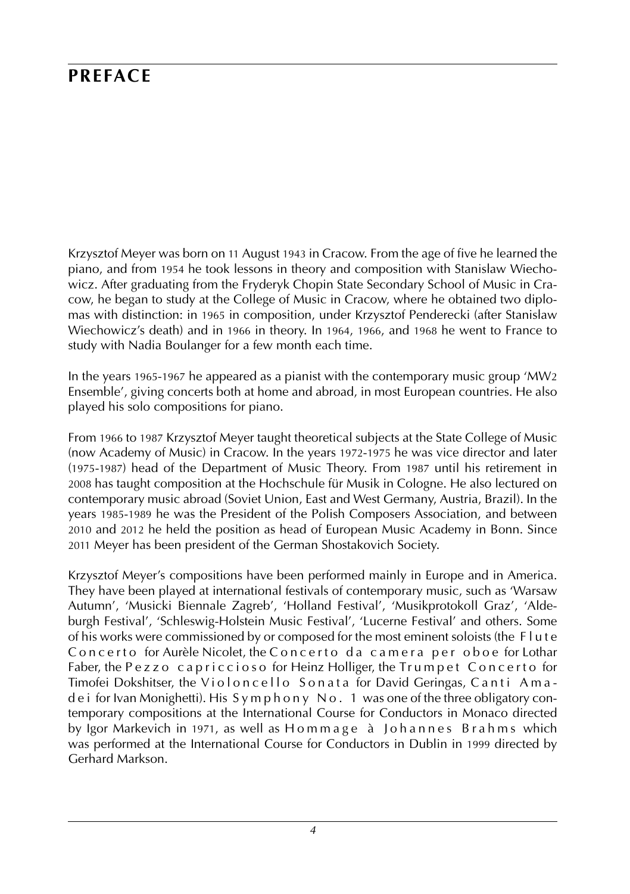# PREFACE

Krzysztof Meyer was born on 11 August 1943 in Cracow. From the age of five he learned the piano, and from 1954 he took lessons in theory and composition with Stanislaw Wiechowicz. After graduating from the Fryderyk Chopin State Secondary School of Music in Cracow, he began to study at the College of Music in Cracow, where he obtained two diplomas with distinction: in 1965 in composition, under Krzysztof Penderecki (after Stanislaw Wiechowicz's death) and in 1966 in theory. In 1964, 1966, and 1968 he went to France to study with Nadia Boulanger for a few month each time.

In the years 1965-1967 he appeared as a pianist with the contemporary music group 'MW2 Ensemble', giving concerts both at home and abroad, in most European countries. He also played his solo compositions for piano.

From 1966 to 1987 Krzysztof Meyer taught theoretical subjects at the State College of Music (now Academy of Music) in Cracow. In the years 1972-1975 he was vice director and later (1975-1987) head of the Department of Music Theory. From 1987 until his retirement in 2008 has taught composition at the Hochschule für Musik in Cologne. He also lectured on contemporary music abroad (Soviet Union, East and West Germany, Austria, Brazil). In the years 1985-1989 he was the President of the Polish Composers Association, and between 2010 and 2012 he held the position as head of European Music Academy in Bonn. Since 2011 Meyer has been president of the German Shostakovich Society.

Krzysztof Meyer's compositions have been performed mainly in Europe and in America. They have been played at international festivals of contemporary music, such as 'Warsaw Autumn', 'Musicki Biennale Zagreb', 'Holland Festival', 'Musikprotokoll Graz', 'Aldeburgh Festival', 'Schleswig-Holstein Music Festival', 'Lucerne Festival' and others. Some of his works were commissioned by or composed for the most eminent soloists (the Flute Concerto for Aurèle Nicolet, the Concerto da camera per oboe for Lothar Faber, the Pezzo capriccioso for Heinz Holliger, the Trumpet Concerto for Timofei Dokshitser, the Violoncello Sonata for David Geringas, Canti Amadei for Ivan Monighetti). His Symphony No. 1 was one of the three obligatory contemporary compositions at the International Course for Conductors in Monaco directed by Igor Markevich in 1971, as well as Hommage à Johannes Brahms which was performed at the International Course for Conductors in Dublin in 1999 directed by Gerhard Markson.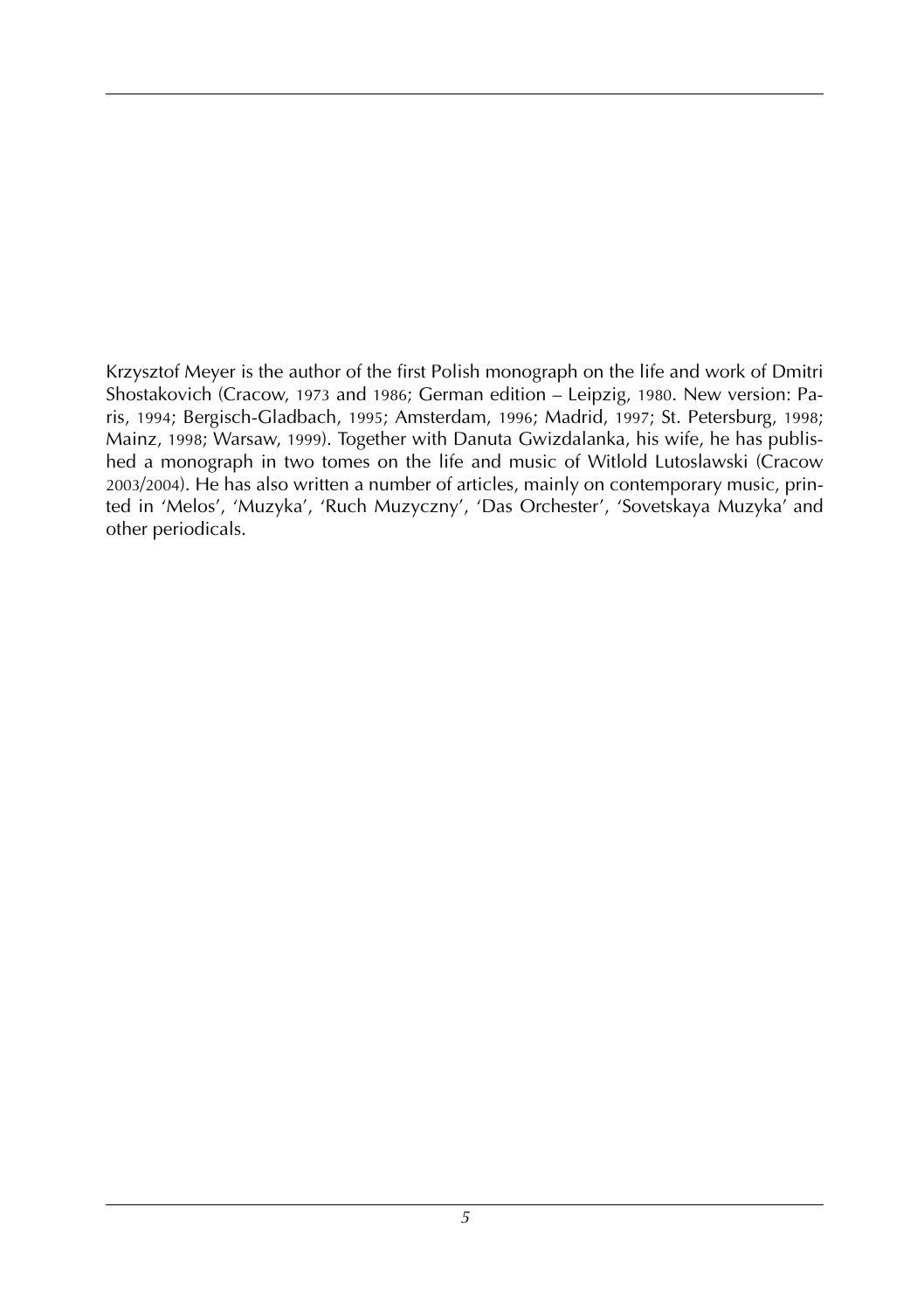Krzysztof Meyer is the author of the first Polish monograph on the life and work of Dmitri Shostakovich (Cracow, 1973 and 1986; German edition – Leipzig, 1980. New version: Paris, 1994; Bergisch-Gladbach, 1995; Amsterdam, 1996; Madrid, 1997; St. Petersburg, 1998; Mainz, 1998; Warsaw, 1999). Together with Danuta Gwizdalanka, his wife, he has published a monograph in two tomes on the life and music of Witlold Lutoslawski (Cracow 2003/2004). He has also written a number of articles, mainly on contemporary music, printed in 'Melos', 'Muzyka', 'Ruch Muzyczny', 'Das Orchester', 'Sovetskaya Muzyka' and other periodicals.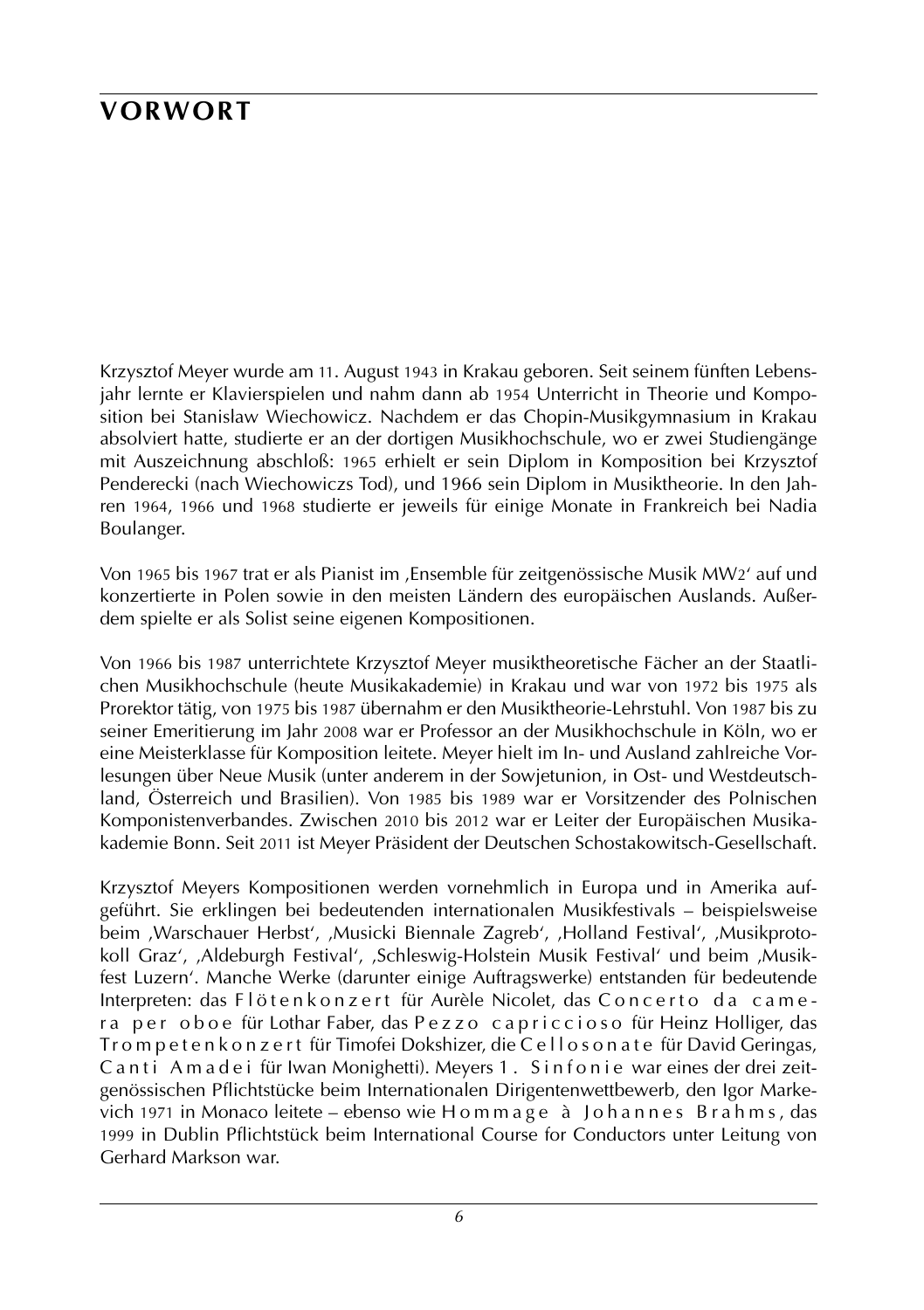# VORWORT

Krzysztof Meyer wurde am 11. August 1943 in Krakau geboren. Seit seinem fünften Lebensjahr lernte er Klavierspielen und nahm dann ab 1954 Unterricht in Theorie und Komposition bei Stanislaw Wiechowicz. Nachdem er das Chopin-Musikgymnasium in Krakau absolviert hatte, studierte er an der dortigen Musikhochschule, wo er zwei Studiengänge mit Auszeichnung abschloß: 1965 erhielt er sein Diplom in Komposition bei Krzysztof Penderecki (nach Wiechowiczs Tod), und 1966 sein Diplom in Musiktheorie. In den Jahren 1964, 1966 und 1968 studierte er jeweils für einige Monate in Frankreich bei Nadia Boulanger.

Von 1965 bis 1967 trat er als Pianist im ‚Ensemble für zeitgenössische Musik MW2' auf und konzertierte in Polen sowie in den meisten Ländern des europäischen Auslands. Außerdem spielte er als Solist seine eigenen Kompositionen.

Von 1966 bis 1987 unterrichtete Krzysztof Meyer musiktheoretische Fächer an der Staatlichen Musikhochschule (heute Musikakademie) in Krakau und war von 1972 bis 1975 als Prorektor tätig, von 1975 bis 1987 übernahm er den Musiktheorie-Lehrstuhl. Von 1987 bis zu seiner Emeritierung im Jahr 2008 war er Professor an der Musikhochschule in Köln, wo er eine Meisterklasse für Komposition leitete. Meyer hielt im In- und Ausland zahlreiche Vorlesungen über Neue Musik (unter anderem in der Sowjetunion, in Ost- und Westdeutschland, Österreich und Brasilien). Von 1985 bis 1989 war er Vorsitzender des Polnischen Komponistenverbandes. Zwischen 2010 bis 2012 war er Leiter der Europäischen Musikakademie Bonn. Seit 2011 ist Meyer Präsident der Deutschen Schostakowitsch-Gesellschaft.

Krzysztof Meyers Kompositionen werden vornehmlich in Europa und in Amerika aufgeführt. Sie erklingen bei bedeutenden internationalen Musikfestivals – beispielsweise beim ‚Warschauer Herbst', ‚Musicki Biennale Zagreb', ‚Holland Festival', ‚Musikprotokoll Graz', ‚Aldeburgh Festival', ‚Schleswig-Holstein Musik Festival' und beim ‚Musikfest Luzern'. Manche Werke (darunter einige Auftragswerke) entstanden für bedeutende Interpreten: das Flötenkonzert für Aurèle Nicolet, das Concerto da camera per oboe für Lothar Faber, das Pezzo capriccioso für Heinz Holliger, das Trompetenkonzert für Timofei Dokshizer, die Cellosonate für David Geringas, Canti Amadei für Iwan Monighetti). Meyers 1. Sinfonie war eines der drei zeitgenössischen Pflichtstücke beim Internationalen Dirigentenwettbewerb, den Igor Markevich 1971 in Monaco leitete – ebenso wie Hommage à Johannes Brahms, das 1999 in Dublin Pflichtstück beim International Course for Conductors unter Leitung von Gerhard Markson war.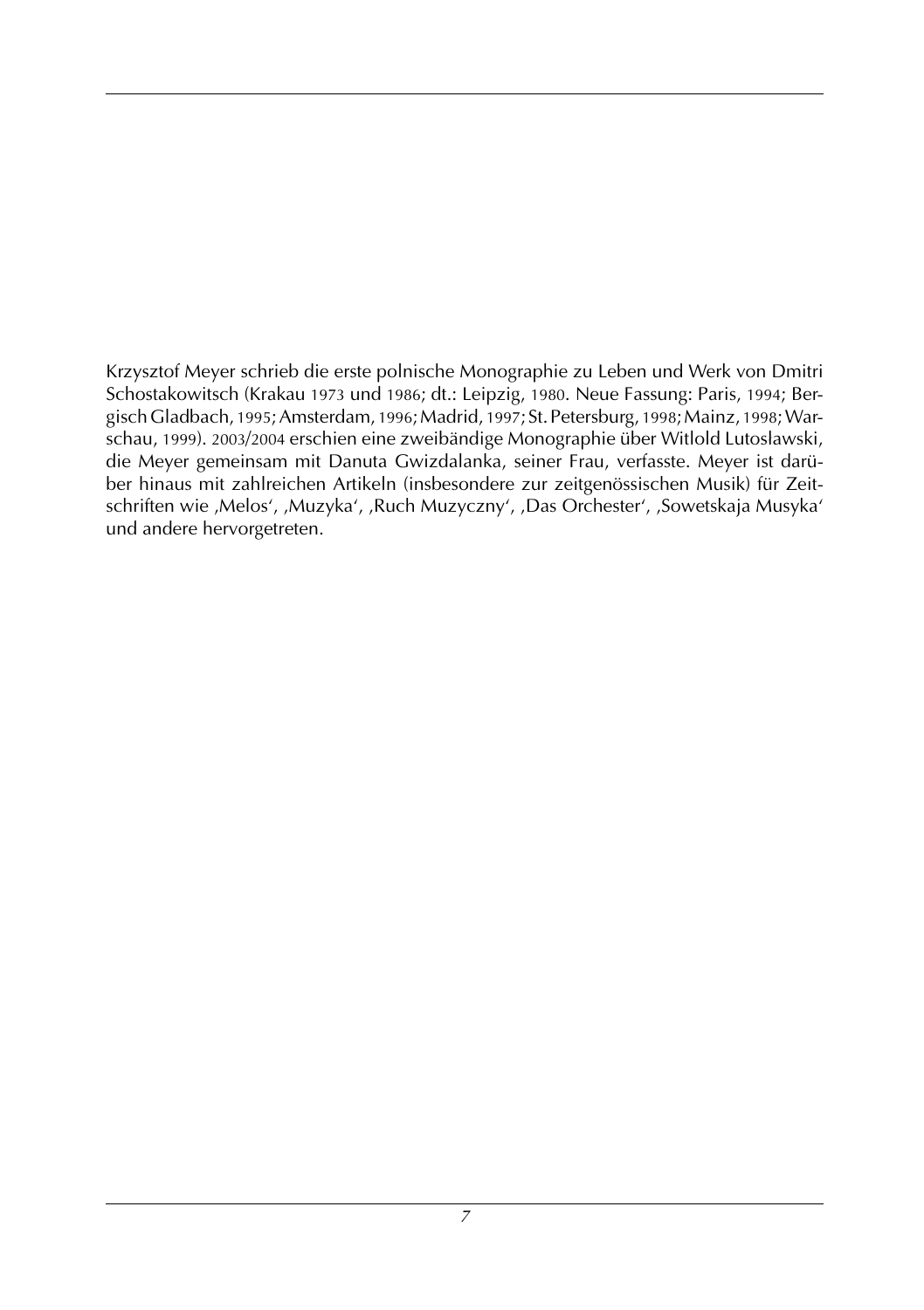Krzysztof Meyer schrieb die erste polnische Monographie zu Leben und Werk von Dmitri Schostakowitsch (Krakau 1973 und 1986; dt.: Leipzig, 1980. Neue Fassung: Paris, 1994; Bergisch Gladbach, 1995; Amsterdam, 1996; Madrid, 1997; St. Petersburg, 1998; Mainz, 1998; Warschau, 1999). 2003/2004 erschien eine zweibändige Monographie über Witlold Lutoslawski, die Meyer gemeinsam mit Danuta Gwizdalanka, seiner Frau, verfasste. Meyer ist darüber hinaus mit zahlreichen Artikeln (insbesondere zur zeitgenössischen Musik) für Zeitschriften wie ‚Melos', ‚Muzyka', ‚Ruch Muzyczny', ‚Das Orchester', ‚Sowetskaja Musyka' und andere hervorgetreten.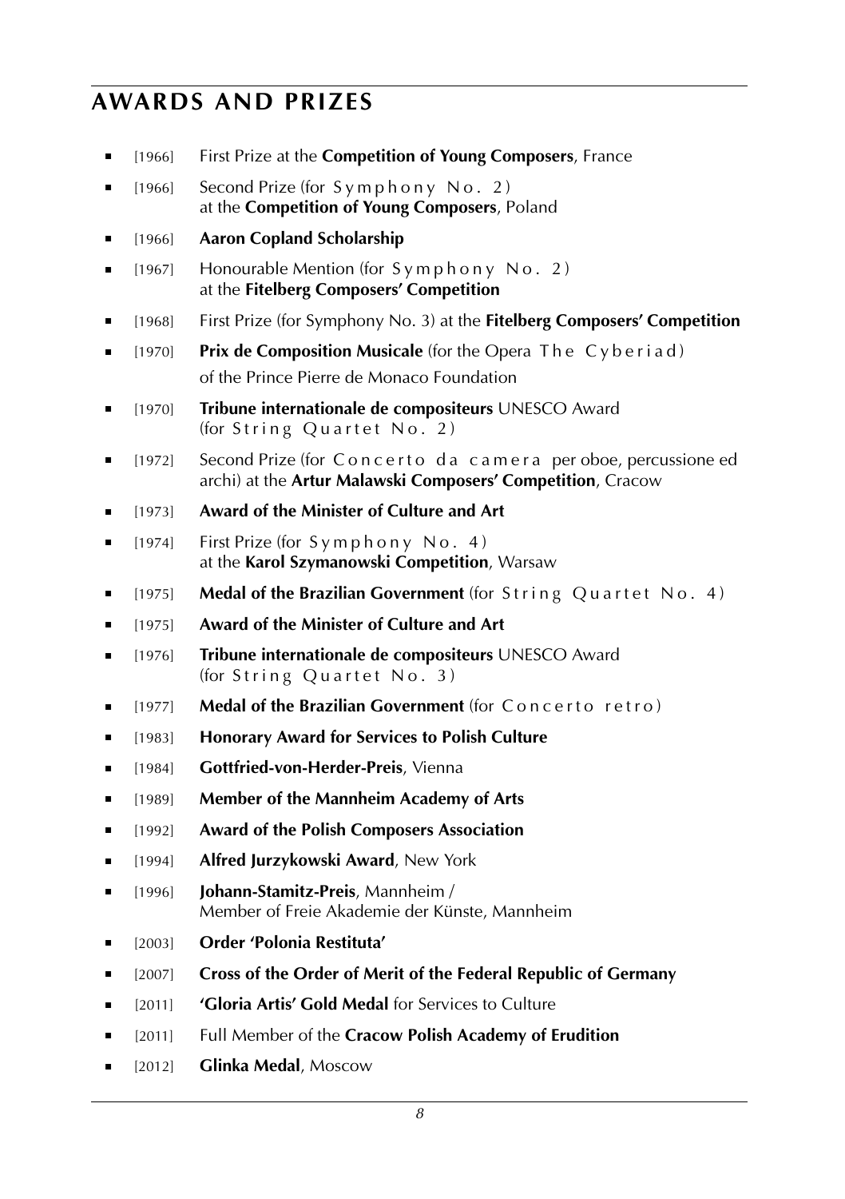# AWARDS AND PRIZES

- [1966] First Prize at the **Competition of Young Composers**, France
- [1966] Second Prize (for Symphony No. 2) at the **Competition of Young Composers**, Poland
- [1966] **Aaron Copland Scholarship**
- [1967] Honourable Mention (for Symphony No. 2) at the **Fitelberg Composers' Competition**
- [1968] First Prize (for Symphony No. 3) at the **Fitelberg Composers' Competition**
- [1970] **Prix de Composition Musicale** (for the Opera The Cyberiad) of the Prince Pierre de Monaco Foundation
- [1970] **Tribune internationale de compositeurs** UNESCO Award (for String Quartet No. 2)
- [1972] Second Prize (for Concerto da camera per oboe, percussione ed archi) at the **Artur Malawski Composers' Competition**, Cracow
- [1973] **Award of the Minister of Culture and Art**
- [1974] First Prize (for Symphony No. 4) at the **Karol Szymanowski Competition**, Warsaw
- [1975] **Medal of the Brazilian Government** (for String Quartet No. 4)
- [1975] **Award of the Minister of Culture and Art**
- [1976] **Tribune internationale de compositeurs** UNESCO Award (for String Quartet No. 3)
- [1977] **Medal of the Brazilian Government** (for Concerto retro)
- [1983] **Honorary Award for Services to Polish Culture**
- [1984] **Gottfried-von-Herder-Preis**, Vienna
- [1989] **Member of the Mannheim Academy of Arts**
- [1992] **Award of the Polish Composers Association**
- [1994] **Alfred Jurzykowski Award**, New York
- [1996] **Johann-Stamitz-Preis**, Mannheim / Member of Freie Akademie der Künste, Mannheim
- [2003] **Order 'Polonia Restituta'**
- [2007] **Cross of the Order of Merit of the Federal Republic of Germany**
- [2011] **'Gloria Artis' Gold Medal** for Services to Culture
- [2011] Full Member of the **Cracow Polish Academy of Erudition**
- [2012] **Glinka Medal**, Moscow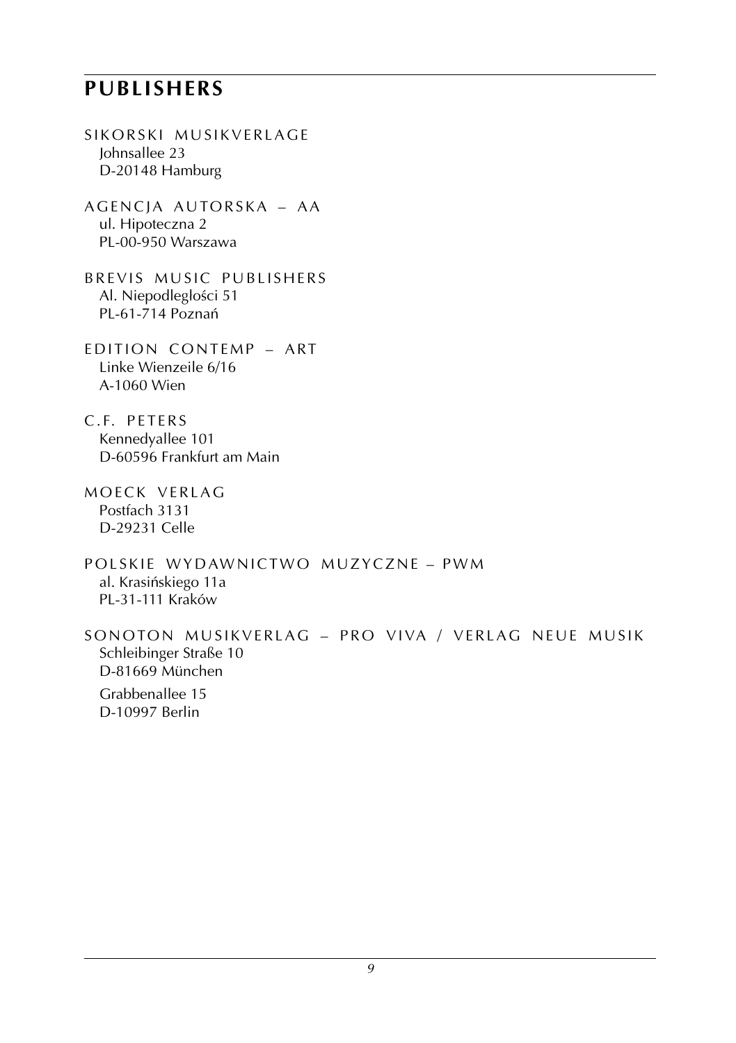# PUBLISHERS

SIKORSKI MUSIKVERLAGE
Johnsallee 23
D-20148 Hamburg

AGENCJA AUTORSKA – AA
ul. Hipoteczna 2
PL-00-950 Warszawa

BREVIS MUSIC PUBLISHERS
Al. Niepodległości 51
PL-61-714 Poznań

EDITION CONTEMP – ART
Linke Wienzeile 6/16
A-1060 Wien

C.F. PETERS
Kennedyallee 101
D-60596 Frankfurt am Main

MOECK VERLAG
Postfach 3131
D-29231 Celle

POLSKIE WYDAWNICTWO MUZYCZNE – PWM
al. Krasińskiego 11a
PL-31-111 Kraków

SONOTON MUSIKVERLAG – PRO VIVA / VERLAG NEUE MUSIK
Schleibinger Straße 10
D-81669 München

Grabbenallee 15
D-10997 Berlin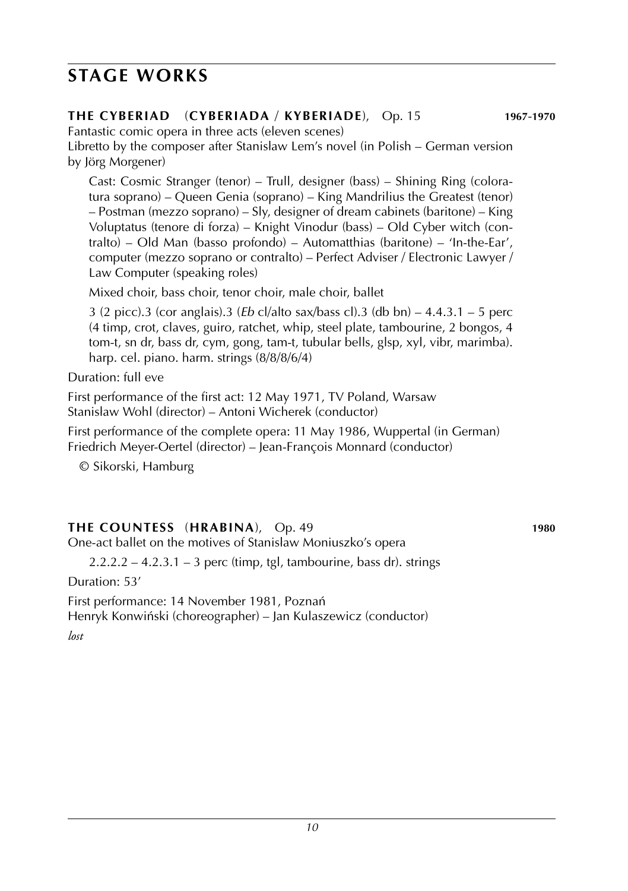# STAGE WORKS

**THE CYBERIAD** (**CYBERIADA** / **KYBERIADE**), Op. 15 **1967-1970**

Fantastic comic opera in three acts (eleven scenes)
Libretto by the composer after Stanislaw Lem's novel (in Polish – German version by Jörg Morgener)

Cast: Cosmic Stranger (tenor) – Trull, designer (bass) – Shining Ring (coloratura soprano) – Queen Genia (soprano) – King Mandrilius the Greatest (tenor) – Postman (mezzo soprano) – Sly, designer of dream cabinets (baritone) – King Voluptatus (tenore di forza) – Knight Vinodur (bass) – Old Cyber witch (contralto) – Old Man (basso profondo) – Automatthias (baritone) – 'In-the-Ear', computer (mezzo soprano or contralto) – Perfect Adviser / Electronic Lawyer / Law Computer (speaking roles)

Mixed choir, bass choir, tenor choir, male choir, ballet

3 (2 picc).3 (cor anglais).3 (*Eb* cl/alto sax/bass cl).3 (db bn) – 4.4.3.1 – 5 perc (4 timp, crot, claves, guiro, ratchet, whip, steel plate, tambourine, 2 bongos, 4 tom-t, sn dr, bass dr, cym, gong, tam-t, tubular bells, glsp, xyl, vibr, marimba). harp. cel. piano. harm. strings (8/8/8/6/4)

Duration: full eve

First performance of the first act: 12 May 1971, TV Poland, Warsaw
Stanislaw Wohl (director) – Antoni Wicherek (conductor)

First performance of the complete opera: 11 May 1986, Wuppertal (in German)
Friedrich Meyer-Oertel (director) – Jean-François Monnard (conductor)

© Sikorski, Hamburg

**THE COUNTESS** (**HRABINA**), Op. 49 **1980**

One-act ballet on the motives of Stanislaw Moniuszko's opera

2.2.2.2 – 4.2.3.1 – 3 perc (timp, tgl, tambourine, bass dr). strings

Duration: 53'

First performance: 14 November 1981, Poznań
Henryk Konwiński (choreographer) – Jan Kulaszewicz (conductor)

*lost*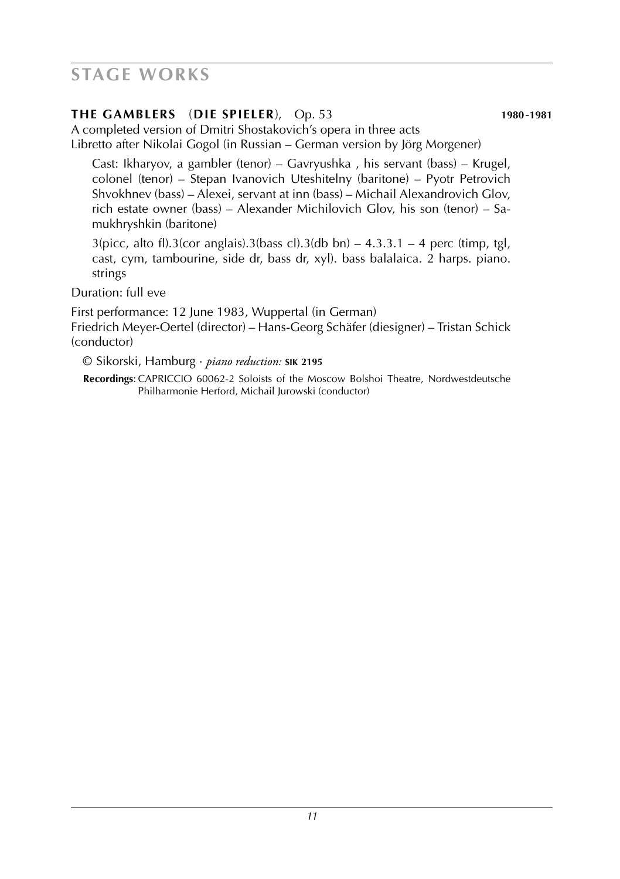# STAGE WORKS

**THE GAMBLERS** (**DIE SPIELER**), Op. 53 **1980-1981**

A completed version of Dmitri Shostakovich's opera in three acts
Libretto after Nikolai Gogol (in Russian – German version by Jörg Morgener)

Cast: Ikharyov, a gambler (tenor) – Gavryushka , his servant (bass) – Krugel, colonel (tenor) – Stepan Ivanovich Uteshitelny (baritone) – Pyotr Petrovich Shvokhnev (bass) – Alexei, servant at inn (bass) – Michail Alexandrovich Glov, rich estate owner (bass) – Alexander Michilovich Glov, his son (tenor) – Samukhryshkin (baritone)

3(picc, alto fl).3(cor anglais).3(bass cl).3(db bn) – 4.3.3.1 – 4 perc (timp, tgl, cast, cym, tambourine, side dr, bass dr, xyl). bass balalaica. 2 harps. piano. strings

Duration: full eve

First performance: 12 June 1983, Wuppertal (in German)
Friedrich Meyer-Oertel (director) – Hans-Georg Schäfer (diesigner) – Tristan Schick (conductor)

© Sikorski, Hamburg · *piano reduction:* **SIK 2195**

**Recordings**: CAPRICCIO 60062-2 Soloists of the Moscow Bolshoi Theatre, Nordwestdeutsche Philharmonie Herford, Michail Jurowski (conductor)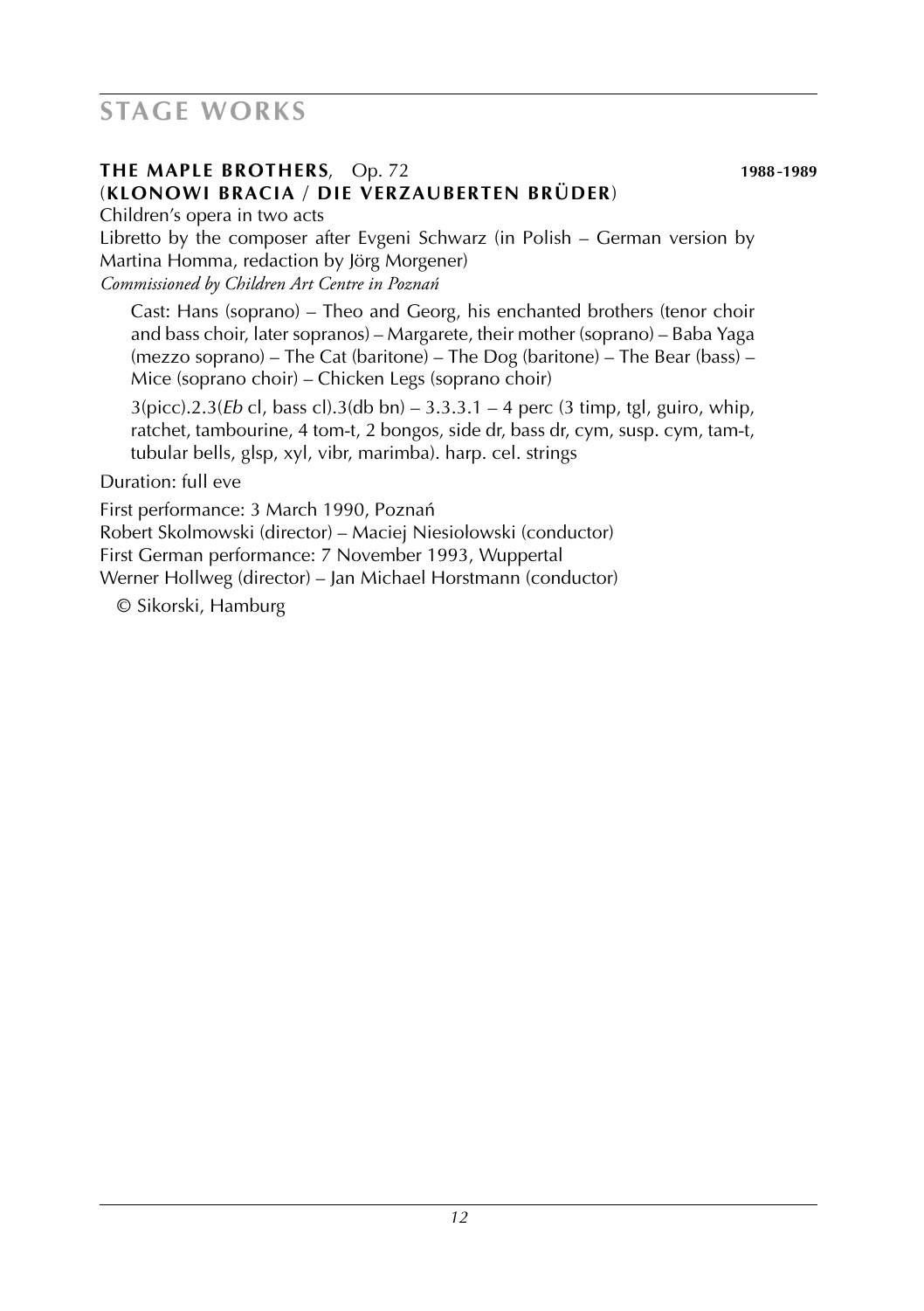# STAGE WORKS

**THE MAPLE BROTHERS**, Op. 72 **1988-1989**
(**KLONOWI BRACIA / DIE VERZAUBERTEN BRÜDER**)

Children's opera in two acts

Libretto by the composer after Evgeni Schwarz (in Polish – German version by Martina Homma, redaction by Jörg Morgener)

*Commissioned by Children Art Centre in Poznań*

Cast: Hans (soprano) – Theo and Georg, his enchanted brothers (tenor choir and bass choir, later sopranos) – Margarete, their mother (soprano) – Baba Yaga (mezzo soprano) – The Cat (baritone) – The Dog (baritone) – The Bear (bass) – Mice (soprano choir) – Chicken Legs (soprano choir)

3(picc).2.3(*Eb* cl, bass cl).3(db bn) – 3.3.3.1 – 4 perc (3 timp, tgl, guiro, whip, ratchet, tambourine, 4 tom-t, 2 bongos, side dr, bass dr, cym, susp. cym, tam-t, tubular bells, glsp, xyl, vibr, marimba). harp. cel. strings

Duration: full eve

First performance: 3 March 1990, Poznań
Robert Skolmowski (director) – Maciej Niesiolowski (conductor)
First German performance: 7 November 1993, Wuppertal
Werner Hollweg (director) – Jan Michael Horstmann (conductor)

© Sikorski, Hamburg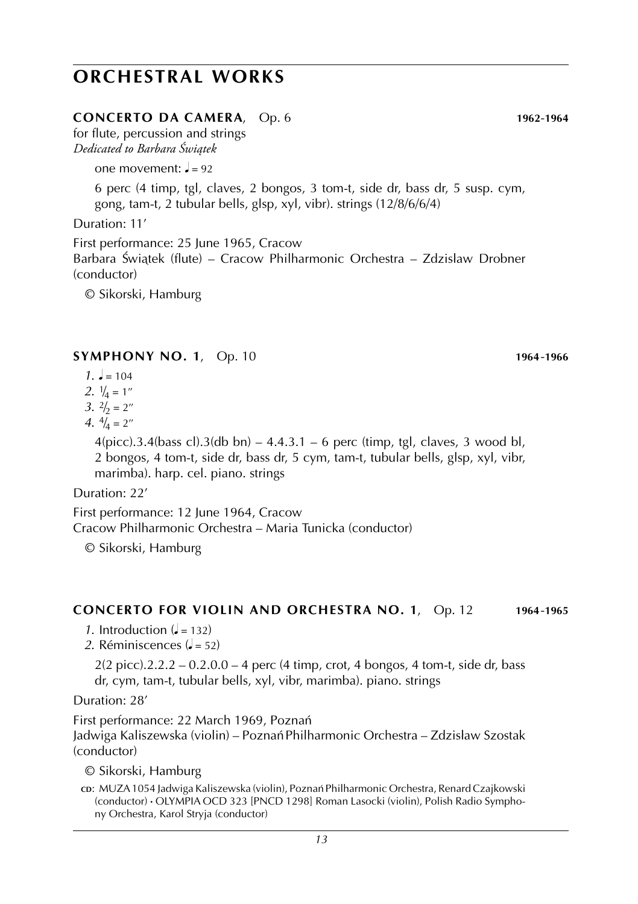# ORCHESTRAL WORKS

**CONCERTO DA CAMERA**, Op. 6 **1962-1964**

for flute, percussion and strings
*Dedicated to Barbara Świątek*

one movement: ♩ = 92

6 perc (4 timp, tgl, claves, 2 bongos, 3 tom-t, side dr, bass dr, 5 susp. cym, gong, tam-t, 2 tubular bells, glsp, xyl, vibr). strings (12/8/6/6/4)

Duration: 11′

First performance: 25 June 1965, Cracow
Barbara Świątek (flute) – Cracow Philharmonic Orchestra – Zdzislaw Drobner (conductor)

© Sikorski, Hamburg

**SYMPHONY NO. 1**, Op. 10 **1964-1966**

*1.* ♩ = 104
*2.* $^{1}/_{4}$ = 1″
*3.* $^{2}/_{2}$ = 2″
*4.* $^{4}/_{4}$ = 2″

4(picc).3.4(bass cl).3(db bn) – 4.4.3.1 – 6 perc (timp, tgl, claves, 3 wood bl, 2 bongos, 4 tom-t, side dr, bass dr, 5 cym, tam-t, tubular bells, glsp, xyl, vibr, marimba). harp. cel. piano. strings

Duration: 22′

First performance: 12 June 1964, Cracow
Cracow Philharmonic Orchestra – Maria Tunicka (conductor)

© Sikorski, Hamburg

**CONCERTO FOR VIOLIN AND ORCHESTRA NO. 1**, Op. 12 **1964-1965**

*1.* Introduction (♩ = 132)
*2.* Réminiscences (♩ = 52)

2(2 picc).2.2.2 – 0.2.0.0 – 4 perc (4 timp, crot, 4 bongos, 4 tom-t, side dr, bass dr, cym, tam-t, tubular bells, xyl, vibr, marimba). piano. strings

Duration: 28′

First performance: 22 March 1969, Poznań
Jadwiga Kaliszewska (violin) – Poznań Philharmonic Orchestra – Zdzislaw Szostak (conductor)

© Sikorski, Hamburg

CD: MUZA 1054 Jadwiga Kaliszewska (violin), Poznań Philharmonic Orchestra, Renard Czajkowski (conductor) • OLYMPIA OCD 323 [PNCD 1298] Roman Lasocki (violin), Polish Radio Symphony Orchestra, Karol Stryja (conductor)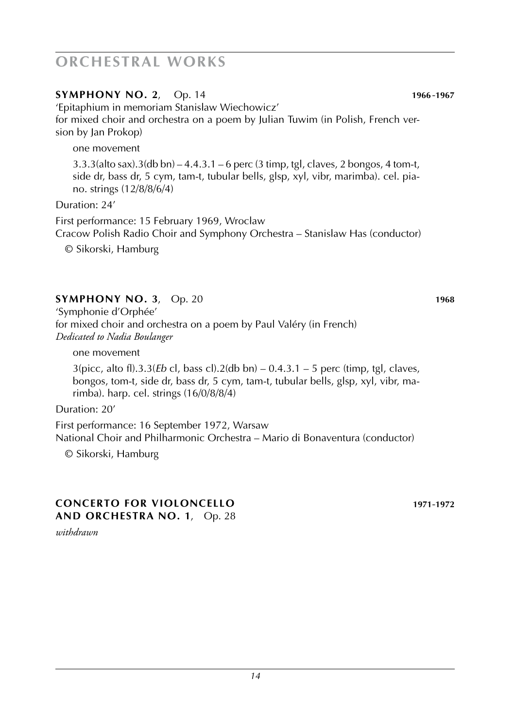# ORCHESTRAL WORKS

### SYMPHONY NO. 2, Op. 14 — 1966-1967

'Epitaphium in memoriam Stanislaw Wiechowicz'
for mixed choir and orchestra on a poem by Julian Tuwim (in Polish, French version by Jan Prokop)

one movement

3.3.3(alto sax).3(db bn) – 4.4.3.1 – 6 perc (3 timp, tgl, claves, 2 bongos, 4 tom-t, side dr, bass dr, 5 cym, tam-t, tubular bells, glsp, xyl, vibr, marimba). cel. piano. strings (12/8/8/6/4)

Duration: 24'

First performance: 15 February 1969, Wroclaw
Cracow Polish Radio Choir and Symphony Orchestra – Stanislaw Has (conductor)

© Sikorski, Hamburg

### SYMPHONY NO. 3, Op. 20 — 1968

'Symphonie d'Orphée'
for mixed choir and orchestra on a poem by Paul Valéry (in French)
*Dedicated to Nadia Boulanger*

one movement

3(picc, alto fl).3.3(*Eb* cl, bass cl).2(db bn) – 0.4.3.1 – 5 perc (timp, tgl, claves, bongos, tom-t, side dr, bass dr, 5 cym, tam-t, tubular bells, glsp, xyl, vibr, marimba). harp. cel. strings (16/0/8/8/4)

Duration: 20'

First performance: 16 September 1972, Warsaw
National Choir and Philharmonic Orchestra – Mario di Bonaventura (conductor)

© Sikorski, Hamburg

### CONCERTO FOR VIOLONCELLO AND ORCHESTRA NO. 1, Op. 28 — 1971-1972

*withdrawn*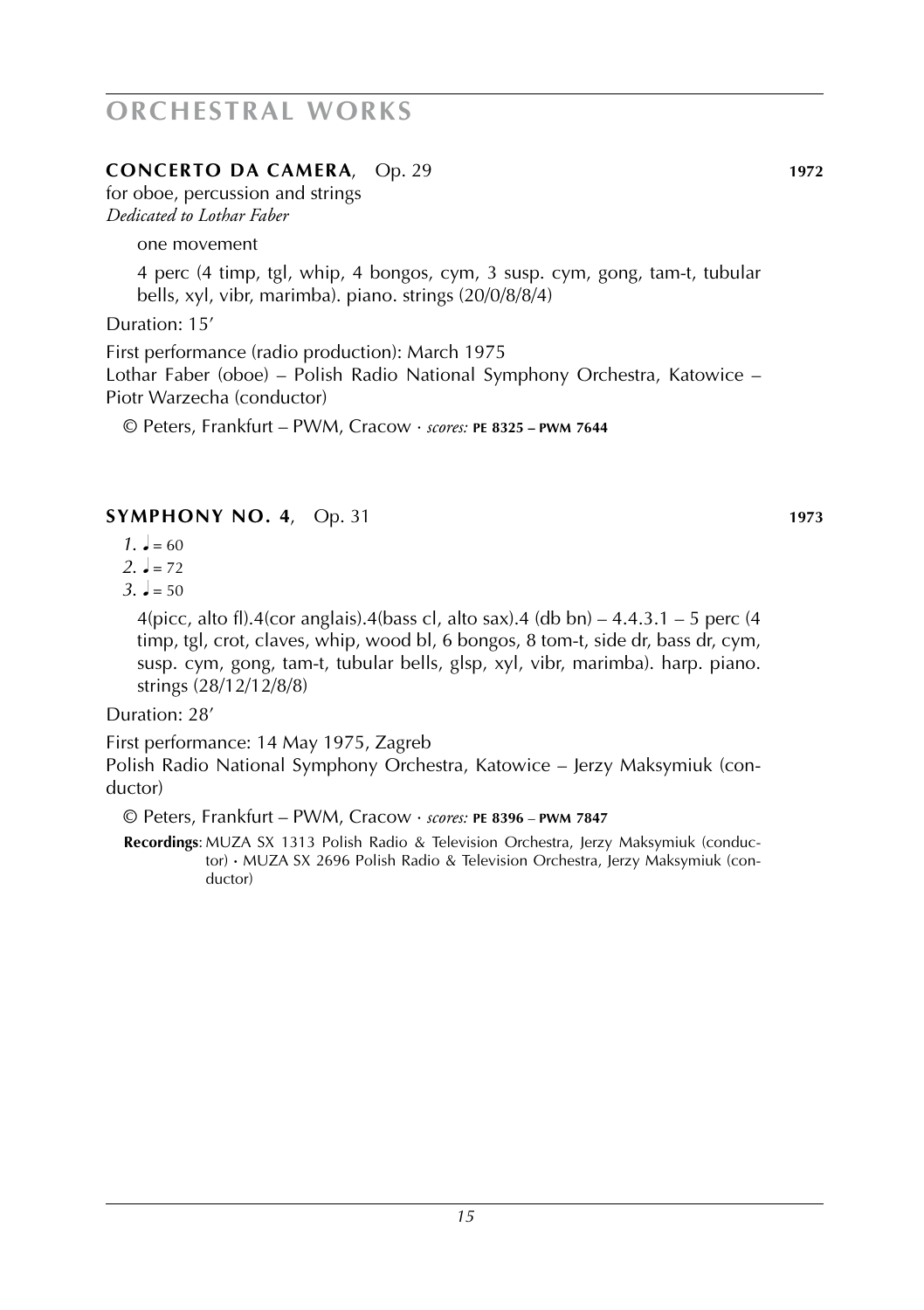# ORCHESTRAL WORKS

**CONCERTO DA CAMERA**, Op. 29 **1972**

for oboe, percussion and strings
*Dedicated to Lothar Faber*

one movement

4 perc (4 timp, tgl, whip, 4 bongos, cym, 3 susp. cym, gong, tam-t, tubular bells, xyl, vibr, marimba). piano. strings (20/0/8/8/4)

Duration: 15'

First performance (radio production): March 1975
Lothar Faber (oboe) – Polish Radio National Symphony Orchestra, Katowice – Piotr Warzecha (conductor)

© Peters, Frankfurt – PWM, Cracow · *scores:* **PE 8325 – PWM 7644**

**SYMPHONY NO. 4**, Op. 31 **1973**

*1.* ♩ = 60
*2.* ♩ = 72
*3.* ♩ = 50

4(picc, alto fl).4(cor anglais).4(bass cl, alto sax).4 (db bn) – 4.4.3.1 – 5 perc (4 timp, tgl, crot, claves, whip, wood bl, 6 bongos, 8 tom-t, side dr, bass dr, cym, susp. cym, gong, tam-t, tubular bells, glsp, xyl, vibr, marimba). harp. piano. strings (28/12/12/8/8)

Duration: 28'

First performance: 14 May 1975, Zagreb
Polish Radio National Symphony Orchestra, Katowice – Jerzy Maksymiuk (conductor)

© Peters, Frankfurt – PWM, Cracow · *scores:* **PE 8396 – PWM 7847**

**Recordings**: MUZA SX 1313 Polish Radio & Television Orchestra, Jerzy Maksymiuk (conductor) • MUZA SX 2696 Polish Radio & Television Orchestra, Jerzy Maksymiuk (conductor)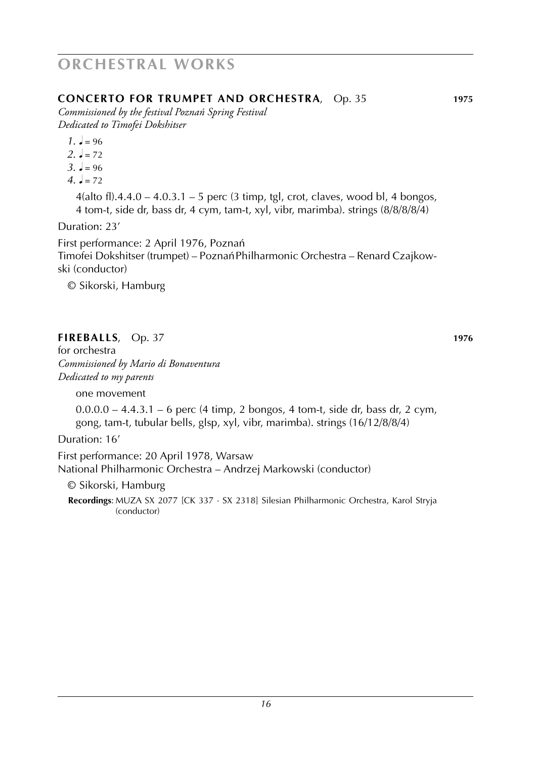# ORCHESTRAL WORKS

## CONCERTO FOR TRUMPET AND ORCHESTRA, Op. 35 — 1975

*Commissioned by the festival Poznań Spring Festival*
*Dedicated to Timofei Dokshitser*

*1.* ♩ = 96
*2.* ♩ = 72
*3.* ♩ = 96
*4.* ♩ = 72

4(alto fl).4.4.0 – 4.0.3.1 – 5 perc (3 timp, tgl, crot, claves, wood bl, 4 bongos, 4 tom-t, side dr, bass dr, 4 cym, tam-t, xyl, vibr, marimba). strings (8/8/8/8/4)

Duration: 23’

First performance: 2 April 1976, Poznań
Timofei Dokshitser (trumpet) – Poznań Philharmonic Orchestra – Renard Czajkowski (conductor)

© Sikorski, Hamburg

## FIREBALLS, Op. 37 — 1976

for orchestra
*Commissioned by Mario di Bonaventura*
*Dedicated to my parents*

one movement

0.0.0.0 – 4.4.3.1 – 6 perc (4 timp, 2 bongos, 4 tom-t, side dr, bass dr, 2 cym, gong, tam-t, tubular bells, glsp, xyl, vibr, marimba). strings (16/12/8/8/4)

Duration: 16’

First performance: 20 April 1978, Warsaw
National Philharmonic Orchestra – Andrzej Markowski (conductor)

© Sikorski, Hamburg

**Recordings**: MUZA SX 2077 [CK 337 · SX 2318] Silesian Philharmonic Orchestra, Karol Stryja (conductor)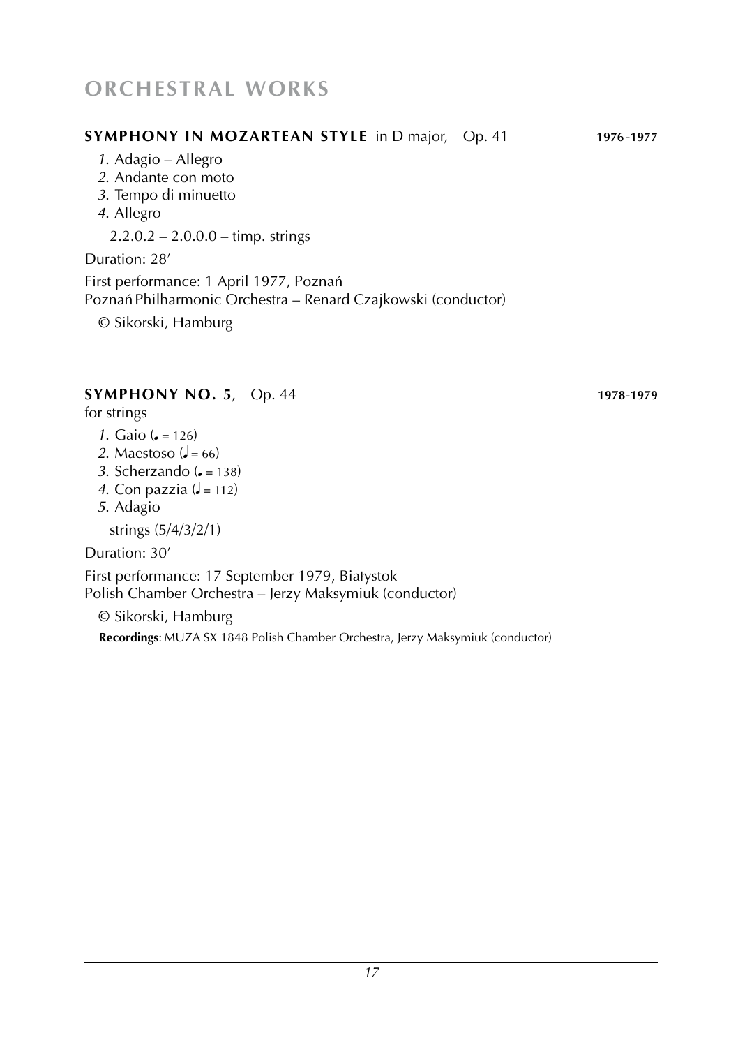# ORCHESTRAL WORKS

**SYMPHONY IN MOZARTEAN STYLE** in D major, Op. 41 **1976-1977**

*1.* Adagio – Allegro
*2.* Andante con moto
*3.* Tempo di minuetto
*4.* Allegro

2.2.0.2 – 2.0.0.0 – timp. strings

Duration: 28'

First performance: 1 April 1977, Poznań
Poznań Philharmonic Orchestra – Renard Czajkowski (conductor)

© Sikorski, Hamburg

**SYMPHONY NO. 5**, Op. 44 **1978-1979**

for strings

*1.* Gaio (♩ = 126)
*2.* Maestoso (♩ = 66)
*3.* Scherzando (♩ = 138)
*4.* Con pazzia (♩ = 112)
*5.* Adagio

strings (5/4/3/2/1)

Duration: 30'

First performance: 17 September 1979, Białystok
Polish Chamber Orchestra – Jerzy Maksymiuk (conductor)

© Sikorski, Hamburg

**Recordings**: MUZA SX 1848 Polish Chamber Orchestra, Jerzy Maksymiuk (conductor)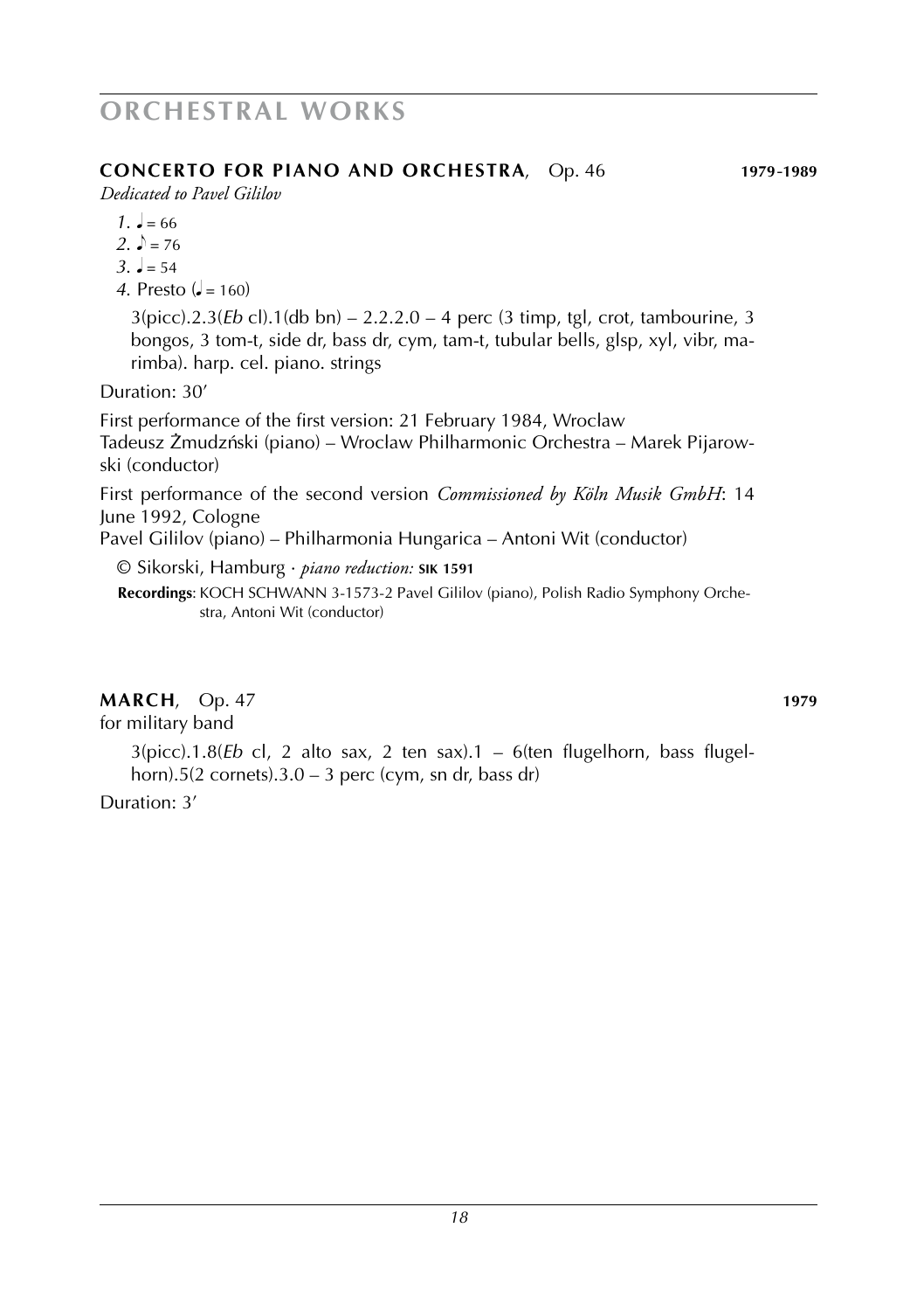# ORCHESTRAL WORKS

**CONCERTO FOR PIANO AND ORCHESTRA**, Op. 46 **1979-1989**

*Dedicated to Pavel Gililov*

*1*. ♩ = 66
*2*. ♪ = 76
*3*. ♩ = 54
*4*. Presto (♩ = 160)

3(picc).2.3(*Eb* cl).1(db bn) – 2.2.2.0 – 4 perc (3 timp, tgl, crot, tambourine, 3 bongos, 3 tom-t, side dr, bass dr, cym, tam-t, tubular bells, glsp, xyl, vibr, marimba). harp. cel. piano. strings

Duration: 30'

First performance of the first version: 21 February 1984, Wroclaw
Tadeusz Żmudziński (piano) – Wroclaw Philharmonic Orchestra – Marek Pijarowski (conductor)

First performance of the second version *Commissioned by Köln Musik GmbH*: 14 June 1992, Cologne
Pavel Gililov (piano) – Philharmonia Hungarica – Antoni Wit (conductor)

© Sikorski, Hamburg · *piano reduction:* **SIK 1591**

**Recordings**: KOCH SCHWANN 3-1573-2 Pavel Gililov (piano), Polish Radio Symphony Orchestra, Antoni Wit (conductor)

**MARCH**, Op. 47 **1979**

for military band

3(picc).1.8(*Eb* cl, 2 alto sax, 2 ten sax).1 – 6(ten flugelhorn, bass flugelhorn).5(2 cornets).3.0 – 3 perc (cym, sn dr, bass dr)

Duration: 3'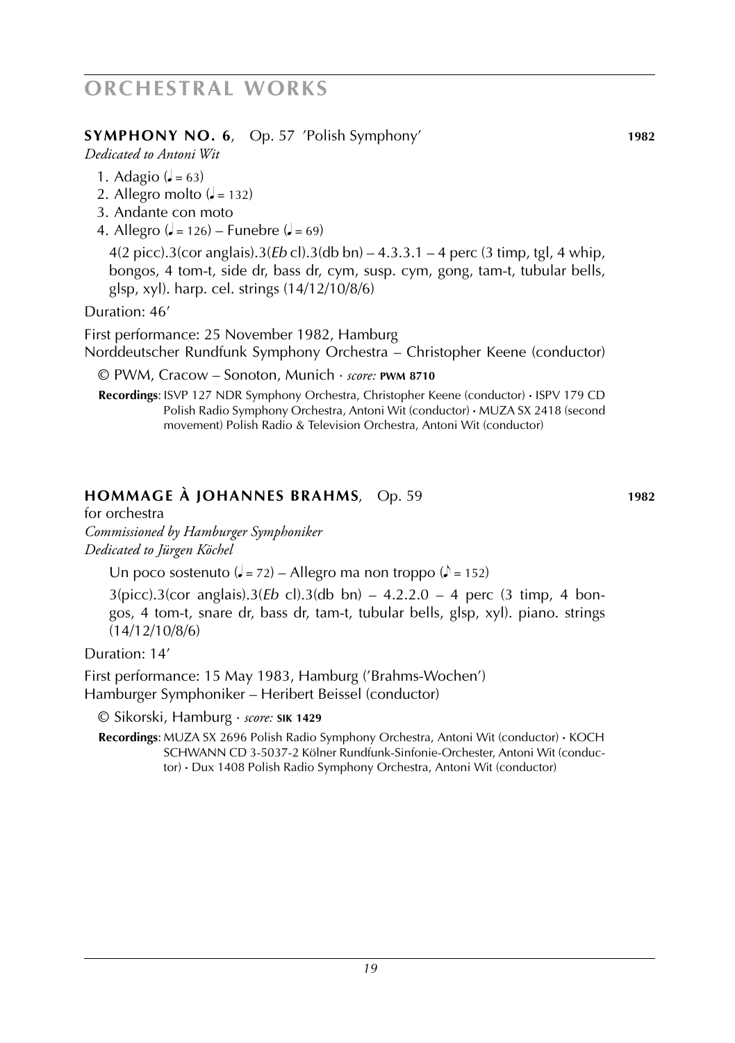# ORCHESTRAL WORKS

## SYMPHONY NO. 6, Op. 57 'Polish Symphony' — 1982

*Dedicated to Antoni Wit*

1. Adagio (♩ = 63)
2. Allegro molto (♩ = 132)
3. Andante con moto
4. Allegro (♩ = 126) – Funebre (♩ = 69)

4(2 picc).3(cor anglais).3(*Eb* cl).3(db bn) – 4.3.3.1 – 4 perc (3 timp, tgl, 4 whip, bongos, 4 tom-t, side dr, bass dr, cym, susp. cym, gong, tam-t, tubular bells, glsp, xyl). harp. cel. strings (14/12/10/8/6)

Duration: 46'

First performance: 25 November 1982, Hamburg
Norddeutscher Rundfunk Symphony Orchestra – Christopher Keene (conductor)

© PWM, Cracow – Sonoton, Munich · *score:* **PWM 8710**

**Recordings**: ISVP 127 NDR Symphony Orchestra, Christopher Keene (conductor) • ISPV 179 CD Polish Radio Symphony Orchestra, Antoni Wit (conductor) • MUZA SX 2418 (second movement) Polish Radio & Television Orchestra, Antoni Wit (conductor)

## HOMMAGE À JOHANNES BRAHMS, Op. 59 — 1982

for orchestra
*Commissioned by Hamburger Symphoniker*
*Dedicated to Jürgen Köchel*

Un poco sostenuto (♩ = 72) – Allegro ma non troppo (♪ = 152)

3(picc).3(cor anglais).3(*Eb* cl).3(db bn) – 4.2.2.0 – 4 perc (3 timp, 4 bongos, 4 tom-t, snare dr, bass dr, tam-t, tubular bells, glsp, xyl). piano. strings (14/12/10/8/6)

Duration: 14'

First performance: 15 May 1983, Hamburg ('Brahms-Wochen')
Hamburger Symphoniker – Heribert Beissel (conductor)

© Sikorski, Hamburg · *score:* **SIK 1429**

**Recordings**: MUZA SX 2696 Polish Radio Symphony Orchestra, Antoni Wit (conductor) • KOCH SCHWANN CD 3-5037-2 Kölner Rundfunk-Sinfonie-Orchester, Antoni Wit (conductor) • Dux 1408 Polish Radio Symphony Orchestra, Antoni Wit (conductor)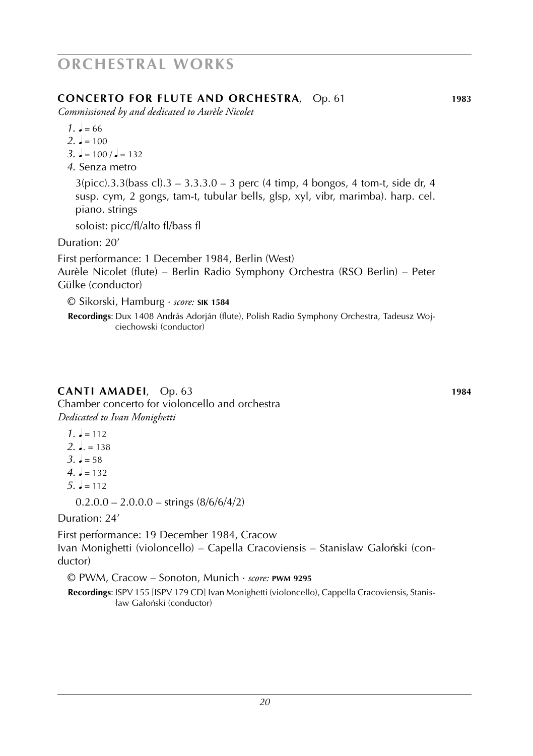# ORCHESTRAL WORKS

**CONCERTO FOR FLUTE AND ORCHESTRA**, Op. 61 **1983**

*Commissioned by and dedicated to Aurèle Nicolet*

*1.* ♩ = 66
*2.* ♩ = 100
*3.* ♩ = 100 / ♩ = 132
*4.* Senza metro

3(picc).3.3(bass cl).3 – 3.3.3.0 – 3 perc (4 timp, 4 bongos, 4 tom-t, side dr, 4 susp. cym, 2 gongs, tam-t, tubular bells, glsp, xyl, vibr, marimba). harp. cel. piano. strings

soloist: picc/fl/alto fl/bass fl

Duration: 20'

First performance: 1 December 1984, Berlin (West)
Aurèle Nicolet (flute) – Berlin Radio Symphony Orchestra (RSO Berlin) – Peter Gülke (conductor)

© Sikorski, Hamburg · *score:* **SIK 1584**

**Recordings**: Dux 1408 András Adorján (flute), Polish Radio Symphony Orchestra, Tadeusz Wojciechowski (conductor)

**CANTI AMADEI**, Op. 63 **1984**

Chamber concerto for violoncello and orchestra
*Dedicated to Ivan Monighetti*

*1.* ♩ = 112
*2.* ♩. = 138
*3.* ♩ = 58
*4.* ♩ = 132
*5.* ♩ = 112

0.2.0.0 – 2.0.0.0 – strings (8/6/6/4/2)

Duration: 24'

First performance: 19 December 1984, Cracow
Ivan Monighetti (violoncello) – Capella Cracoviensis – Stanislaw Gałoński (conductor)

© PWM, Cracow – Sonoton, Munich · *score:* **PWM 9295**

**Recordings**: ISPV 155 [ISPV 179 CD] Ivan Monighetti (violoncello), Cappella Cracoviensis, Stanisław Gałoński (conductor)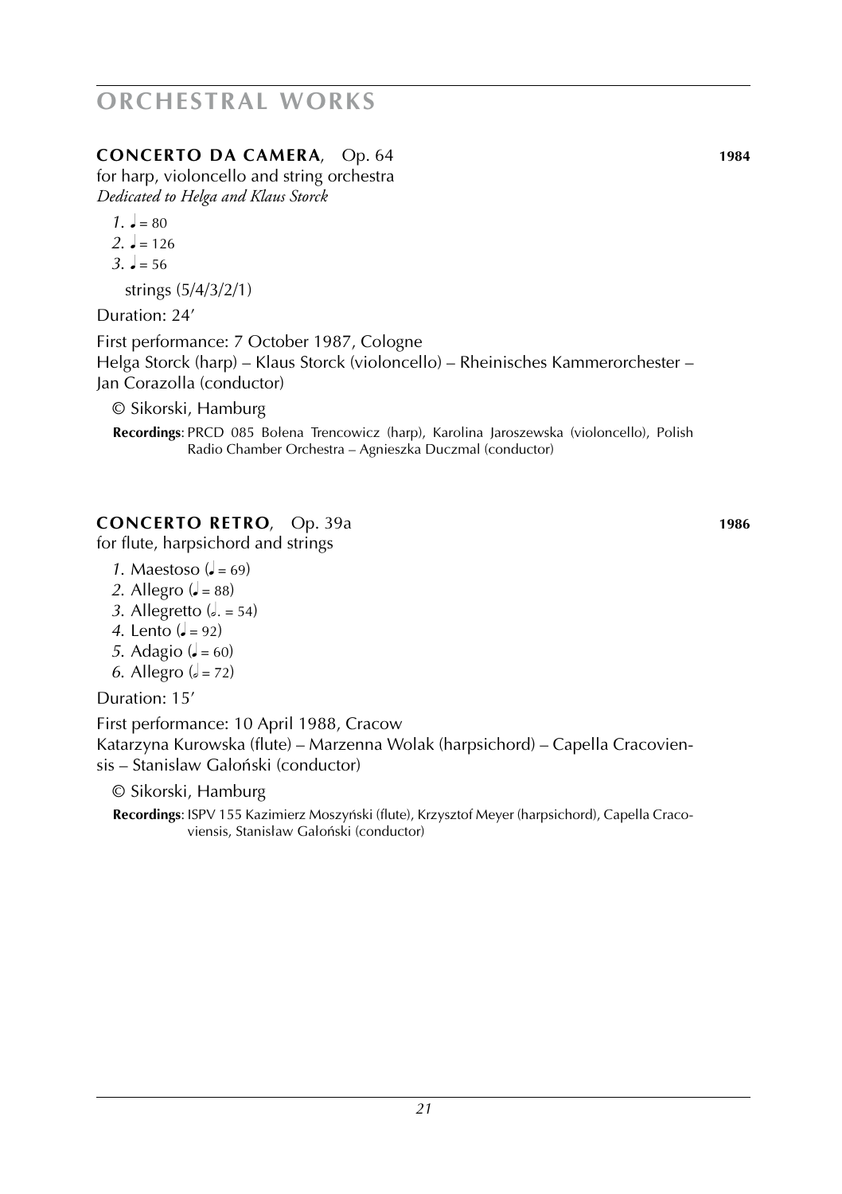# ORCHESTRAL WORKS

**CONCERTO DA CAMERA**, Op. 64 **1984**

for harp, violoncello and string orchestra
*Dedicated to Helga and Klaus Storck*

*1.* ♩ = 80
*2.* ♩ = 126
*3.* ♩ = 56

strings (5/4/3/2/1)

Duration: 24’

First performance: 7 October 1987, Cologne
Helga Storck (harp) – Klaus Storck (violoncello) – Rheinisches Kammerorchester – Jan Corazolla (conductor)

© Sikorski, Hamburg

**Recordings**: PRCD 085 Bożena Trencowicz (harp), Karolina Jaroszewska (violoncello), Polish Radio Chamber Orchestra – Agnieszka Duczmal (conductor)

**CONCERTO RETRO**, Op. 39a **1986**

for flute, harpsichord and strings

*1.* Maestoso (♩ = 69)
*2.* Allegro (♩ = 88)
*3.* Allegretto (𝅗𝅥. = 54)
*4.* Lento (♩ = 92)
*5.* Adagio (♩ = 60)
*6.* Allegro (𝅗𝅥 = 72)

Duration: 15’

First performance: 10 April 1988, Cracow
Katarzyna Kurowska (flute) – Marzenna Wolak (harpsichord) – Capella Cracoviensis – Stanislaw Gałoński (conductor)

© Sikorski, Hamburg

**Recordings**: ISPV 155 Kazimierz Moszyński (flute), Krzysztof Meyer (harpsichord), Capella Cracoviensis, Stanisław Gałoński (conductor)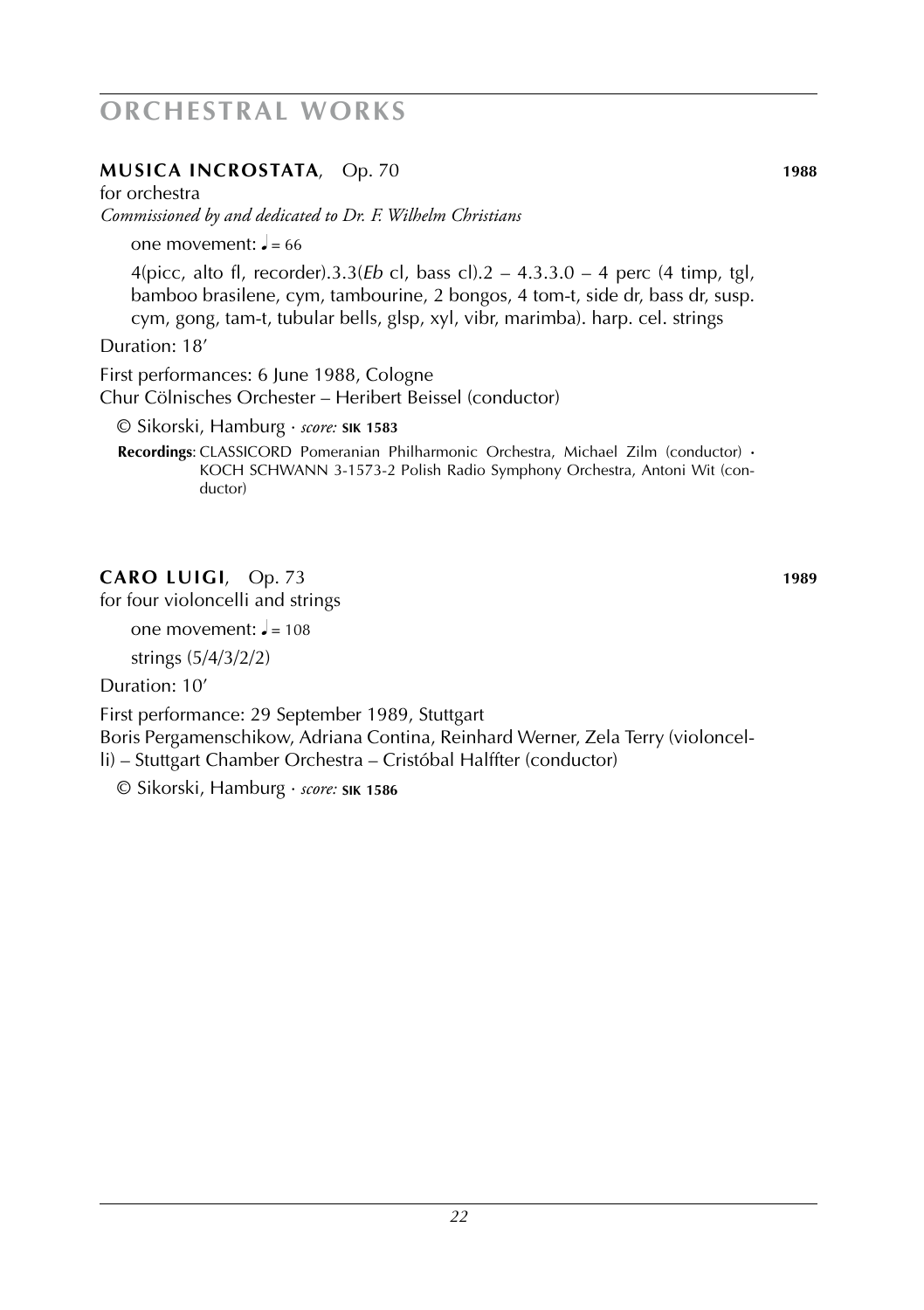# ORCHESTRAL WORKS

**MUSICA INCROSTATA**, Op. 70 **1988**

for orchestra

*Commissioned by and dedicated to Dr. F. Wilhelm Christians*

one movement: ♩= 66

4(picc, alto fl, recorder).3.3(*Eb* cl, bass cl).2 – 4.3.3.0 – 4 perc (4 timp, tgl, bamboo brasilene, cym, tambourine, 2 bongos, 4 tom-t, side dr, bass dr, susp. cym, gong, tam-t, tubular bells, glsp, xyl, vibr, marimba). harp. cel. strings

Duration: 18’

First performances: 6 June 1988, Cologne
Chur Cölnisches Orchester – Heribert Beissel (conductor)

© Sikorski, Hamburg · *score:* **SIK 1583**

**Recordings**: CLASSICORD Pomeranian Philharmonic Orchestra, Michael Zilm (conductor) · KOCH SCHWANN 3-1573-2 Polish Radio Symphony Orchestra, Antoni Wit (conductor)

**CARO LUIGI**, Op. 73 **1989**

for four violoncelli and strings

one movement: ♩= 108

strings (5/4/3/2/2)

Duration: 10’

First performance: 29 September 1989, Stuttgart
Boris Pergamenschikow, Adriana Contina, Reinhard Werner, Zela Terry (violoncelli) – Stuttgart Chamber Orchestra – Cristóbal Halffter (conductor)

© Sikorski, Hamburg · *score:* **SIK 1586**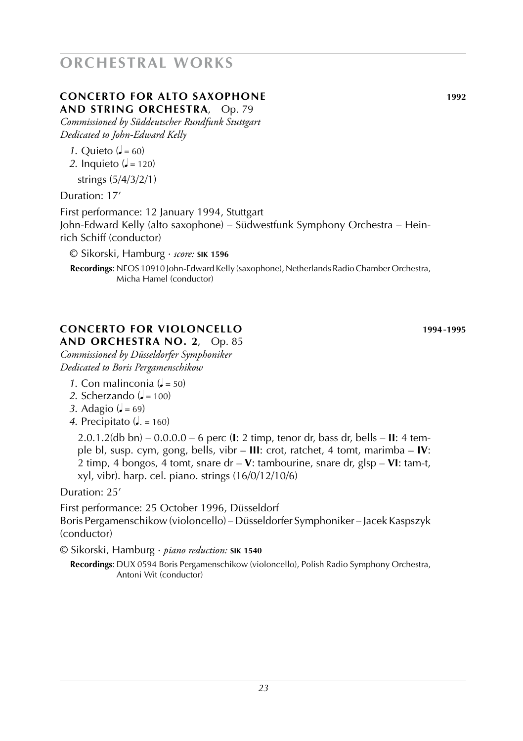# ORCHESTRAL WORKS

## CONCERTO FOR ALTO SAXOPHONE AND STRING ORCHESTRA, Op. 79 — 1992

*Commissioned by Süddeutscher Rundfunk Stuttgart*
*Dedicated to John-Edward Kelly*

*1.* Quieto (♩ = 60)
*2.* Inquieto (♩ = 120)

strings (5/4/3/2/1)

Duration: 17′

First performance: 12 January 1994, Stuttgart
John-Edward Kelly (alto saxophone) – Südwestfunk Symphony Orchestra – Heinrich Schiff (conductor)

© Sikorski, Hamburg · *score:* **SIK 1596**

**Recordings**: NEOS 10910 John-Edward Kelly (saxophone), Netherlands Radio Chamber Orchestra, Micha Hamel (conductor)

## CONCERTO FOR VIOLONCELLO AND ORCHESTRA NO. 2, Op. 85 — 1994-1995

*Commissioned by Düsseldorfer Symphoniker*
*Dedicated to Boris Pergamenschikow*

*1.* Con malinconia (♩ = 50)
*2.* Scherzando (♩ = 100)
*3.* Adagio (♩ = 69)
*4.* Precipitato (♩. = 160)

2.0.1.2(db bn) – 0.0.0.0 – 6 perc (**I**: 2 timp, tenor dr, bass dr, bells – **II**: 4 temple bl, susp. cym, gong, bells, vibr – **III**: crot, ratchet, 4 tomt, marimba – **IV**: 2 timp, 4 bongos, 4 tomt, snare dr – **V**: tambourine, snare dr, glsp – **VI**: tam-t, xyl, vibr). harp. cel. piano. strings (16/0/12/10/6)

Duration: 25′

First performance: 25 October 1996, Düsseldorf
Boris Pergamenschikow (violoncello) – Düsseldorfer Symphoniker – Jacek Kaspszyk (conductor)

© Sikorski, Hamburg · *piano reduction:* **SIK 1540**

**Recordings**: DUX 0594 Boris Pergamenschikow (violoncello), Polish Radio Symphony Orchestra, Antoni Wit (conductor)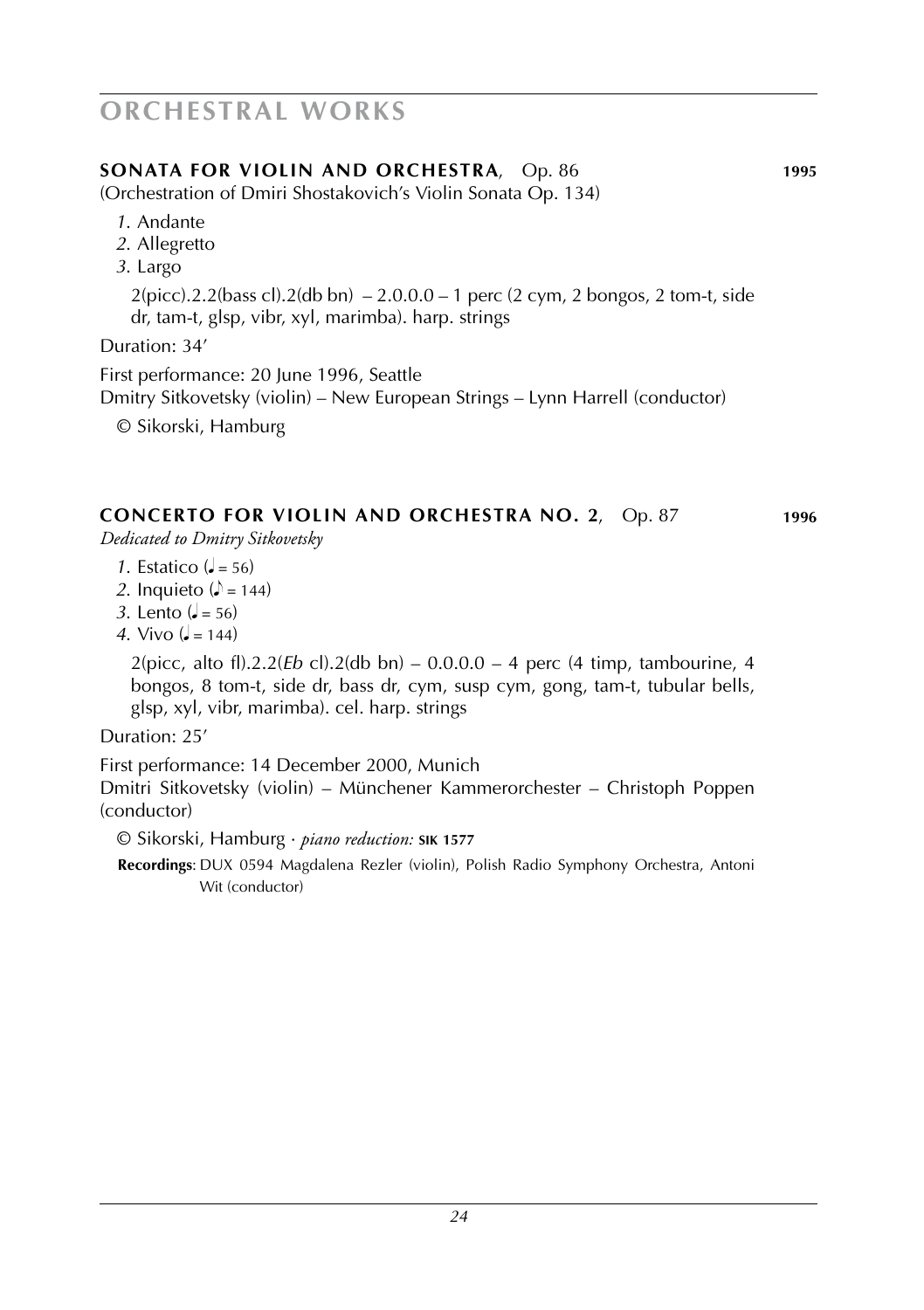# ORCHESTRAL WORKS

## SONATA FOR VIOLIN AND ORCHESTRA, Op. 86 — 1995

(Orchestration of Dmiri Shostakovich's Violin Sonata Op. 134)

*1.* Andante
*2.* Allegretto
*3.* Largo

2(picc).2.2(bass cl).2(db bn) – 2.0.0.0 – 1 perc (2 cym, 2 bongos, 2 tom-t, side dr, tam-t, glsp, vibr, xyl, marimba). harp. strings

Duration: 34'

First performance: 20 June 1996, Seattle
Dmitry Sitkovetsky (violin) – New European Strings – Lynn Harrell (conductor)

© Sikorski, Hamburg

## CONCERTO FOR VIOLIN AND ORCHESTRA NO. 2, Op. 87 — 1996

*Dedicated to Dmitry Sitkovetsky*

*1.* Estatico (♩ = 56)
*2.* Inquieto (♪ = 144)
*3.* Lento (♩ = 56)
*4.* Vivo (♩ = 144)

2(picc, alto fl).2.2(*Eb* cl).2(db bn) – 0.0.0.0 – 4 perc (4 timp, tambourine, 4 bongos, 8 tom-t, side dr, bass dr, cym, susp cym, gong, tam-t, tubular bells, glsp, xyl, vibr, marimba). cel. harp. strings

Duration: 25'

First performance: 14 December 2000, Munich
Dmitri Sitkovetsky (violin) – Münchener Kammerorchester – Christoph Poppen (conductor)

© Sikorski, Hamburg · *piano reduction:* **SIK 1577**

**Recordings**: DUX 0594 Magdalena Rezler (violin), Polish Radio Symphony Orchestra, Antoni Wit (conductor)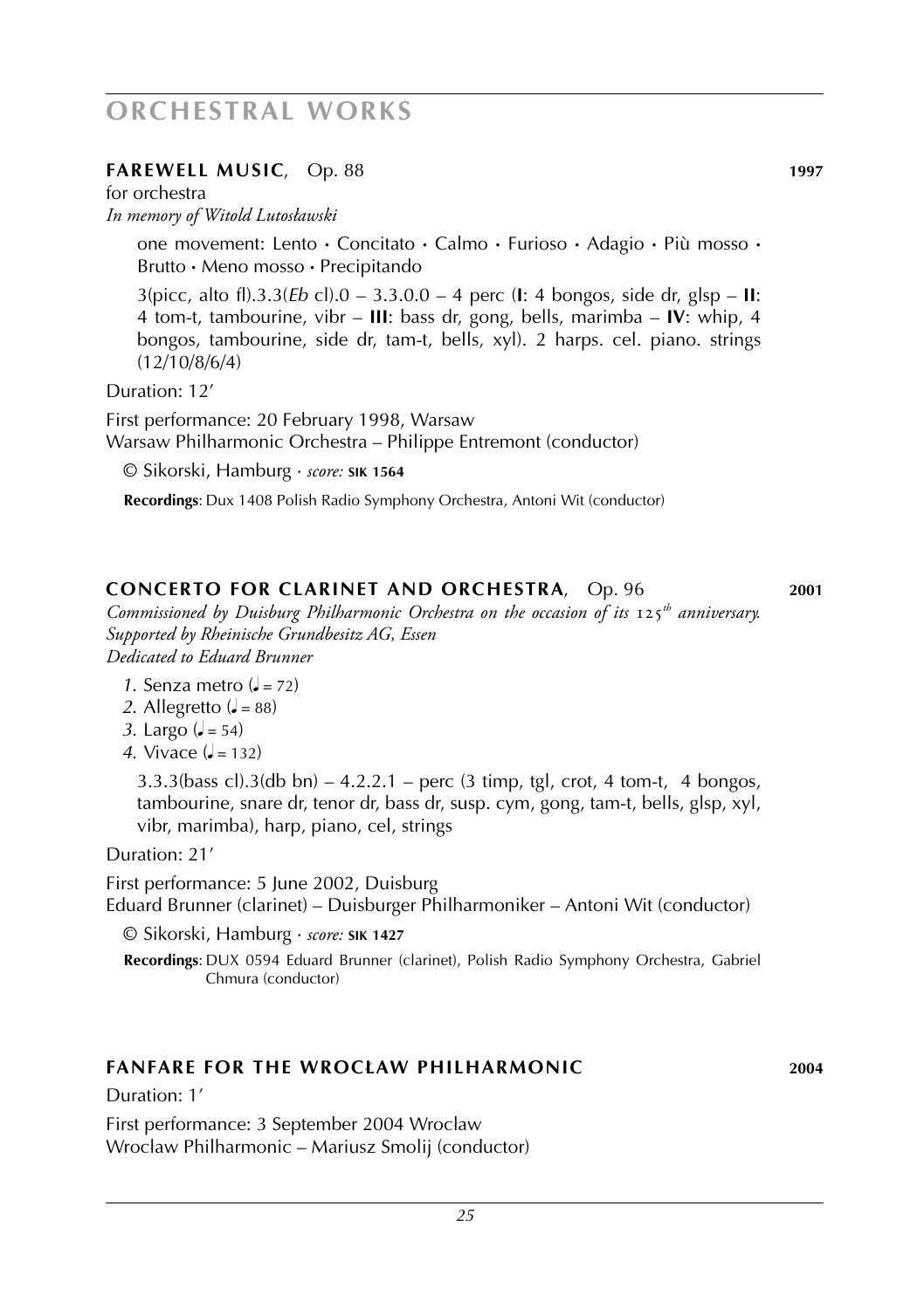# ORCHESTRAL WORKS

### FAREWELL MUSIC, Op. 88 **1997**

for orchestra
*In memory of Witold Lutosławski*

one movement: Lento • Concitato • Calmo • Furioso • Adagio • Più mosso • Brutto • Meno mosso • Precipitando

3(picc, alto fl).3.3(*Eb* cl).0 – 3.3.0.0 – 4 perc (**I**: 4 bongos, side dr, glsp – **II**: 4 tom-t, tambourine, vibr – **III**: bass dr, gong, bells, marimba – **IV**: whip, 4 bongos, tambourine, side dr, tam-t, bells, xyl). 2 harps. cel. piano. strings (12/10/8/6/4)

Duration: 12'

First performance: 20 February 1998, Warsaw
Warsaw Philharmonic Orchestra – Philippe Entremont (conductor)

© Sikorski, Hamburg · *score:* **SIK 1564**

**Recordings**: Dux 1408 Polish Radio Symphony Orchestra, Antoni Wit (conductor)

### CONCERTO FOR CLARINET AND ORCHESTRA, Op. 96 **2001**

*Commissioned by Duisburg Philharmonic Orchestra on the occasion of its 125th anniversary. Supported by Rheinische Grundbesitz AG, Essen*
*Dedicated to Eduard Brunner*

*1.* Senza metro (♩ = 72)
*2.* Allegretto (♩ = 88)
*3.* Largo (♩ = 54)
*4.* Vivace (♩ = 132)

3.3.3(bass cl).3(db bn) – 4.2.2.1 – perc (3 timp, tgl, crot, 4 tom-t, 4 bongos, tambourine, snare dr, tenor dr, bass dr, susp. cym, gong, tam-t, bells, glsp, xyl, vibr, marimba), harp, piano, cel, strings

Duration: 21'

First performance: 5 June 2002, Duisburg
Eduard Brunner (clarinet) – Duisburger Philharmoniker – Antoni Wit (conductor)

© Sikorski, Hamburg · *score:* **SIK 1427**

**Recordings**: DUX 0594 Eduard Brunner (clarinet), Polish Radio Symphony Orchestra, Gabriel Chmura (conductor)

### FANFARE FOR THE WROCŁAW PHILHARMONIC **2004**

Duration: 1'

First performance: 3 September 2004 Wroclaw
Wroclaw Philharmonic – Mariusz Smolij (conductor)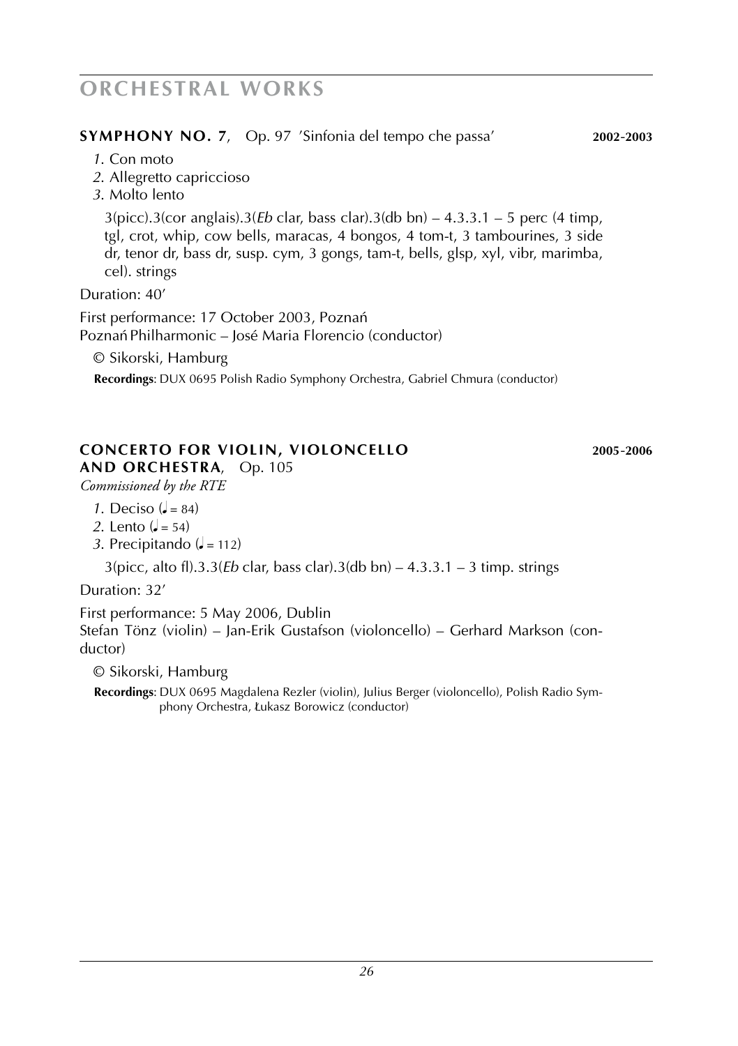# ORCHESTRAL WORKS

**SYMPHONY NO. 7**, Op. 97 'Sinfonia del tempo che passa' **2002-2003**

*1.* Con moto
*2.* Allegretto capriccioso
*3.* Molto lento

3(picc).3(cor anglais).3(*Eb* clar, bass clar).3(db bn) – 4.3.3.1 – 5 perc (4 timp, tgl, crot, whip, cow bells, maracas, 4 bongos, 4 tom-t, 3 tambourines, 3 side dr, tenor dr, bass dr, susp. cym, 3 gongs, tam-t, bells, glsp, xyl, vibr, marimba, cel). strings

Duration: 40'

First performance: 17 October 2003, Poznań
Poznań Philharmonic – José Maria Florencio (conductor)

© Sikorski, Hamburg

**Recordings**: DUX 0695 Polish Radio Symphony Orchestra, Gabriel Chmura (conductor)

**CONCERTO FOR VIOLIN, VIOLONCELLO AND ORCHESTRA**, Op. 105 **2005-2006**

*Commissioned by the RTE*

*1.* Deciso (♩ = 84)
*2.* Lento (♩ = 54)
*3.* Precipitando (♩ = 112)

3(picc, alto fl).3.3(*Eb* clar, bass clar).3(db bn) – 4.3.3.1 – 3 timp. strings

Duration: 32'

First performance: 5 May 2006, Dublin
Stefan Tönz (violin) – Jan-Erik Gustafson (violoncello) – Gerhard Markson (conductor)

© Sikorski, Hamburg

**Recordings**: DUX 0695 Magdalena Rezler (violin), Julius Berger (violoncello), Polish Radio Symphony Orchestra, Łukasz Borowicz (conductor)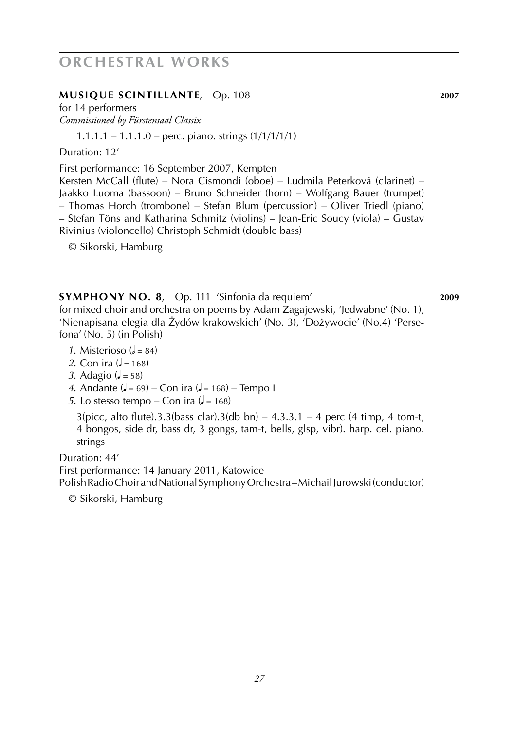# ORCHESTRAL WORKS

**MUSIQUE SCINTILLANTE**, Op. 108 **2007**

for 14 performers

*Commissioned by Fürstensaal Classix*

1.1.1.1 – 1.1.1.0 – perc. piano. strings (1/1/1/1/1)

Duration: 12'

First performance: 16 September 2007, Kempten

Kersten McCall (flute) – Nora Cismondi (oboe) – Ludmila Peterková (clarinet) – Jaakko Luoma (bassoon) – Bruno Schneider (horn) – Wolfgang Bauer (trumpet) – Thomas Horch (trombone) – Stefan Blum (percussion) – Oliver Triedl (piano) – Stefan Töns and Katharina Schmitz (violins) – Jean-Eric Soucy (viola) – Gustav Rivinius (violoncello) Christoph Schmidt (double bass)

© Sikorski, Hamburg

**SYMPHONY NO. 8**, Op. 111 'Sinfonia da requiem' **2009**

for mixed choir and orchestra on poems by Adam Zagajewski, 'Jedwabne' (No. 1), 'Nienapisana elegia dla Żydów krakowskich' (No. 3), 'Dożywocie' (No.4) 'Persefona' (No. 5) (in Polish)

*1.* Misterioso (𝅗𝅥 = 84)
*2.* Con ira (♩ = 168)
*3.* Adagio (♩ = 58)
*4.* Andante (♩ = 69) – Con ira (♩ = 168) – Tempo I
*5.* Lo stesso tempo – Con ira (♩ = 168)

3(picc, alto flute).3.3(bass clar).3(db bn) – 4.3.3.1 – 4 perc (4 timp, 4 tom-t, 4 bongos, side dr, bass dr, 3 gongs, tam-t, bells, glsp, vibr). harp. cel. piano. strings

Duration: 44'

First performance: 14 January 2011, Katowice

Polish Radio Choir and National Symphony Orchestra – Michail Jurowski (conductor)

© Sikorski, Hamburg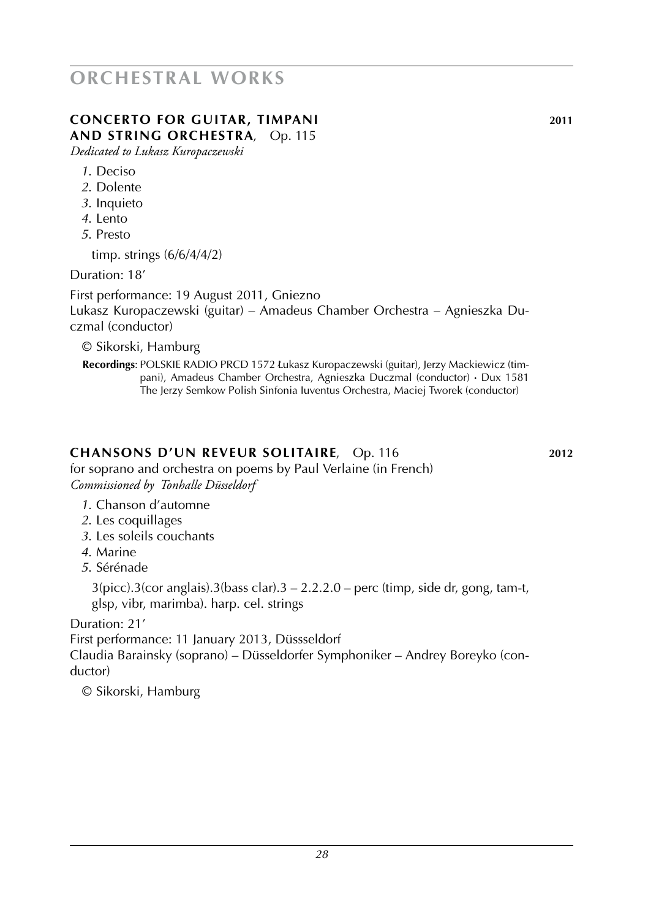# ORCHESTRAL WORKS

## CONCERTO FOR GUITAR, TIMPANI AND STRING ORCHESTRA, Op. 115 — 2011

*Dedicated to Lukasz Kuropaczewski*

*1*. Deciso
*2*. Dolente
*3*. Inquieto
*4*. Lento
*5*. Presto

timp. strings (6/6/4/4/2)

Duration: 18'

First performance: 19 August 2011, Gniezno
Lukasz Kuropaczewski (guitar) – Amadeus Chamber Orchestra – Agnieszka Duczmal (conductor)

© Sikorski, Hamburg

**Recordings**: POLSKIE RADIO PRCD 1572 Łukasz Kuropaczewski (guitar), Jerzy Mackiewicz (timpani), Amadeus Chamber Orchestra, Agnieszka Duczmal (conductor) · Dux 1581 The Jerzy Semkow Polish Sinfonia Iuventus Orchestra, Maciej Tworek (conductor)

## CHANSONS D'UN REVEUR SOLITAIRE, Op. 116 — 2012

for soprano and orchestra on poems by Paul Verlaine (in French)
*Commissioned by Tonhalle Düsseldorf*

*1*. Chanson d'automne
*2*. Les coquillages
*3*. Les soleils couchants
*4*. Marine
*5*. Sérénade

3(picc).3(cor anglais).3(bass clar).3 – 2.2.2.0 – perc (timp, side dr, gong, tam-t, glsp, vibr, marimba). harp. cel. strings

Duration: 21'

First performance: 11 January 2013, Düssseldorf
Claudia Barainsky (soprano) – Düsseldorfer Symphoniker – Andrey Boreyko (conductor)

© Sikorski, Hamburg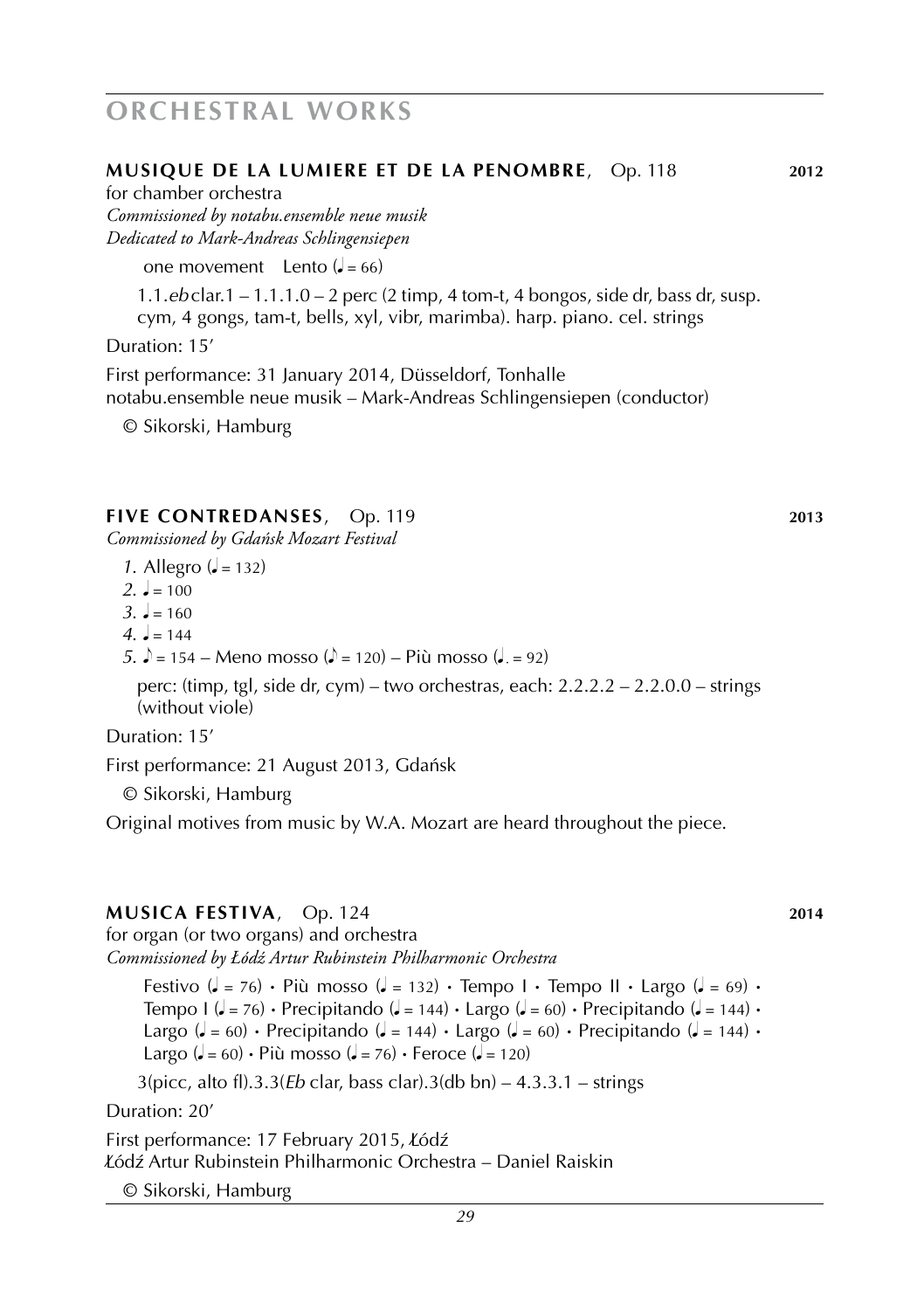# ORCHESTRAL WORKS

## MUSIQUE DE LA LUMIERE ET DE LA PENOMBRE, Op. 118 — 2012

for chamber orchestra
*Commissioned by notabu.ensemble neue musik*
*Dedicated to Mark-Andreas Schlingensiepen*

one movement   Lento (♩ = 66)

1.1.*eb* clar.1 – 1.1.1.0 – 2 perc (2 timp, 4 tom-t, 4 bongos, side dr, bass dr, susp. cym, 4 gongs, tam-t, bells, xyl, vibr, marimba). harp. piano. cel. strings

Duration: 15’

First performance: 31 January 2014, Düsseldorf, Tonhalle
notabu.ensemble neue musik – Mark-Andreas Schlingensiepen (conductor)

© Sikorski, Hamburg

## FIVE CONTREDANSES, Op. 119 — 2013

*Commissioned by Gdańsk Mozart Festival*

*1.* Allegro (♩ = 132)
*2.* ♩ = 100
*3.* ♩ = 160
*4.* ♩ = 144
*5.* ♪ = 154 – Meno mosso (♪ = 120) – Più mosso (♩. = 92)

perc: (timp, tgl, side dr, cym) – two orchestras, each: 2.2.2.2 – 2.2.0.0 – strings (without viole)

Duration: 15’

First performance: 21 August 2013, Gdańsk

© Sikorski, Hamburg

Original motives from music by W.A. Mozart are heard throughout the piece.

## MUSICA FESTIVA, Op. 124 — 2014

for organ (or two organs) and orchestra
*Commissioned by Łódź Artur Rubinstein Philharmonic Orchestra*

Festivo (♩ = 76) • Più mosso (♩ = 132) • Tempo I • Tempo II • Largo (♩ = 69) • Tempo I (♩ = 76) • Precipitando (♩ = 144) • Largo (♩ = 60) • Precipitando (♩ = 144) • Largo (♩ = 60) • Precipitando (♩ = 144) • Largo (♩ = 60) • Precipitando (♩ = 144) • Largo (♩ = 60) • Più mosso (♩ = 76) • Feroce (♩ = 120)

3(picc, alto fl).3.3(*Eb* clar, bass clar).3(db bn) – 4.3.3.1 – strings

Duration: 20’

First performance: 17 February 2015, Łódź
Łódź Artur Rubinstein Philharmonic Orchestra – Daniel Raiskin

© Sikorski, Hamburg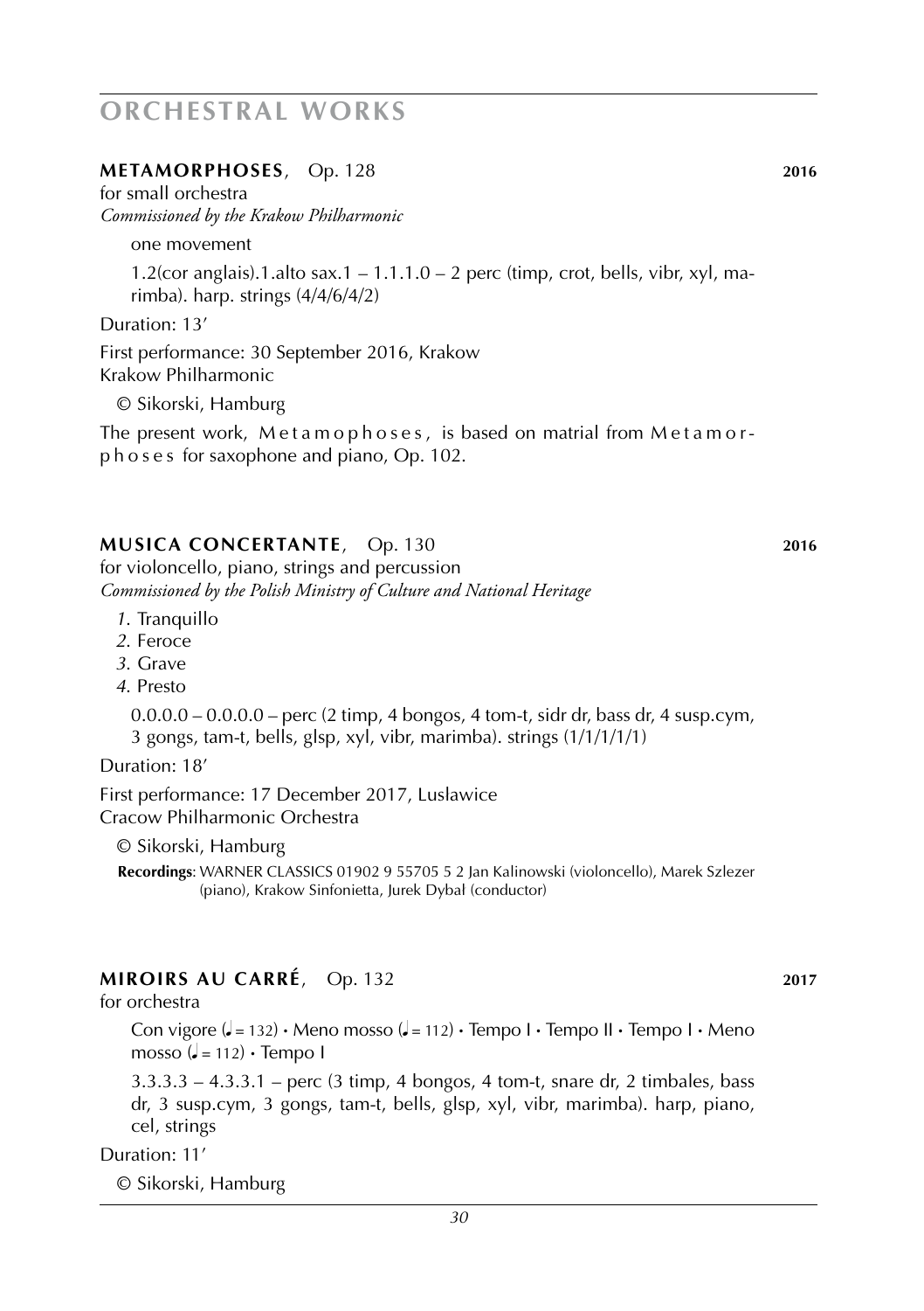# ORCHESTRAL WORKS

## **METAMORPHOSES**, Op. 128 — 2016

for small orchestra
*Commissioned by the Krakow Philharmonic*

one movement

1.2(cor anglais).1.alto sax.1 – 1.1.1.0 – 2 perc (timp, crot, bells, vibr, xyl, marimba). harp. strings (4/4/6/4/2)

Duration: 13′

First performance: 30 September 2016, Krakow
Krakow Philharmonic

© Sikorski, Hamburg

The present work, Metamorphoses, is based on matrial from Metamorphoses for saxophone and piano, Op. 102.

## **MUSICA CONCERTANTE**, Op. 130 — 2016

for violoncello, piano, strings and percussion
*Commissioned by the Polish Ministry of Culture and National Heritage*

*1.* Tranquillo
*2.* Feroce
*3.* Grave
*4.* Presto

0.0.0.0 – 0.0.0.0 – perc (2 timp, 4 bongos, 4 tom-t, sidr dr, bass dr, 4 susp.cym, 3 gongs, tam-t, bells, glsp, xyl, vibr, marimba). strings (1/1/1/1/1)

Duration: 18′

First performance: 17 December 2017, Luslawice
Cracow Philharmonic Orchestra

© Sikorski, Hamburg

**Recordings**: WARNER CLASSICS 01902 9 55705 5 2 Jan Kalinowski (violoncello), Marek Szlezer (piano), Krakow Sinfonietta, Jurek Dybał (conductor)

## **MIROIRS AU CARRÉ**, Op. 132 — 2017

for orchestra

Con vigore (♩ = 132) • Meno mosso (♩ = 112) • Tempo I • Tempo II • Tempo I • Meno mosso (♩ = 112) • Tempo I

3.3.3.3 – 4.3.3.1 – perc (3 timp, 4 bongos, 4 tom-t, snare dr, 2 timbales, bass dr, 3 susp.cym, 3 gongs, tam-t, bells, glsp, xyl, vibr, marimba). harp, piano, cel, strings

Duration: 11′

© Sikorski, Hamburg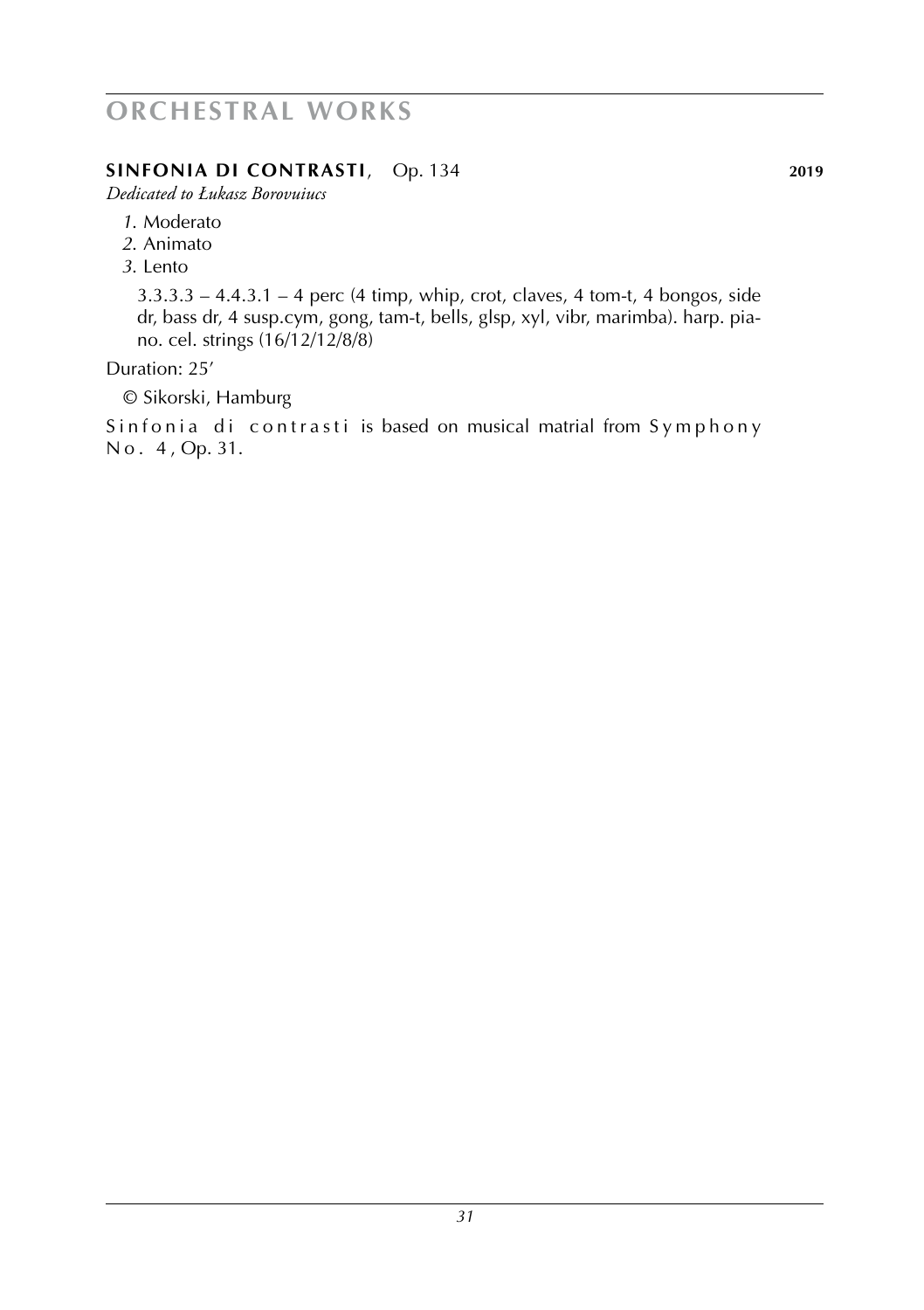# ORCHESTRAL WORKS

**SINFONIA DI CONTRASTI**, Op. 134 **2019**

*Dedicated to Łukasz Borovuiucs*

*1.* Moderato
*2.* Animato
*3.* Lento

3.3.3.3 – 4.4.3.1 – 4 perc (4 timp, whip, crot, claves, 4 tom-t, 4 bongos, side dr, bass dr, 4 susp.cym, gong, tam-t, bells, glsp, xyl, vibr, marimba). harp. piano. cel. strings (16/12/12/8/8)

Duration: 25'

© Sikorski, Hamburg

Sinfonia di contrasti is based on musical matrial from Symphony No. 4, Op. 31.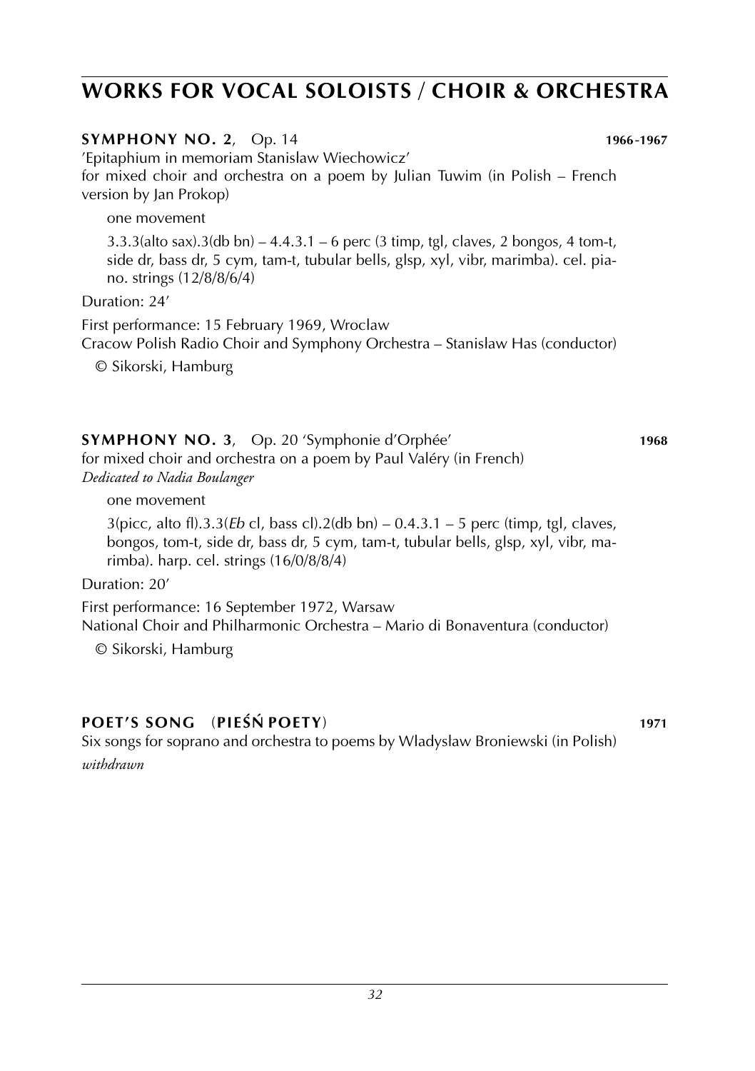# WORKS FOR VOCAL SOLOISTS / CHOIR & ORCHESTRA

**SYMPHONY NO. 2**, Op. 14 **1966-1967**

'Epitaphium in memoriam Stanislaw Wiechowicz'
for mixed choir and orchestra on a poem by Julian Tuwim (in Polish – French version by Jan Prokop)

one movement

3.3.3(alto sax).3(db bn) – 4.4.3.1 – 6 perc (3 timp, tgl, claves, 2 bongos, 4 tom-t, side dr, bass dr, 5 cym, tam-t, tubular bells, glsp, xyl, vibr, marimba). cel. piano. strings (12/8/8/6/4)

Duration: 24'

First performance: 15 February 1969, Wroclaw
Cracow Polish Radio Choir and Symphony Orchestra – Stanislaw Has (conductor)

© Sikorski, Hamburg

**SYMPHONY NO. 3**, Op. 20 'Symphonie d'Orphée' **1968**

for mixed choir and orchestra on a poem by Paul Valéry (in French)
*Dedicated to Nadia Boulanger*

one movement

3(picc, alto fl).3.3(*Eb* cl, bass cl).2(db bn) – 0.4.3.1 – 5 perc (timp, tgl, claves, bongos, tom-t, side dr, bass dr, 5 cym, tam-t, tubular bells, glsp, xyl, vibr, marimba). harp. cel. strings (16/0/8/8/4)

Duration: 20'

First performance: 16 September 1972, Warsaw
National Choir and Philharmonic Orchestra – Mario di Bonaventura (conductor)

© Sikorski, Hamburg

**POET'S SONG** (**PIEŚŃ POETY**) **1971**

Six songs for soprano and orchestra to poems by Wladyslaw Broniewski (in Polish)
*withdrawn*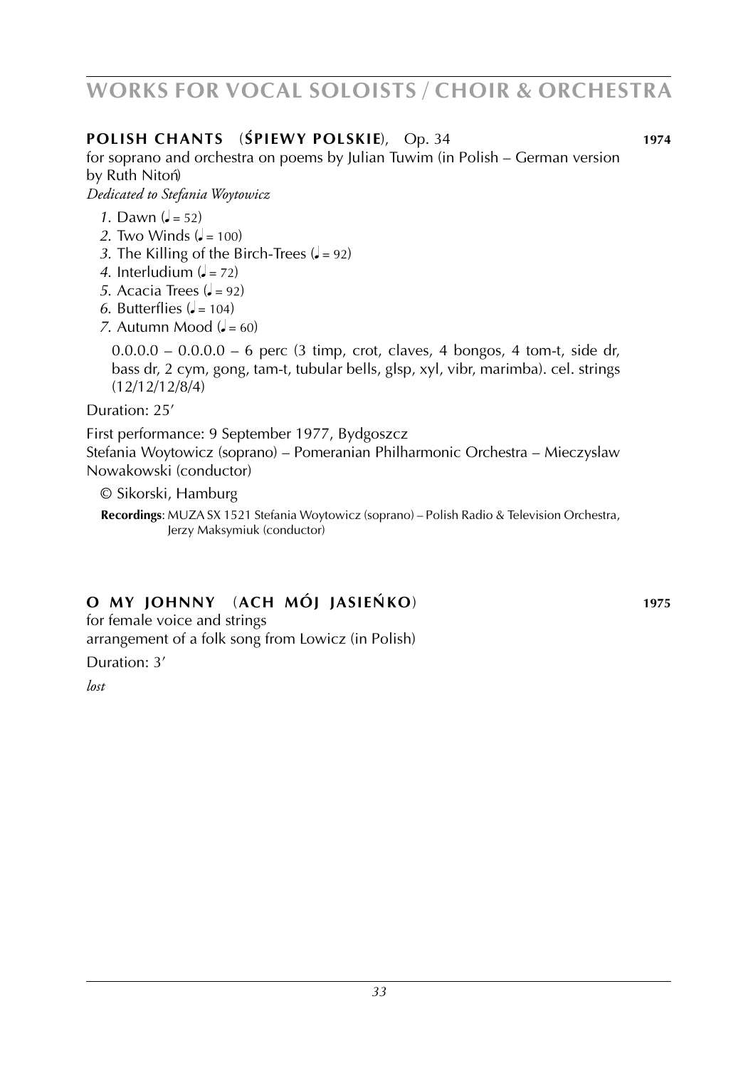# WORKS FOR VOCAL SOLOISTS / CHOIR & ORCHESTRA

## POLISH CHANTS (ŚPIEWY POLSKIE), Op. 34 — 1974

for soprano and orchestra on poems by Julian Tuwim (in Polish – German version by Ruth Nitoń)

*Dedicated to Stefania Woytowicz*

*1.* Dawn (♩ = 52)
*2.* Two Winds (♩ = 100)
*3.* The Killing of the Birch-Trees (♩ = 92)
*4.* Interludium (♩ = 72)
*5.* Acacia Trees (♩ = 92)
*6.* Butterflies (♩ = 104)
*7.* Autumn Mood (♩ = 60)

0.0.0.0 – 0.0.0.0 – 6 perc (3 timp, crot, claves, 4 bongos, 4 tom-t, side dr, bass dr, 2 cym, gong, tam-t, tubular bells, glsp, xyl, vibr, marimba). cel. strings (12/12/12/8/4)

Duration: 25'

First performance: 9 September 1977, Bydgoszcz
Stefania Woytowicz (soprano) – Pomeranian Philharmonic Orchestra – Mieczyslaw Nowakowski (conductor)

© Sikorski, Hamburg

**Recordings**: MUZA SX 1521 Stefania Woytowicz (soprano) – Polish Radio & Television Orchestra, Jerzy Maksymiuk (conductor)

## O MY JOHNNY (ACH MÓJ JASIEŃKO) — 1975

for female voice and strings
arrangement of a folk song from Lowicz (in Polish)

Duration: 3'

*lost*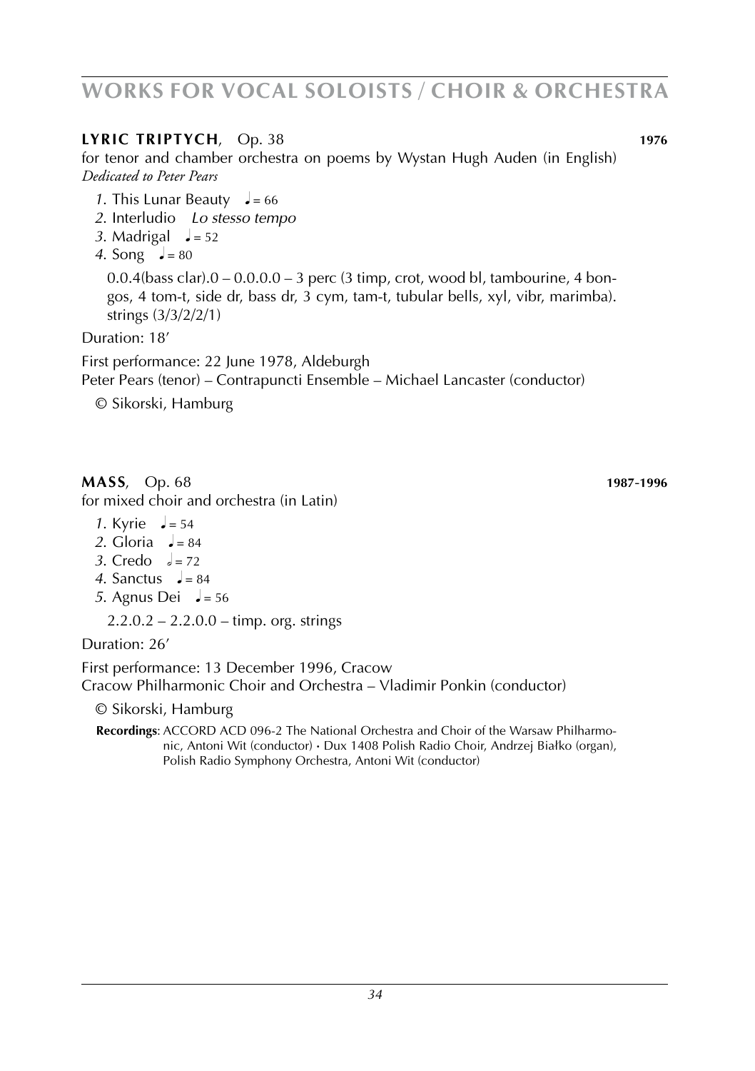# WORKS FOR VOCAL SOLOISTS / CHOIR & ORCHESTRA

**LYRIC TRIPTYCH**, Op. 38 **1976**

for tenor and chamber orchestra on poems by Wystan Hugh Auden (in English)
*Dedicated to Peter Pears*

*1*. This Lunar Beauty ♩= 66
*2*. Interludio *Lo stesso tempo*
*3*. Madrigal ♩= 52
*4*. Song ♩= 80

0.0.4(bass clar).0 – 0.0.0.0 – 3 perc (3 timp, crot, wood bl, tambourine, 4 bongos, 4 tom-t, side dr, bass dr, 3 cym, tam-t, tubular bells, xyl, vibr, marimba). strings (3/3/2/2/1)

Duration: 18’

First performance: 22 June 1978, Aldeburgh
Peter Pears (tenor) – Contrapuncti Ensemble – Michael Lancaster (conductor)

© Sikorski, Hamburg

**MASS**, Op. 68 **1987-1996**

for mixed choir and orchestra (in Latin)

*1*. Kyrie ♩= 54
*2*. Gloria ♩= 84
*3*. Credo 𝅗𝅥= 72
*4*. Sanctus ♩= 84
*5*. Agnus Dei ♩= 56

2.2.0.2 – 2.2.0.0 – timp. org. strings

Duration: 26’

First performance: 13 December 1996, Cracow
Cracow Philharmonic Choir and Orchestra – Vladimir Ponkin (conductor)

© Sikorski, Hamburg

**Recordings**: ACCORD ACD 096-2 The National Orchestra and Choir of the Warsaw Philharmonic, Antoni Wit (conductor) • Dux 1408 Polish Radio Choir, Andrzej Białko (organ), Polish Radio Symphony Orchestra, Antoni Wit (conductor)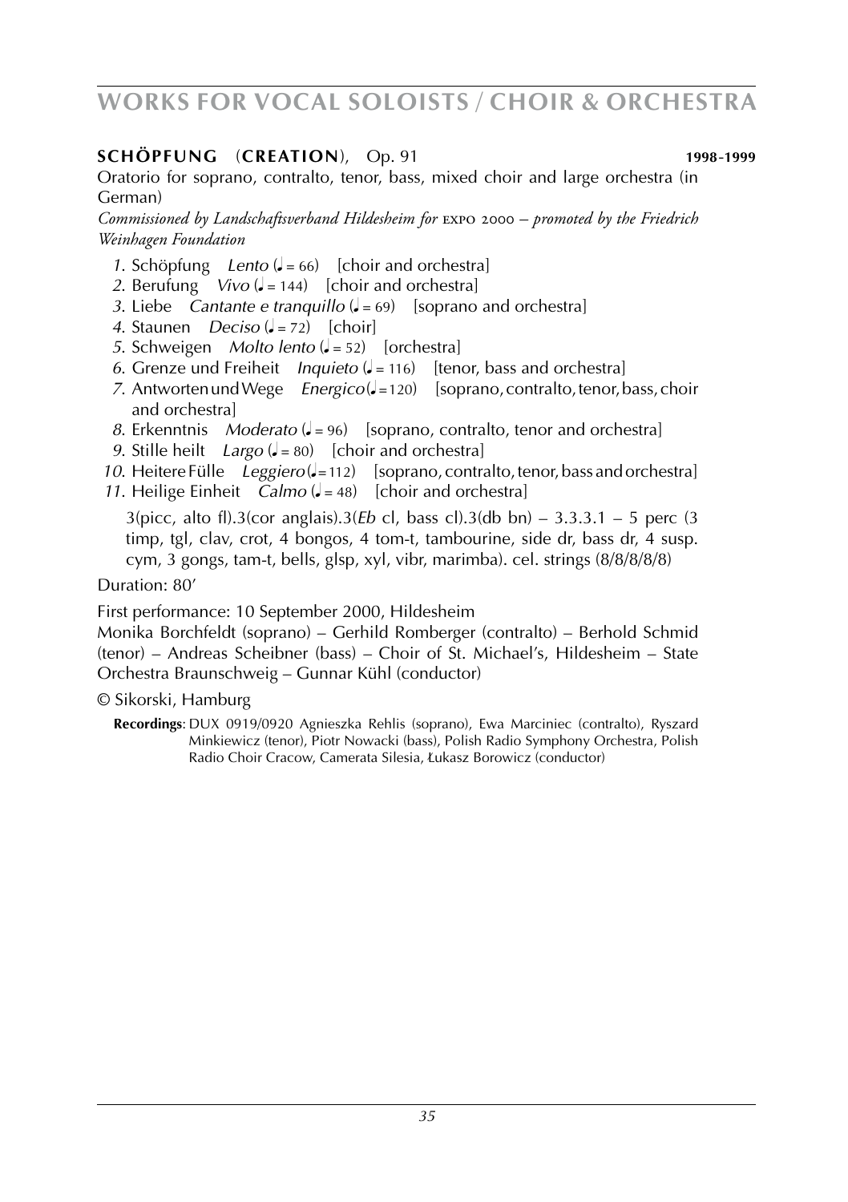# WORKS FOR VOCAL SOLOISTS / CHOIR & ORCHESTRA

**SCHÖPFUNG** (**CREATION**), Op. 91 **1998-1999**

Oratorio for soprano, contralto, tenor, bass, mixed choir and large orchestra (in German)

*Commissioned by Landschaftsverband Hildesheim for* EXPO 2000 *– promoted by the Friedrich Weinhagen Foundation*

1. Schöpfung *Lento* (♩ = 66) [choir and orchestra]
2. Berufung *Vivo* (♩ = 144) [choir and orchestra]
3. Liebe *Cantante e tranquillo* (♩ = 69) [soprano and orchestra]
4. Staunen *Deciso* (♩ = 72) [choir]
5. Schweigen *Molto lento* (♩ = 52) [orchestra]
6. Grenze und Freiheit *Inquieto* (♩ = 116) [tenor, bass and orchestra]
7. Antworten und Wege *Energico* (♩ = 120) [soprano, contralto, tenor, bass, choir and orchestra]
8. Erkenntnis *Moderato* (♩ = 96) [soprano, contralto, tenor and orchestra]
9. Stille heilt *Largo* (♩ = 80) [choir and orchestra]
10. Heitere Fülle *Leggiero* (♩ = 112) [soprano, contralto, tenor, bass and orchestra]
11. Heilige Einheit *Calmo* (♩ = 48) [choir and orchestra]

3(picc, alto fl).3(cor anglais).3(*Eb* cl, bass cl).3(db bn) – 3.3.3.1 – 5 perc (3 timp, tgl, clav, crot, 4 bongos, 4 tom-t, tambourine, side dr, bass dr, 4 susp. cym, 3 gongs, tam-t, bells, glsp, xyl, vibr, marimba). cel. strings (8/8/8/8/8)

Duration: 80'

First performance: 10 September 2000, Hildesheim

Monika Borchfeldt (soprano) – Gerhild Romberger (contralto) – Berhold Schmid (tenor) – Andreas Scheibner (bass) – Choir of St. Michael's, Hildesheim – State Orchestra Braunschweig – Gunnar Kühl (conductor)

© Sikorski, Hamburg

**Recordings**: DUX 0919/0920 Agnieszka Rehlis (soprano), Ewa Marciniec (contralto), Ryszard Minkiewicz (tenor), Piotr Nowacki (bass), Polish Radio Symphony Orchestra, Polish Radio Choir Cracow, Camerata Silesia, Łukasz Borowicz (conductor)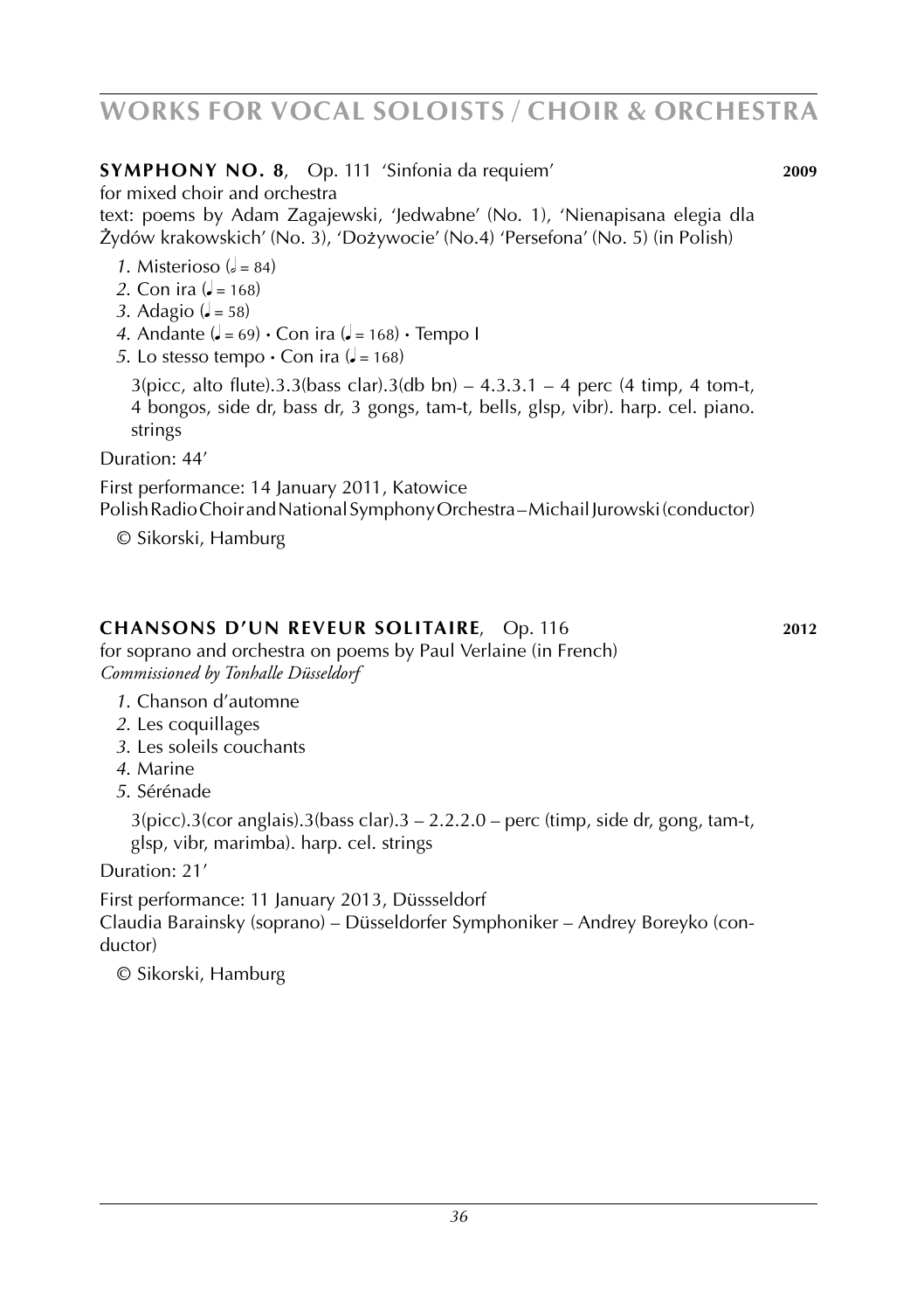# WORKS FOR VOCAL SOLOISTS / CHOIR & ORCHESTRA

**SYMPHONY NO. 8**, Op. 111 'Sinfonia da requiem' **2009**

for mixed choir and orchestra

text: poems by Adam Zagajewski, 'Jedwabne' (No. 1), 'Nienapisana elegia dla Żydów krakowskich' (No. 3), 'Dożywocie' (No.4) 'Persefona' (No. 5) (in Polish)

*1*. Misterioso (𝅗𝅥 = 84)
*2*. Con ira (♩ = 168)
*3*. Adagio (♩ = 58)
*4*. Andante (♩ = 69) • Con ira (♩ = 168) • Tempo I
*5*. Lo stesso tempo • Con ira (♩ = 168)

3(picc, alto flute).3.3(bass clar).3(db bn) – 4.3.3.1 – 4 perc (4 timp, 4 tom-t, 4 bongos, side dr, bass dr, 3 gongs, tam-t, bells, glsp, vibr). harp. cel. piano. strings

Duration: 44'

First performance: 14 January 2011, Katowice
Polish Radio Choir and National Symphony Orchestra – Michail Jurowski (conductor)

© Sikorski, Hamburg

**CHANSONS D'UN REVEUR SOLITAIRE**, Op. 116 **2012**

for soprano and orchestra on poems by Paul Verlaine (in French)
*Commissioned by Tonhalle Düsseldorf*

*1*. Chanson d'automne
*2*. Les coquillages
*3*. Les soleils couchants
*4*. Marine
*5*. Sérénade

3(picc).3(cor anglais).3(bass clar).3 – 2.2.2.0 – perc (timp, side dr, gong, tam-t, glsp, vibr, marimba). harp. cel. strings

Duration: 21'

First performance: 11 January 2013, Düsseldorf
Claudia Barainsky (soprano) – Düsseldorfer Symphoniker – Andrey Boreyko (conductor)

© Sikorski, Hamburg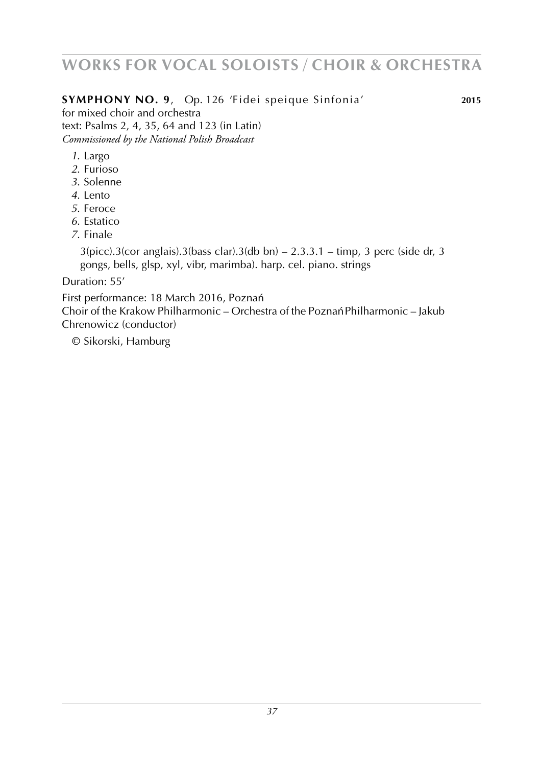# WORKS FOR VOCAL SOLOISTS / CHOIR & ORCHESTRA

**SYMPHONY NO. 9**, Op. 126 'Fidei speique Sinfonia' **2015**

for mixed choir and orchestra
text: Psalms 2, 4, 35, 64 and 123 (in Latin)
*Commissioned by the National Polish Broadcast*

*1.* Largo
*2.* Furioso
*3.* Solenne
*4.* Lento
*5.* Feroce
*6.* Estatico
*7.* Finale

3(picc).3(cor anglais).3(bass clar).3(db bn) – 2.3.3.1 – timp, 3 perc (side dr, 3 gongs, bells, glsp, xyl, vibr, marimba). harp. cel. piano. strings

Duration: 55'

First performance: 18 March 2016, Poznań
Choir of the Krakow Philharmonic – Orchestra of the Poznań Philharmonic – Jakub Chrenowicz (conductor)

© Sikorski, Hamburg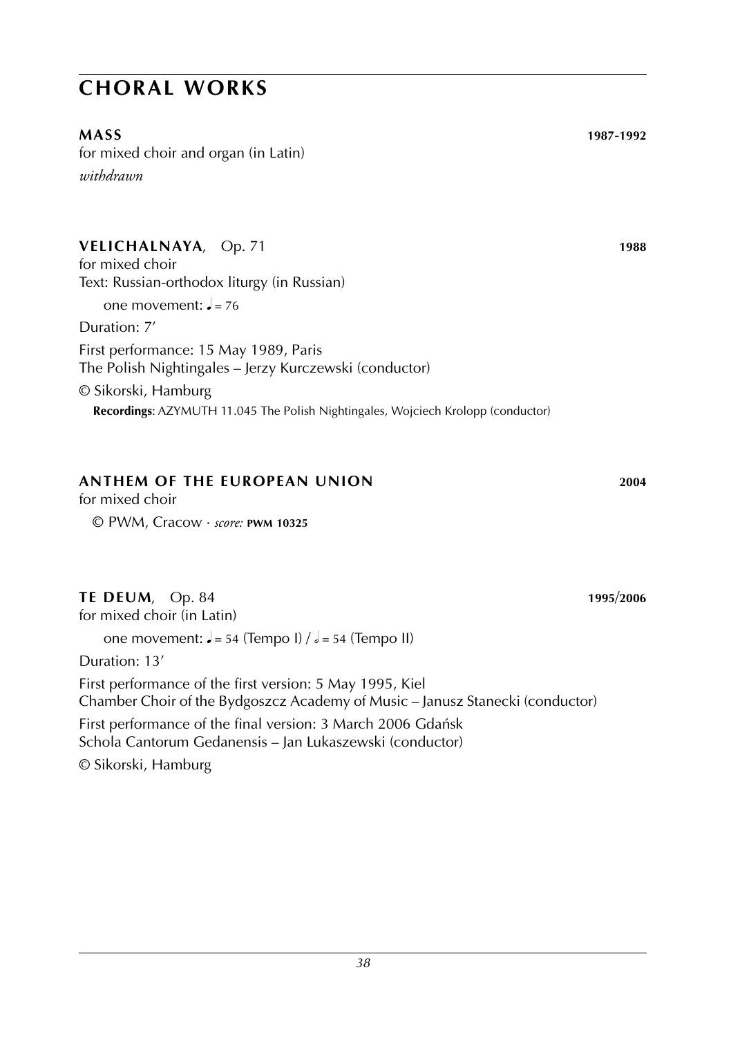# CHORAL WORKS

**MASS** **1987-1992**
for mixed choir and organ (in Latin)
*withdrawn*

**VELICHALNAYA**, Op. 71 **1988**
for mixed choir
Text: Russian-orthodox liturgy (in Russian)

one movement: ♩ = 76

Duration: 7'

First performance: 15 May 1989, Paris
The Polish Nightingales – Jerzy Kurczewski (conductor)

© Sikorski, Hamburg

**Recordings**: AZYMUTH 11.045 The Polish Nightingales, Wojciech Krolopp (conductor)

**ANTHEM OF THE EUROPEAN UNION** **2004**
for mixed choir

© PWM, Cracow · *score:* **PWM 10325**

**TE DEUM**, Op. 84 **1995/2006**
for mixed choir (in Latin)

one movement: ♩ = 54 (Tempo I) / 𝅗𝅥 = 54 (Tempo II)

Duration: 13'

First performance of the first version: 5 May 1995, Kiel
Chamber Choir of the Bydgoszcz Academy of Music – Janusz Stanecki (conductor)

First performance of the final version: 3 March 2006 Gdańsk
Schola Cantorum Gedanensis – Jan Łukaszewski (conductor)

© Sikorski, Hamburg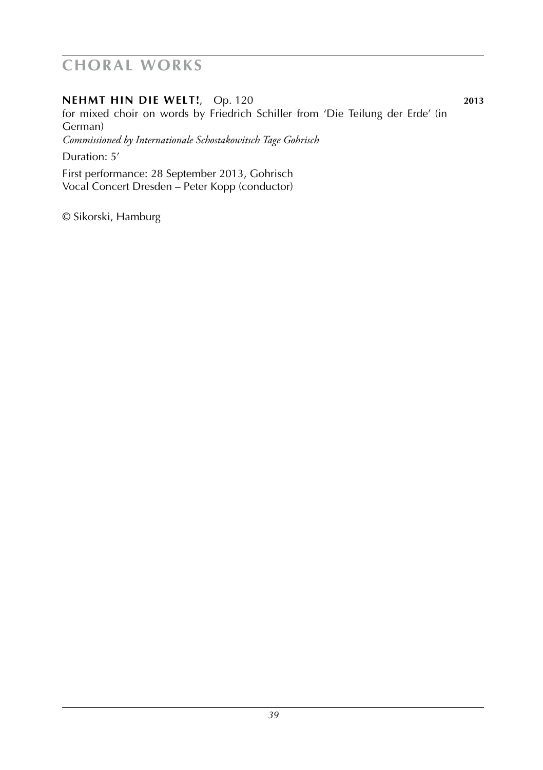# CHORAL WORKS

**NEHMT HIN DIE WELT!**, Op. 120 **2013**

for mixed choir on words by Friedrich Schiller from 'Die Teilung der Erde' (in German)

*Commissioned by Internationale Schostakowitsch Tage Gohrisch*

Duration: 5'

First performance: 28 September 2013, Gohrisch
Vocal Concert Dresden – Peter Kopp (conductor)

© Sikorski, Hamburg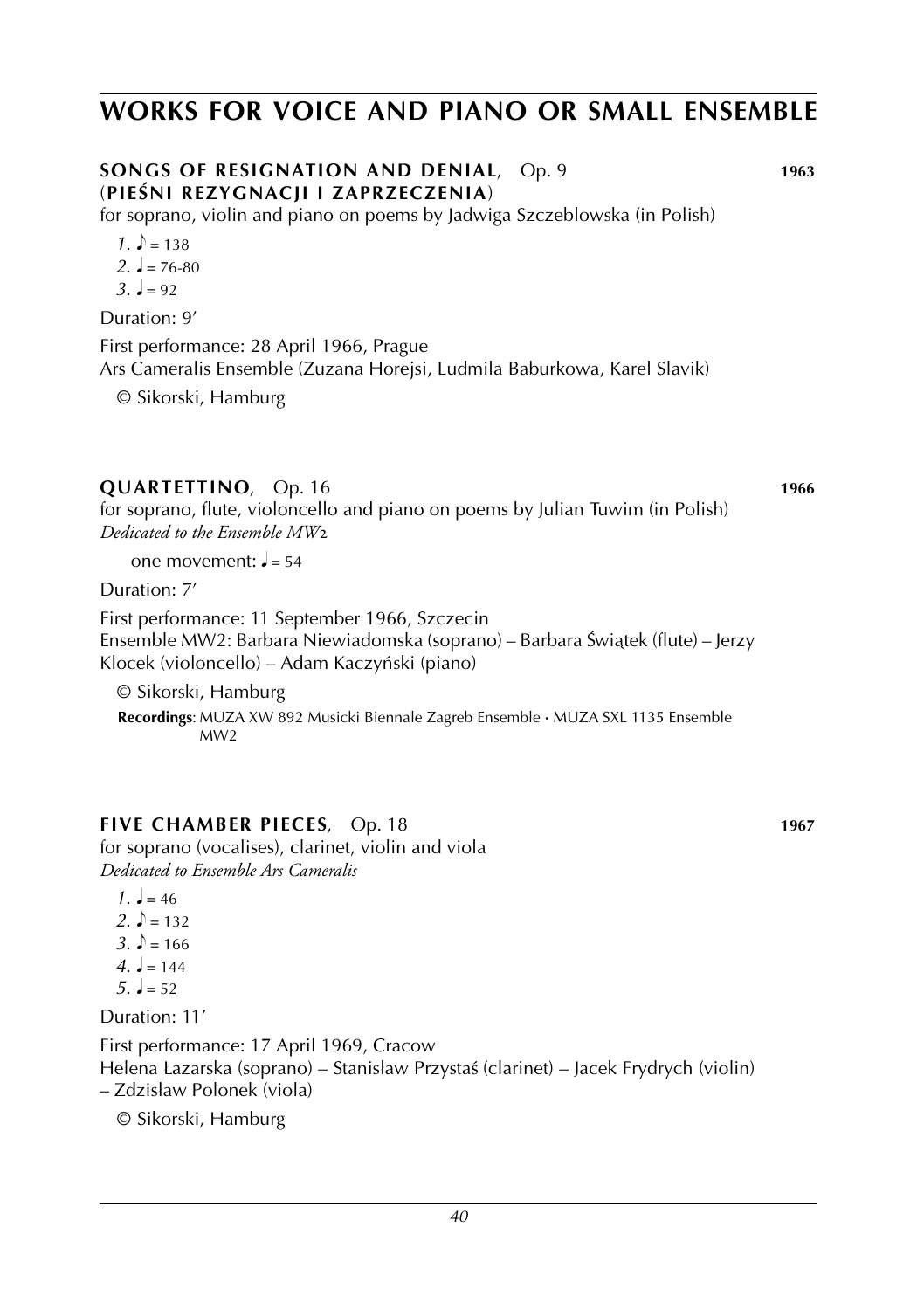# WORKS FOR VOICE AND PIANO OR SMALL ENSEMBLE

### SONGS OF RESIGNATION AND DENIAL, Op. 9 — 1963
### (PIEŚNI REZYGNACJI I ZAPRZECZENIA)

for soprano, violin and piano on poems by Jadwiga Szczeblowska (in Polish)

*1.* ♪ = 138
*2.* ♩ = 76-80
*3.* ♩ = 92

Duration: 9'

First performance: 28 April 1966, Prague
Ars Cameralis Ensemble (Zuzana Horejsi, Ludmila Baburkowa, Karel Slavik)

© Sikorski, Hamburg

### QUARTETTINO, Op. 16 — 1966

for soprano, flute, violoncello and piano on poems by Julian Tuwim (in Polish)
*Dedicated to the Ensemble MW2*

one movement: ♩ = 54

Duration: 7'

First performance: 11 September 1966, Szczecin
Ensemble MW2: Barbara Niewiadomska (soprano) – Barbara Świątek (flute) – Jerzy Klocek (violoncello) – Adam Kaczyński (piano)

© Sikorski, Hamburg

**Recordings**: MUZA XW 892 Musicki Biennale Zagreb Ensemble • MUZA SXL 1135 Ensemble MW2

### FIVE CHAMBER PIECES, Op. 18 — 1967

for soprano (vocalises), clarinet, violin and viola
*Dedicated to Ensemble Ars Cameralis*

*1.* ♩ = 46
*2.* ♪ = 132
*3.* ♪ = 166
*4.* ♩ = 144
*5.* ♩ = 52

Duration: 11'

First performance: 17 April 1969, Cracow
Helena Lazarska (soprano) – Stanislaw Przystaś (clarinet) – Jacek Frydrych (violin) – Zdzislaw Polonek (viola)

© Sikorski, Hamburg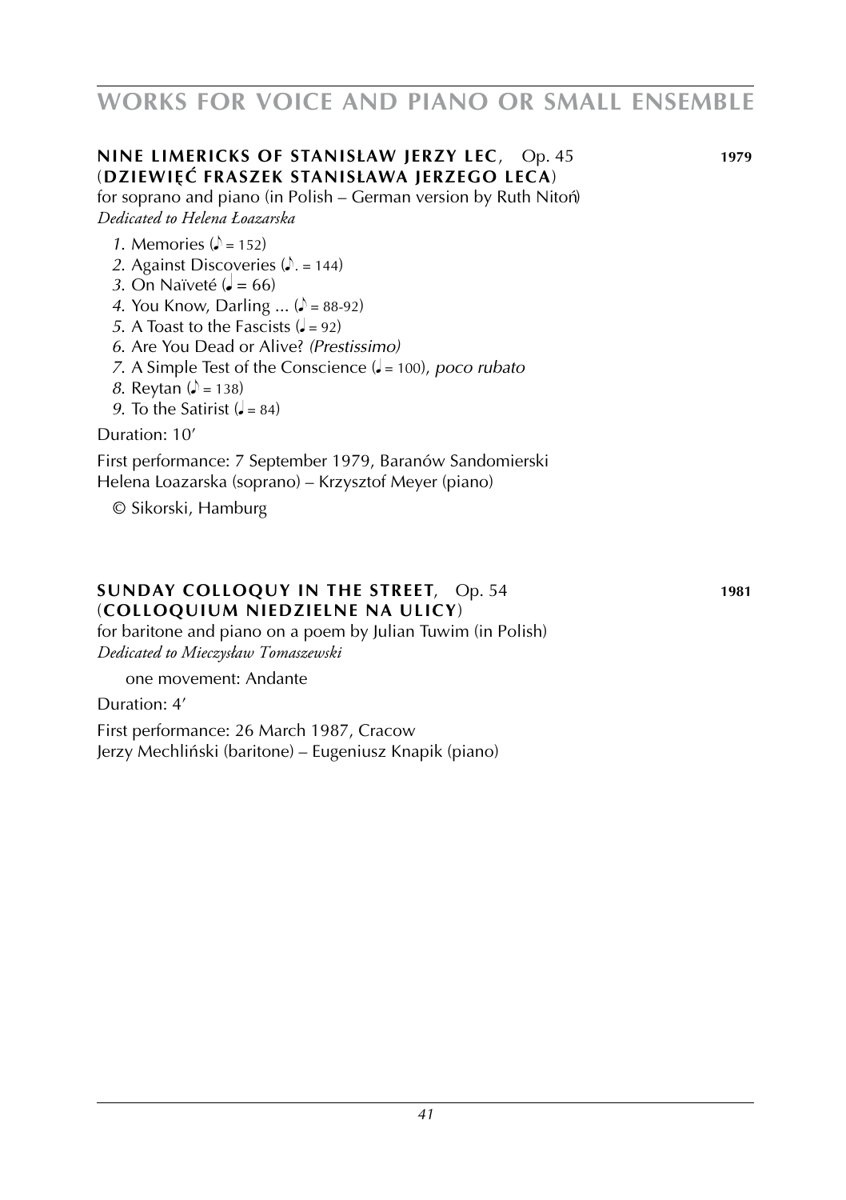## WORKS FOR VOICE AND PIANO OR SMALL ENSEMBLE

**NINE LIMERICKS OF STANISŁAW JERZY LEC**, Op. 45 **1979**
(**DZIEWIĘĆ FRASZEK STANISŁAWA JERZEGO LECA**)
for soprano and piano (in Polish – German version by Ruth Nitoń)
*Dedicated to Helena Łoazarska*

*1.* Memories (♪ = 152)
*2.* Against Discoveries (♪. = 144)
*3.* On Naïveté (♩ = 66)
*4.* You Know, Darling ... (♪ = 88-92)
*5.* A Toast to the Fascists (♩ = 92)
*6.* Are You Dead or Alive? *(Prestissimo)*
*7.* A Simple Test of the Conscience (♩ = 100), *poco rubato*
*8.* Reytan (♪ = 138)
*9.* To the Satirist (♩ = 84)

Duration: 10′

First performance: 7 September 1979, Baranów Sandomierski
Helena Loazarska (soprano) – Krzysztof Meyer (piano)

© Sikorski, Hamburg

**SUNDAY COLLOQUY IN THE STREET**, Op. 54 **1981**
(**COLLOQUIUM NIEDZIELNE NA ULICY**)
for baritone and piano on a poem by Julian Tuwim (in Polish)
*Dedicated to Mieczysław Tomaszewski*

one movement: Andante

Duration: 4′

First performance: 26 March 1987, Cracow
Jerzy Mechliński (baritone) – Eugeniusz Knapik (piano)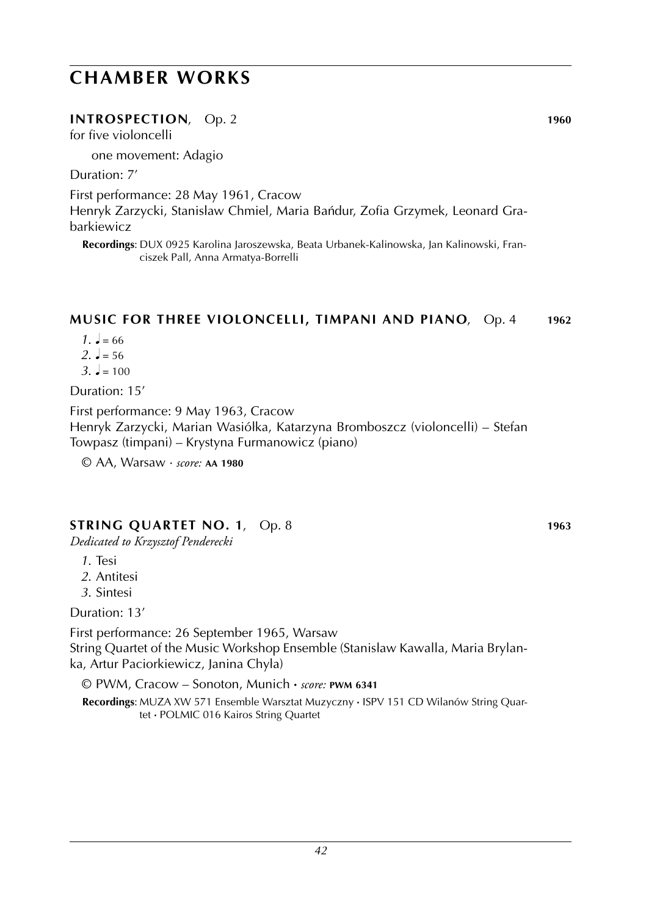# CHAMBER WORKS

## INTROSPECTION, Op. 2 **1960**

for five violoncelli

one movement: Adagio

Duration: 7′

First performance: 28 May 1961, Cracow
Henryk Zarzycki, Stanislaw Chmiel, Maria Bańdur, Zofia Grzymek, Leonard Grabarkiewicz

**Recordings**: DUX 0925 Karolina Jaroszewska, Beata Urbanek-Kalinowska, Jan Kalinowski, Franciszek Pall, Anna Armatya-Borrelli

## MUSIC FOR THREE VIOLONCELLI, TIMPANI AND PIANO, Op. 4 **1962**

*1.* ♩ = 66
*2.* ♩ = 56
*3.* ♩ = 100

Duration: 15′

First performance: 9 May 1963, Cracow
Henryk Zarzycki, Marian Wasiólka, Katarzyna Bromboszcz (violoncelli) – Stefan Towpasz (timpani) – Krystyna Furmanowicz (piano)

© AA, Warsaw · *score:* **AA 1980**

## STRING QUARTET NO. 1, Op. 8 **1963**

*Dedicated to Krzysztof Penderecki*

*1.* Tesi
*2.* Antitesi
*3.* Sintesi

Duration: 13′

First performance: 26 September 1965, Warsaw
String Quartet of the Music Workshop Ensemble (Stanislaw Kawalla, Maria Brylanka, Artur Paciorkiewicz, Janina Chyla)

© PWM, Cracow – Sonoton, Munich · *score:* **PWM 6341**

**Recordings**: MUZA XW 571 Ensemble Warsztat Muzyczny · ISPV 151 CD Wilanów String Quartet · POLMIC 016 Kairos String Quartet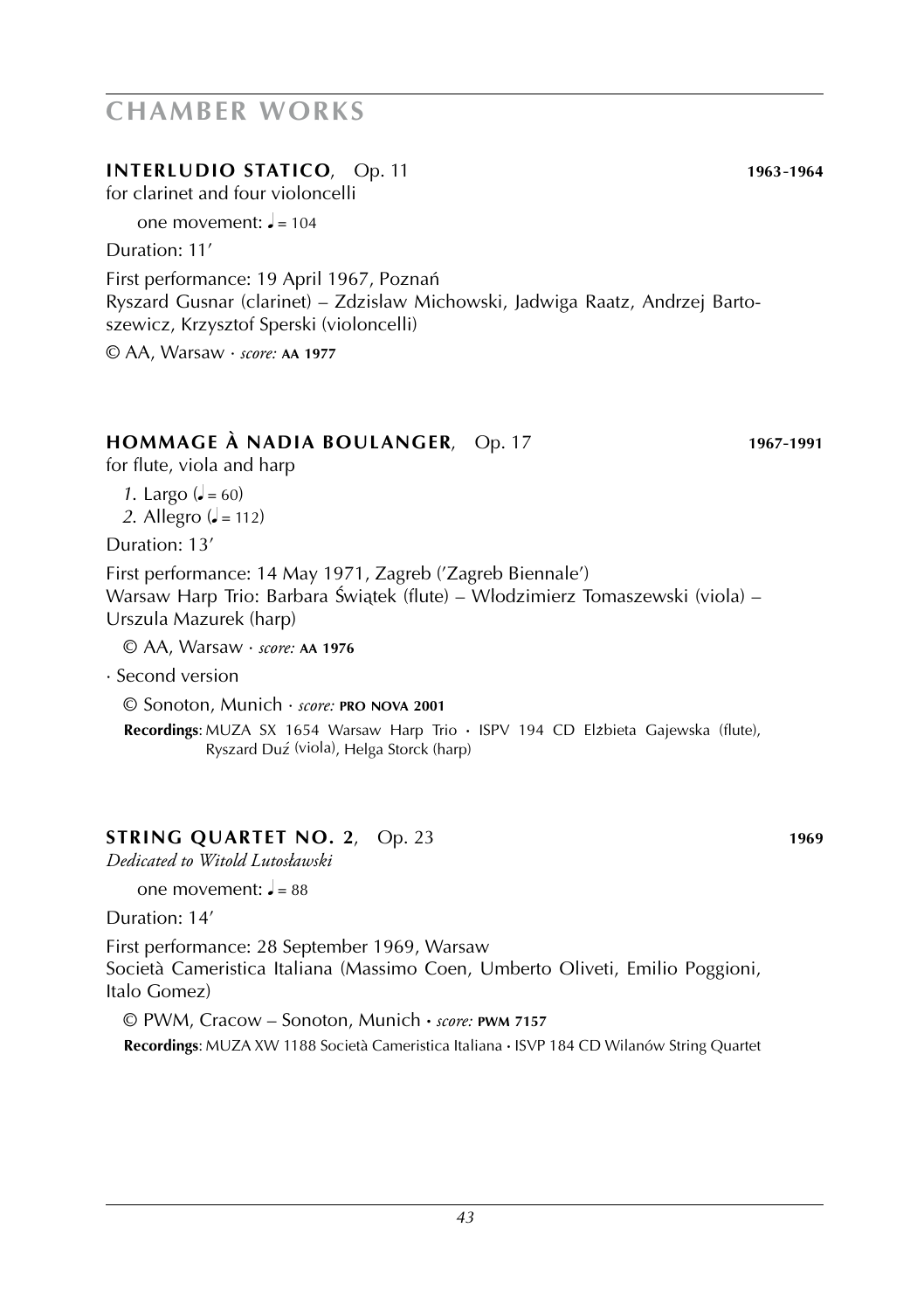# CHAMBER WORKS

## INTERLUDIO STATICO, Op. 11 — 1963-1964

for clarinet and four violoncelli

one movement: ♩= 104

Duration: 11'

First performance: 19 April 1967, Poznań
Ryszard Gusnar (clarinet) – Zdzislaw Michowski, Jadwiga Raatz, Andrzej Bartoszewicz, Krzysztof Sperski (violoncelli)

© AA, Warsaw · *score:* **AA 1977**

## HOMMAGE À NADIA BOULANGER, Op. 17 — 1967-1991

for flute, viola and harp

*1.* Largo (♩= 60)
*2.* Allegro (♩= 112)

Duration: 13'

First performance: 14 May 1971, Zagreb ('Zagreb Biennale')
Warsaw Harp Trio: Barbara Świątek (flute) – Wlodzimierz Tomaszewski (viola) – Urszula Mazurek (harp)

© AA, Warsaw · *score:* **AA 1976**

· Second version

© Sonoton, Munich · *score:* **PRO NOVA 2001**

**Recordings**: MUZA SX 1654 Warsaw Harp Trio • ISPV 194 CD Elżbieta Gajewska (flute), Ryszard Duź (viola), Helga Storck (harp)

## STRING QUARTET NO. 2, Op. 23 — 1969

*Dedicated to Witold Lutosławski*

one movement: ♩= 88

Duration: 14'

First performance: 28 September 1969, Warsaw
Società Cameristica Italiana (Massimo Coen, Umberto Oliveti, Emilio Poggioni, Italo Gomez)

© PWM, Cracow – Sonoton, Munich • *score:* **PWM 7157**

**Recordings**: MUZA XW 1188 Società Cameristica Italiana • ISVP 184 CD Wilanów String Quartet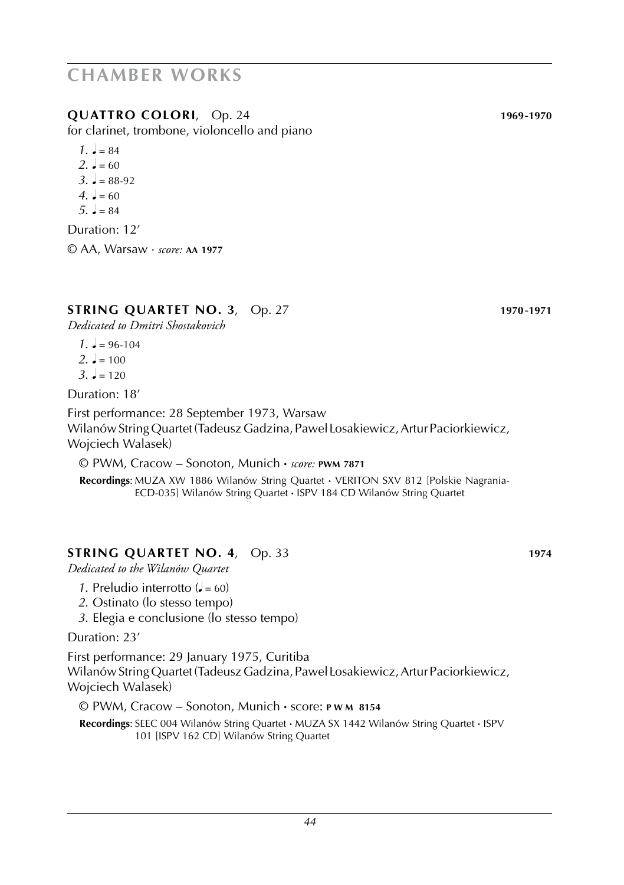# CHAMBER WORKS

**QUATTRO COLORI**, Op. 24 **1969-1970**

for clarinet, trombone, violoncello and piano

*1.* ♩ = 84
*2.* ♩ = 60
*3.* ♩ = 88-92
*4.* ♩ = 60
*5.* ♩ = 84

Duration: 12′

© AA, Warsaw · *score:* **AA 1977**

**STRING QUARTET NO. 3**, Op. 27 **1970-1971**

*Dedicated to Dmitri Shostakovich*

*1.* ♩ = 96-104
*2.* ♩ = 100
*3.* ♩ = 120

Duration: 18′

First performance: 28 September 1973, Warsaw
Wilanów String Quartet (Tadeusz Gadzina, Paweł Łosakiewicz, Artur Paciorkiewicz, Wojciech Walasek)

© PWM, Cracow – Sonoton, Munich • *score:* **PWM 7871**

**Recordings**: MUZA XW 1886 Wilanów String Quartet • VERITON SXV 812 [Polskie Nagrania-ECD-035] Wilanów String Quartet • ISPV 184 CD Wilanów String Quartet

**STRING QUARTET NO. 4**, Op. 33 **1974**

*Dedicated to the Wilanów Quartet*

*1.* Preludio interrotto (♩ = 60)
*2.* Ostinato (lo stesso tempo)
*3.* Elegia e conclusione (lo stesso tempo)

Duration: 23′

First performance: 29 January 1975, Curitiba
Wilanów String Quartet (Tadeusz Gadzina, Paweł Łosakiewicz, Artur Paciorkiewicz, Wojciech Walasek)

© PWM, Cracow – Sonoton, Munich • score: **PWM 8154**

**Recordings**: SEEC 004 Wilanów String Quartet • MUZA SX 1442 Wilanów String Quartet • ISPV 101 [ISPV 162 CD] Wilanów String Quartet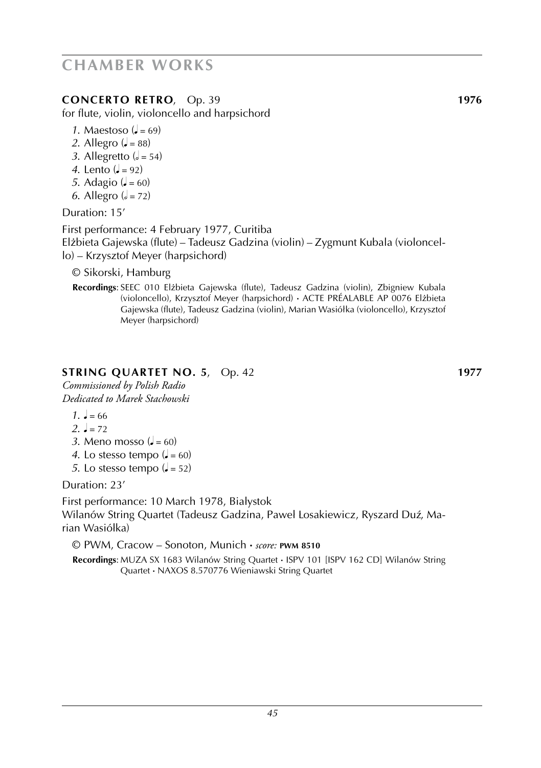# CHAMBER WORKS

## CONCERTO RETRO, Op. 39 — 1976

for flute, violin, violoncello and harpsichord

1. Maestoso (♩. = 69)
2. Allegro (♩. = 88)
3. Allegretto (𝅗𝅥 = 54)
4. Lento (♩ = 92)
5. Adagio (♩. = 60)
6. Allegro (𝅗𝅥 = 72)

Duration: 15'

First performance: 4 February 1977, Curitiba
Elżbieta Gajewska (flute) – Tadeusz Gadzina (violin) – Zygmunt Kubala (violoncello) – Krzysztof Meyer (harpsichord)

© Sikorski, Hamburg

**Recordings**: SEEC 010 Elżbieta Gajewska (flute), Tadeusz Gadzina (violin), Zbigniew Kubala (violoncello), Krzysztof Meyer (harpsichord) • ACTE PRÉALABLE AP 0076 Elżbieta Gajewska (flute), Tadeusz Gadzina (violin), Marian Wasiółka (violoncello), Krzysztof Meyer (harpsichord)

## STRING QUARTET NO. 5, Op. 42 — 1977

*Commissioned by Polish Radio*
*Dedicated to Marek Stachowski*

1. ♩ = 66
2. ♩ = 72
3. Meno mosso (♩ = 60)
4. Lo stesso tempo (♩ = 60)
5. Lo stesso tempo (♩ = 52)

Duration: 23'

First performance: 10 March 1978, Bialystok
Wilanów String Quartet (Tadeusz Gadzina, Paweł Łosakiewicz, Ryszard Duź, Marian Wasiółka)

© PWM, Cracow – Sonoton, Munich • *score:* **PWM 8510**

**Recordings**: MUZA SX 1683 Wilanów String Quartet • ISPV 101 [ISPV 162 CD] Wilanów String Quartet • NAXOS 8.570776 Wieniawski String Quartet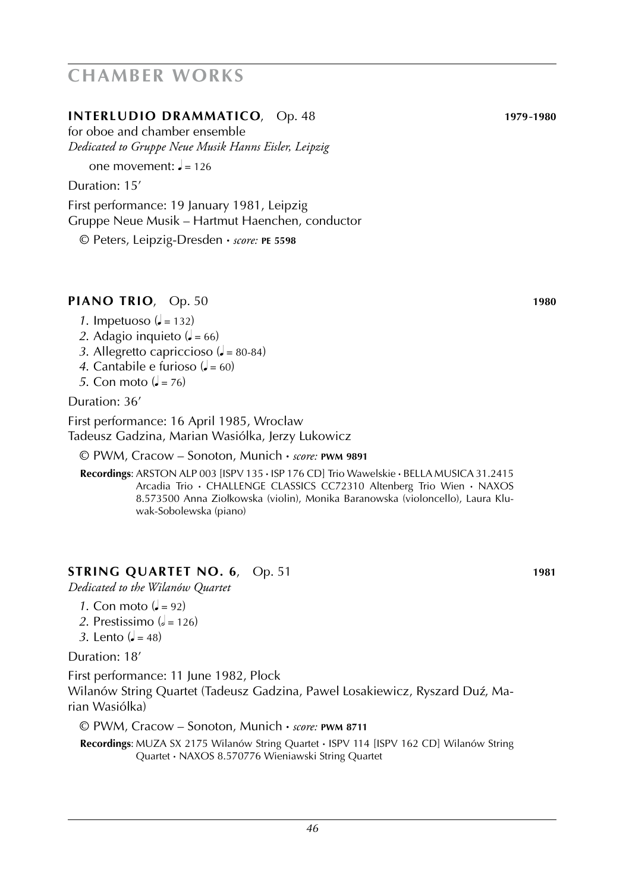# CHAMBER WORKS

**INTERLUDIO DRAMMATICO**, Op. 48 **1979-1980**

for oboe and chamber ensemble

*Dedicated to Gruppe Neue Musik Hanns Eisler, Leipzig*

one movement: ♩ = 126

Duration: 15’

First performance: 19 January 1981, Leipzig
Gruppe Neue Musik – Hartmut Haenchen, conductor

© Peters, Leipzig-Dresden • *score:* **PE 5598**

**PIANO TRIO**, Op. 50 **1980**

*1.* Impetuoso (♩ = 132)
*2.* Adagio inquieto (♩ = 66)
*3.* Allegretto capriccioso (♩ = 80-84)
*4.* Cantabile e furioso (♩ = 60)
*5.* Con moto (♩ = 76)

Duration: 36’

First performance: 16 April 1985, Wroclaw
Tadeusz Gadzina, Marian Wasiólka, Jerzy Lukowicz

© PWM, Cracow – Sonoton, Munich • *score:* **PWM 9891**

**Recordings**: ARSTON ALP 003 [ISPV 135 • ISP 176 CD] Trio Wawelskie • BELLA MUSICA 31.2415 Arcadia Trio • CHALLENGE CLASSICS CC72310 Altenberg Trio Wien • NAXOS 8.573500 Anna Ziołkowska (violin), Monika Baranowska (violoncello), Laura Kluwak-Sobolewska (piano)

**STRING QUARTET NO. 6**, Op. 51 **1981**

*Dedicated to the Wilanów Quartet*

*1.* Con moto (♩ = 92)
*2.* Prestissimo (𝅗𝅥 = 126)
*3.* Lento (♩ = 48)

Duration: 18’

First performance: 11 June 1982, Plock
Wilanów String Quartet (Tadeusz Gadzina, Pawel Losakiewicz, Ryszard Duź, Marian Wasiólka)

© PWM, Cracow – Sonoton, Munich • *score:* **PWM 8711**

**Recordings**: MUZA SX 2175 Wilanów String Quartet • ISPV 114 [ISPV 162 CD] Wilanów String Quartet • NAXOS 8.570776 Wieniawski String Quartet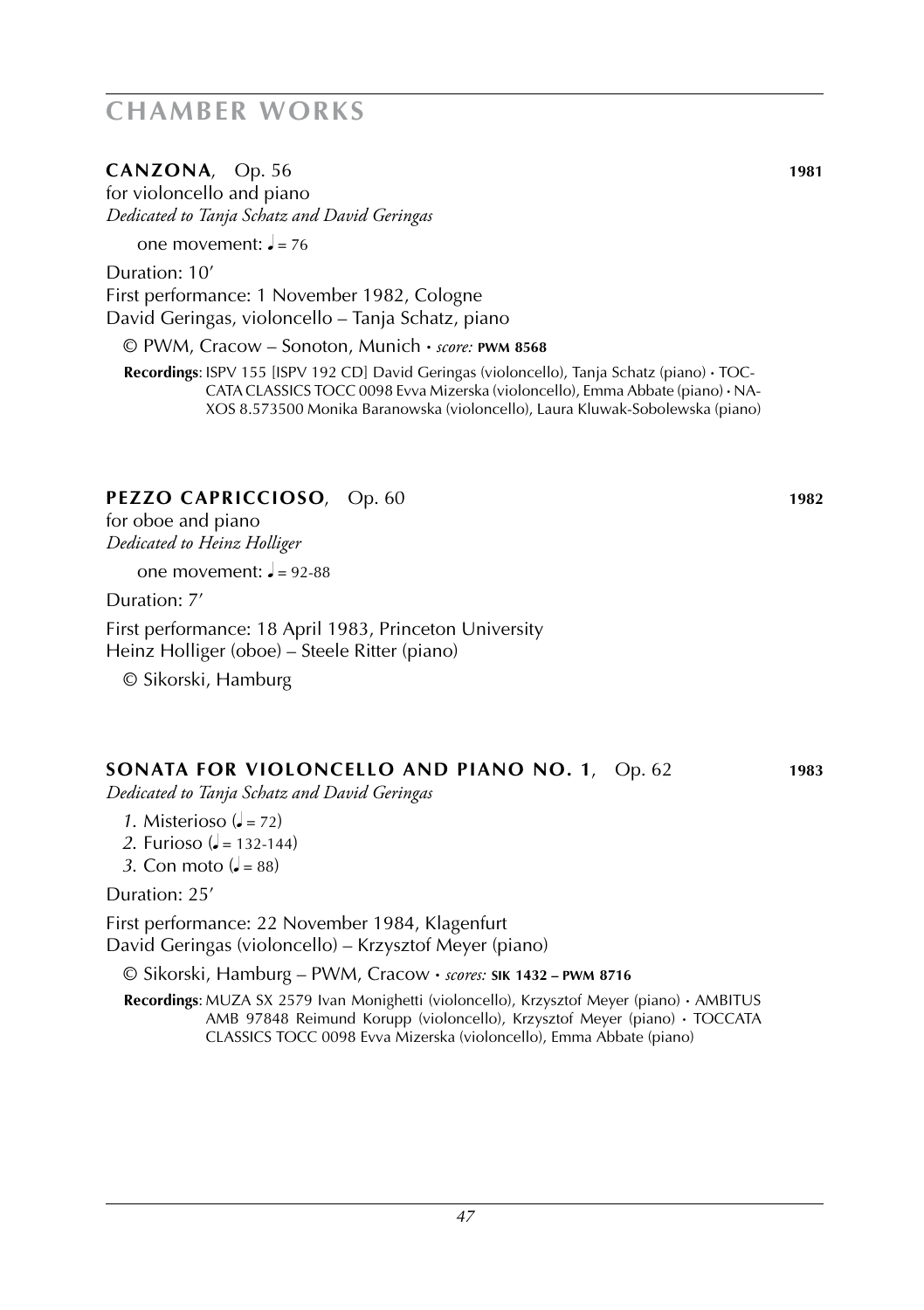# CHAMBER WORKS

**CANZONA**, Op. 56 **1981**

for violoncello and piano

*Dedicated to Tanja Schatz and David Geringas*

one movement: ♩ = 76

Duration: 10′

First performance: 1 November 1982, Cologne

David Geringas, violoncello – Tanja Schatz, piano

© PWM, Cracow – Sonoton, Munich • *score:* **PWM 8568**

**Recordings**: ISPV 155 [ISPV 192 CD] David Geringas (violoncello), Tanja Schatz (piano) • TOCCATA CLASSICS TOCC 0098 Evva Mizerska (violoncello), Emma Abbate (piano) • NAXOS 8.573500 Monika Baranowska (violoncello), Laura Kluwak-Sobolewska (piano)

**PEZZO CAPRICCIOSO**, Op. 60 **1982**

for oboe and piano

*Dedicated to Heinz Holliger*

one movement: ♩ = 92-88

Duration: 7′

First performance: 18 April 1983, Princeton University

Heinz Holliger (oboe) – Steele Ritter (piano)

© Sikorski, Hamburg

**SONATA FOR VIOLONCELLO AND PIANO NO. 1**, Op. 62 **1983**

*Dedicated to Tanja Schatz and David Geringas*

*1.* Misterioso (♩ = 72)
*2.* Furioso (♩ = 132-144)
*3.* Con moto (♩ = 88)

Duration: 25′

First performance: 22 November 1984, Klagenfurt

David Geringas (violoncello) – Krzysztof Meyer (piano)

© Sikorski, Hamburg – PWM, Cracow • *scores:* **SIK 1432 – PWM 8716**

**Recordings**: MUZA SX 2579 Ivan Monighetti (violoncello), Krzysztof Meyer (piano) • AMBITUS AMB 97848 Reimund Korupp (violoncello), Krzysztof Meyer (piano) • TOCCATA CLASSICS TOCC 0098 Evva Mizerska (violoncello), Emma Abbate (piano)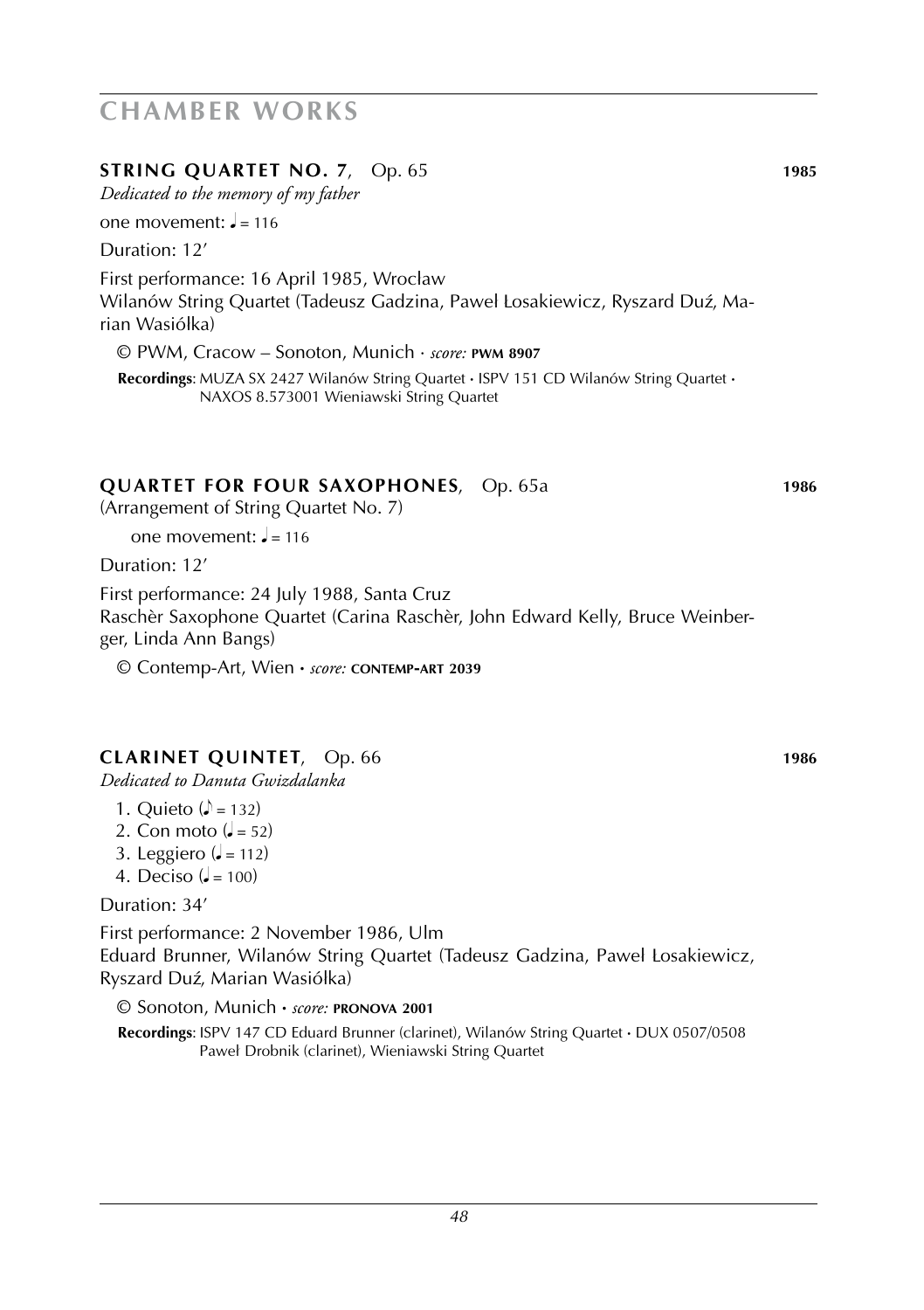# CHAMBER WORKS

### STRING QUARTET NO. 7, Op. 65 — 1985

*Dedicated to the memory of my father*

one movement: ♩= 116

Duration: 12′

First performance: 16 April 1985, Wroclaw
Wilanów String Quartet (Tadeusz Gadzina, Pawel Losakiewicz, Ryszard Duź, Marian Wasiólka)

© PWM, Cracow – Sonoton, Munich · *score:* **PWM 8907**

**Recordings**: MUZA SX 2427 Wilanów String Quartet • ISPV 151 CD Wilanów String Quartet • NAXOS 8.573001 Wieniawski String Quartet

### QUARTET FOR FOUR SAXOPHONES, Op. 65a — 1986

(Arrangement of String Quartet No. 7)

one movement: ♩= 116

Duration: 12′

First performance: 24 July 1988, Santa Cruz
Raschèr Saxophone Quartet (Carina Raschèr, John Edward Kelly, Bruce Weinberger, Linda Ann Bangs)

© Contemp-Art, Wien • *score:* **CONTEMP-ART 2039**

### CLARINET QUINTET, Op. 66 — 1986

*Dedicated to Danuta Gwizdalanka*

1. Quieto (♪ = 132)
2. Con moto (𝅗𝅥 = 52)
3. Leggiero (♩= 112)
4. Deciso (♩= 100)

Duration: 34′

First performance: 2 November 1986, Ulm
Eduard Brunner, Wilanów String Quartet (Tadeusz Gadzina, Pawel Losakiewicz, Ryszard Duź, Marian Wasiólka)

© Sonoton, Munich • *score:* **PRONOVA 2001**

**Recordings**: ISPV 147 CD Eduard Brunner (clarinet), Wilanów String Quartet • DUX 0507/0508 Paweł Drobnik (clarinet), Wieniawski String Quartet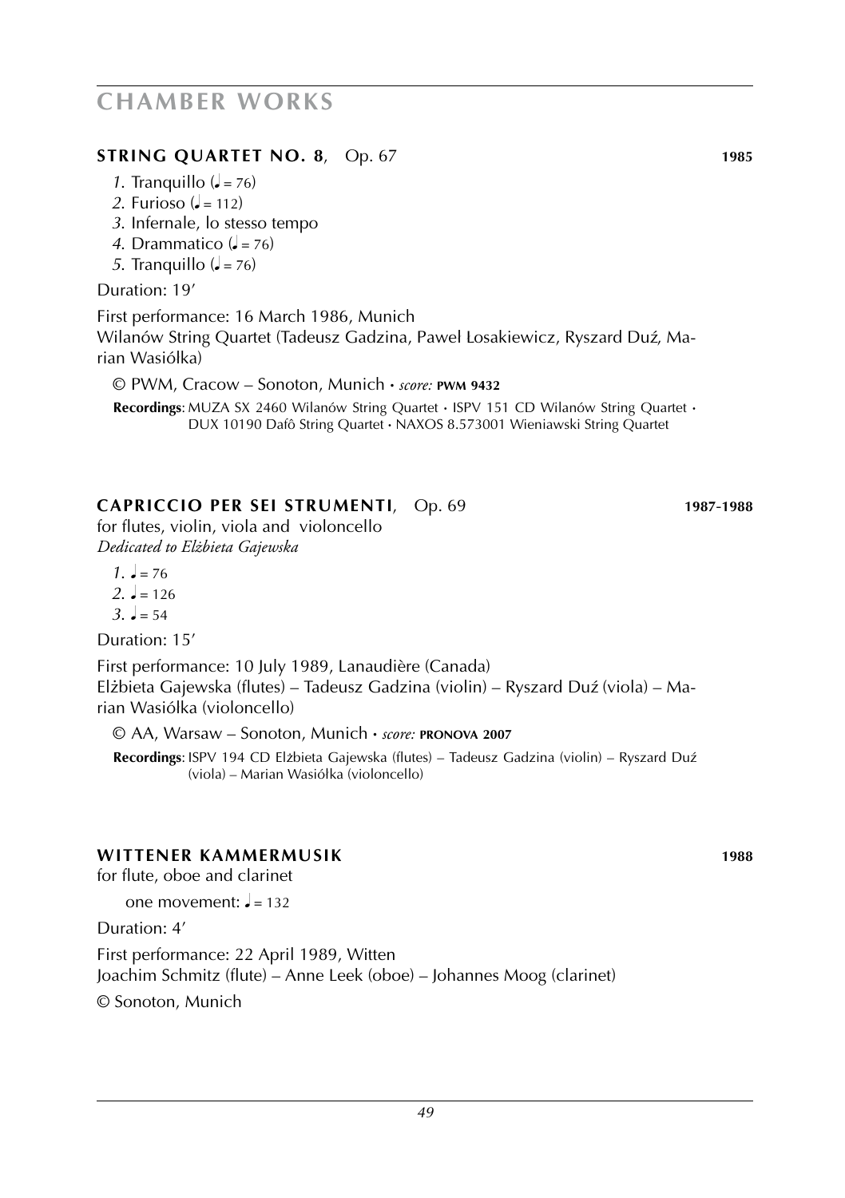## CHAMBER WORKS

### STRING QUARTET NO. 8, Op. 67 — 1985

*1.* Tranquillo (♩ = 76)
*2.* Furioso (♩ = 112)
*3.* Infernale, lo stesso tempo
*4.* Drammatico (♩ = 76)
*5.* Tranquillo (♩ = 76)

Duration: 19’

First performance: 16 March 1986, Munich
Wilanów String Quartet (Tadeusz Gadzina, Paweł Losakiewicz, Ryszard Duź, Marian Wasiólka)

© PWM, Cracow – Sonoton, Munich • *score:* **PWM 9432**

**Recordings**: MUZA SX 2460 Wilanów String Quartet • ISPV 151 CD Wilanów String Quartet • DUX 10190 Dafô String Quartet • NAXOS 8.573001 Wieniawski String Quartet

### CAPRICCIO PER SEI STRUMENTI, Op. 69 — 1987-1988

for flutes, violin, viola and violoncello
*Dedicated to Elżbieta Gajewska*

*1.* ♩ = 76
*2.* ♩ = 126
*3.* ♩ = 54

Duration: 15’

First performance: 10 July 1989, Lanaudière (Canada)
Elżbieta Gajewska (flutes) – Tadeusz Gadzina (violin) – Ryszard Duź (viola) – Marian Wasiólka (violoncello)

© AA, Warsaw – Sonoton, Munich • *score:* **PRONOVA 2007**

**Recordings**: ISPV 194 CD Elżbieta Gajewska (flutes) – Tadeusz Gadzina (violin) – Ryszard Duź (viola) – Marian Wasiółka (violoncello)

### WITTENER KAMMERMUSIK — 1988

for flute, oboe and clarinet

one movement: ♩ = 132

Duration: 4’

First performance: 22 April 1989, Witten
Joachim Schmitz (flute) – Anne Leek (oboe) – Johannes Moog (clarinet)

© Sonoton, Munich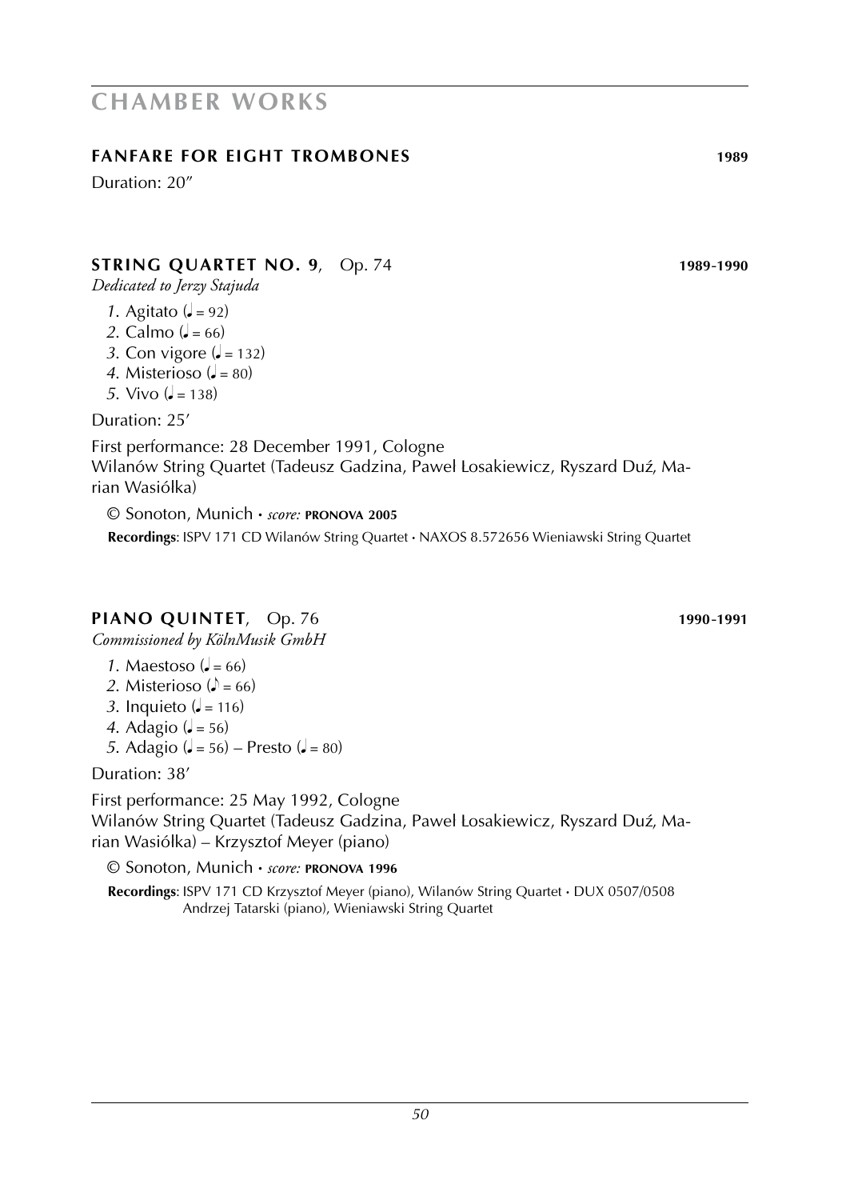# CHAMBER WORKS

## FANFARE FOR EIGHT TROMBONES 1989

Duration: 20″

## STRING QUARTET NO. 9, Op. 74 1989-1990

*Dedicated to Jerzy Stajuda*

*1*. Agitato (♩ = 92)
*2*. Calmo (♩ = 66)
*3*. Con vigore (♩ = 132)
*4*. Misterioso (♩ = 80)
*5*. Vivo (♩ = 138)

Duration: 25′

First performance: 28 December 1991, Cologne
Wilanów String Quartet (Tadeusz Gadzina, Pawel Łosakiewicz, Ryszard Duź, Marian Wasiólka)

© Sonoton, Munich • *score:* **PRONOVA 2005**

**Recordings**: ISPV 171 CD Wilanów String Quartet • NAXOS 8.572656 Wieniawski String Quartet

## PIANO QUINTET, Op. 76 1990-1991

*Commissioned by KölnMusik GmbH*

*1*. Maestoso (♩ = 66)
*2*. Misterioso (♪ = 66)
*3*. Inquieto (♩ = 116)
*4*. Adagio (♩ = 56)
*5*. Adagio (♩ = 56) – Presto (♩ = 80)

Duration: 38′

First performance: 25 May 1992, Cologne
Wilanów String Quartet (Tadeusz Gadzina, Pawel Łosakiewicz, Ryszard Duź, Marian Wasiólka) – Krzysztof Meyer (piano)

© Sonoton, Munich • *score:* **PRONOVA 1996**

**Recordings**: ISPV 171 CD Krzysztof Meyer (piano), Wilanów String Quartet • DUX 0507/0508 Andrzej Tatarski (piano), Wieniawski String Quartet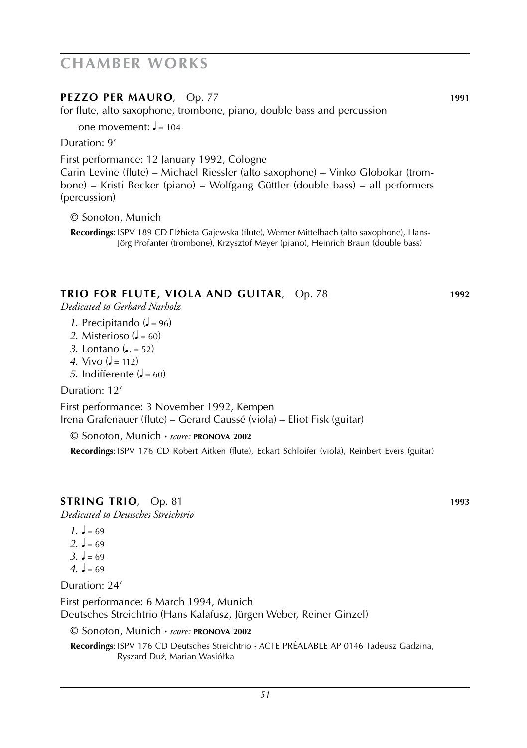# CHAMBER WORKS

**PEZZO PER MAURO**, Op. 77 **1991**

for flute, alto saxophone, trombone, piano, double bass and percussion

one movement: ♩ = 104

Duration: 9’

First performance: 12 January 1992, Cologne
Carin Levine (flute) – Michael Riessler (alto saxophone) – Vinko Globokar (trombone) – Kristi Becker (piano) – Wolfgang Güttler (double bass) – all performers (percussion)

© Sonoton, Munich

**Recordings**: ISPV 189 CD Elżbieta Gajewska (flute), Werner Mittelbach (alto saxophone), Hans-Jörg Profanter (trombone), Krzysztof Meyer (piano), Heinrich Braun (double bass)

**TRIO FOR FLUTE, VIOLA AND GUITAR**, Op. 78 **1992**

*Dedicated to Gerhard Narholz*

*1.* Precipitando (♩ = 96)
*2.* Misterioso (♩ = 60)
*3.* Lontano (♩. = 52)
*4.* Vivo (♩ = 112)
*5.* Indifferente (♩ = 60)

Duration: 12’

First performance: 3 November 1992, Kempen
Irena Grafenauer (flute) – Gerard Caussé (viola) – Eliot Fisk (guitar)

© Sonoton, Munich • *score:* **PRONOVA 2002**

**Recordings**: ISPV 176 CD Robert Aitken (flute), Eckart Schloifer (viola), Reinbert Evers (guitar)

**STRING TRIO**, Op. 81 **1993**

*Dedicated to Deutsches Streichtrio*

*1.* ♩ = 69
*2.* ♩ = 69
*3.* ♩ = 69
*4.* ♩ = 69

Duration: 24’

First performance: 6 March 1994, Munich
Deutsches Streichtrio (Hans Kalafusz, Jürgen Weber, Reiner Ginzel)

© Sonoton, Munich • *score:* **PRONOVA 2002**

**Recordings**: ISPV 176 CD Deutsches Streichtrio • ACTE PRÉALABLE AP 0146 Tadeusz Gadzina, Ryszard Duź, Marian Wasiółka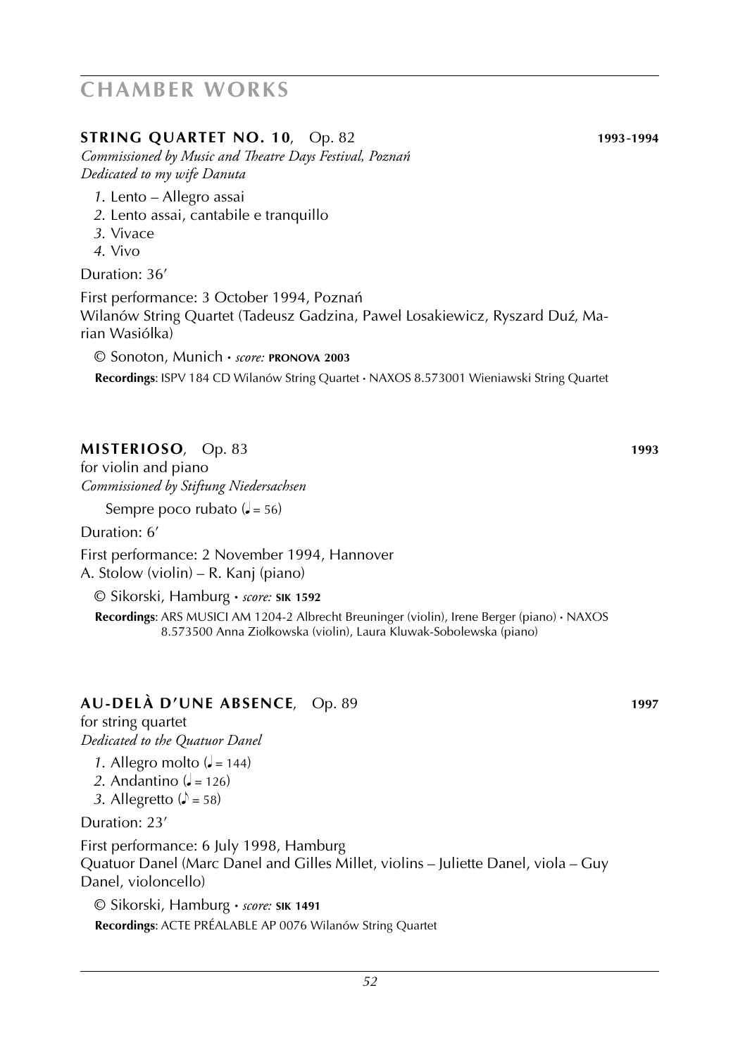# CHAMBER WORKS

## STRING QUARTET NO. 10, Op. 82 **1993-1994**

*Commissioned by Music and Theatre Days Festival, Poznań*
*Dedicated to my wife Danuta*

*1*. Lento – Allegro assai
*2*. Lento assai, cantabile e tranquillo
*3*. Vivace
*4*. Vivo

Duration: 36′

First performance: 3 October 1994, Poznań
Wilanów String Quartet (Tadeusz Gadzina, Pawel Losakiewicz, Ryszard Duź, Marian Wasiólka)

© Sonoton, Munich • *score:* **PRONOVA 2003**

**Recordings**: ISPV 184 CD Wilanów String Quartet • NAXOS 8.573001 Wieniawski String Quartet

## MISTERIOSO, Op. 83 **1993**

for violin and piano
*Commissioned by Stiftung Niedersachsen*

Sempre poco rubato (♩ = 56)

Duration: 6′

First performance: 2 November 1994, Hannover
A. Stolow (violin) – R. Kanj (piano)

© Sikorski, Hamburg • *score:* **SIK 1592**

**Recordings**: ARS MUSICI AM 1204-2 Albrecht Breuninger (violin), Irene Berger (piano) • NAXOS 8.573500 Anna Ziołkowska (violin), Laura Kluwak-Sobolewska (piano)

## AU-DELÀ D'UNE ABSENCE, Op. 89 **1997**

for string quartet
*Dedicated to the Quatuor Danel*

*1*. Allegro molto (♩ = 144)
*2*. Andantino (♩ = 126)
*3*. Allegretto (♪ = 58)

Duration: 23′

First performance: 6 July 1998, Hamburg
Quatuor Danel (Marc Danel and Gilles Millet, violins – Juliette Danel, viola – Guy Danel, violoncello)

© Sikorski, Hamburg • *score:* **SIK 1491**

**Recordings**: ACTE PRÉALABLE AP 0076 Wilanów String Quartet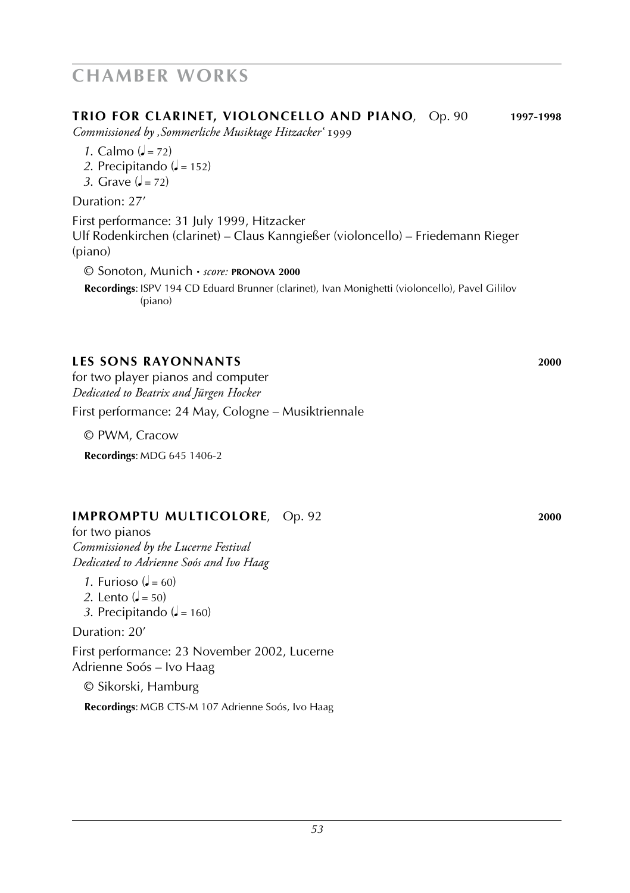# CHAMBER WORKS

## TRIO FOR CLARINET, VIOLONCELLO AND PIANO, Op. 90 — 1997-1998

*Commissioned by ,Sommerliche Musiktage Hitzacker' 1999*

*1.* Calmo (♩ = 72)
*2.* Precipitando (♩ = 152)
*3.* Grave (♩ = 72)

Duration: 27'

First performance: 31 July 1999, Hitzacker
Ulf Rodenkirchen (clarinet) – Claus Kanngießer (violoncello) – Friedemann Rieger (piano)

© Sonoton, Munich • *score:* **PRONOVA 2000**

**Recordings**: ISPV 194 CD Eduard Brunner (clarinet), Ivan Monighetti (violoncello), Pavel Gililov (piano)

## LES SONS RAYONNANTS — 2000

for two player pianos and computer
*Dedicated to Beatrix and Jürgen Hocker*

First performance: 24 May, Cologne – Musiktriennale

© PWM, Cracow

**Recordings**: MDG 645 1406-2

## IMPROMPTU MULTICOLORE, Op. 92 — 2000

for two pianos
*Commissioned by the Lucerne Festival*
*Dedicated to Adrienne Soós and Ivo Haag*

*1.* Furioso (♩ = 60)
*2.* Lento (♩ = 50)
*3.* Precipitando (♩ = 160)

Duration: 20'

First performance: 23 November 2002, Lucerne
Adrienne Soós – Ivo Haag

© Sikorski, Hamburg

**Recordings**: MGB CTS-M 107 Adrienne Soós, Ivo Haag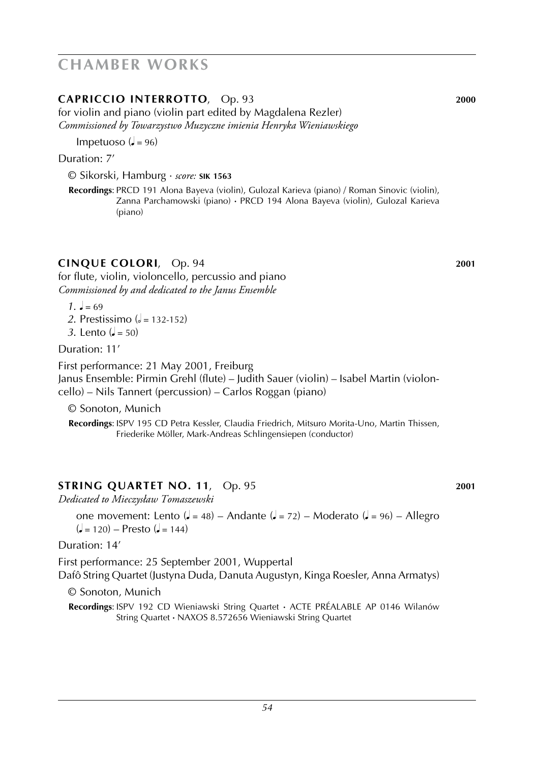# CHAMBER WORKS

## CAPRICCIO INTERROTTO, Op. 93 — 2000

for violin and piano (violin part edited by Magdalena Rezler)
*Commissioned by Towarzystwo Muzyczne imienia Henryka Wieniawskiego*

Impetuoso (♩ = 96)

Duration: 7′

© Sikorski, Hamburg · *score:* **SIK 1563**

**Recordings**: PRCD 191 Alona Bayeva (violin), Gulozal Karieva (piano) / Roman Sinovic (violin), Zanna Parchamowski (piano) • PRCD 194 Alona Bayeva (violin), Gulozal Karieva (piano)

## CINQUE COLORI, Op. 94 — 2001

for flute, violin, violoncello, percussio and piano
*Commissioned by and dedicated to the Janus Ensemble*

*1.* ♩ = 69
*2.* Prestissimo (𝅗𝅥 = 132-152)
*3.* Lento (♩ = 50)

Duration: 11′

First performance: 21 May 2001, Freiburg
Janus Ensemble: Pirmin Grehl (flute) – Judith Sauer (violin) – Isabel Martin (violoncello) – Nils Tannert (percussion) – Carlos Roggan (piano)

© Sonoton, Munich

**Recordings**: ISPV 195 CD Petra Kessler, Claudia Friedrich, Mitsuro Morita-Uno, Martin Thissen, Friederike Möller, Mark-Andreas Schlingensiepen (conductor)

## STRING QUARTET NO. 11, Op. 95 — 2001

*Dedicated to Mieczysław Tomaszewski*

one movement: Lento (♩ = 48) – Andante (♩ = 72) – Moderato (♩ = 96) – Allegro (♩ = 120) – Presto (♩ = 144)

Duration: 14′

First performance: 25 September 2001, Wuppertal
Dafô String Quartet (Justyna Duda, Danuta Augustyn, Kinga Roesler, Anna Armatys)

© Sonoton, Munich

**Recordings**: ISPV 192 CD Wieniawski String Quartet • ACTE PRÉALABLE AP 0146 Wilanów String Quartet • NAXOS 8.572656 Wieniawski String Quartet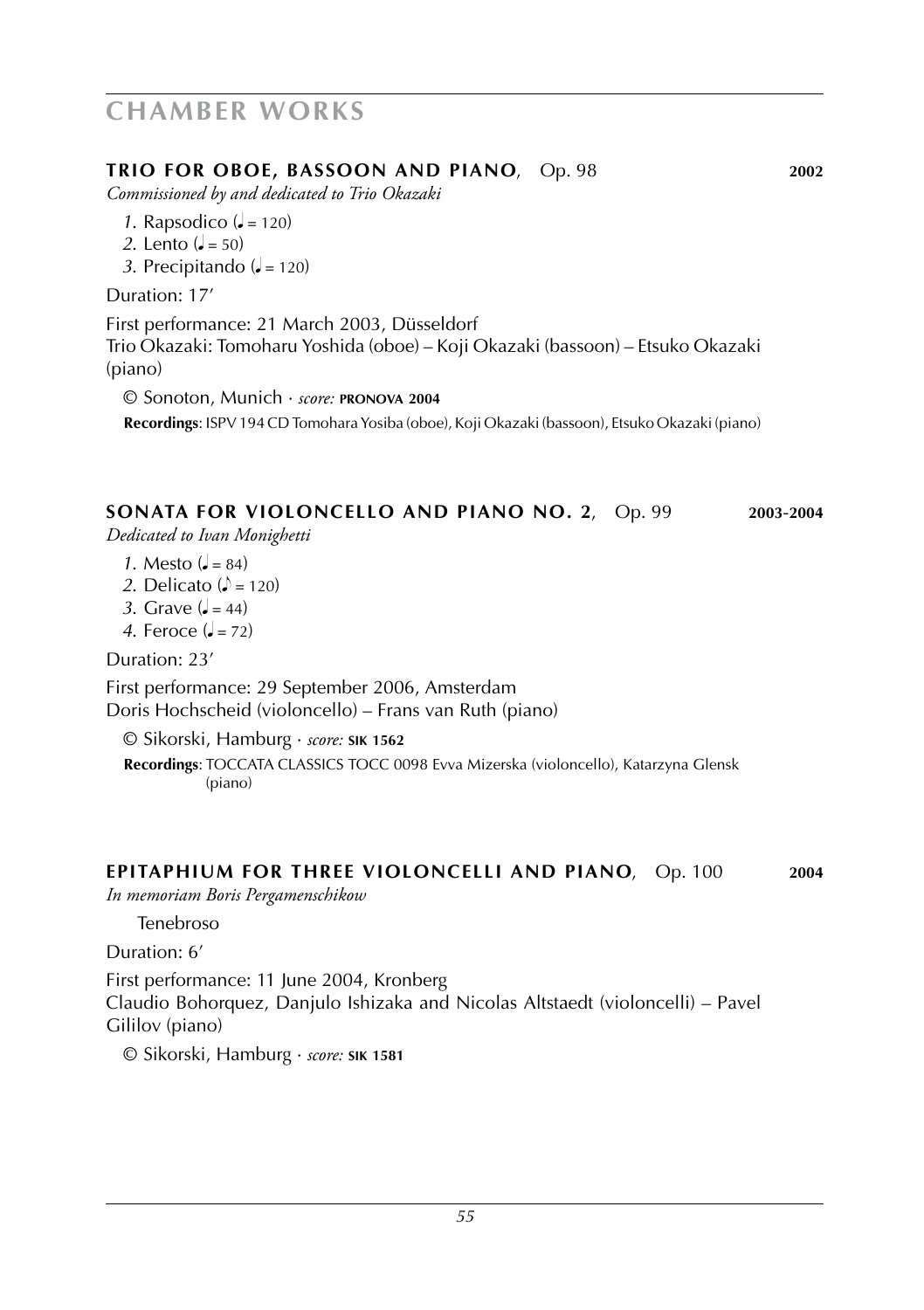# CHAMBER WORKS

## TRIO FOR OBOE, BASSOON AND PIANO, Op. 98 — 2002

*Commissioned by and dedicated to Trio Okazaki*

*1.* Rapsodico (♩ = 120)
*2.* Lento (♩ = 50)
*3.* Precipitando (♩ = 120)

Duration: 17′

First performance: 21 March 2003, Düsseldorf
Trio Okazaki: Tomoharu Yoshida (oboe) – Koji Okazaki (bassoon) – Etsuko Okazaki (piano)

© Sonoton, Munich · *score:* **PRONOVA 2004**

**Recordings**: ISPV 194 CD Tomohara Yosiba (oboe), Koji Okazaki (bassoon), Etsuko Okazaki (piano)

## SONATA FOR VIOLONCELLO AND PIANO NO. 2, Op. 99 — 2003-2004

*Dedicated to Ivan Monighetti*

*1.* Mesto (♩ = 84)
*2.* Delicato (♪ = 120)
*3.* Grave (♩ = 44)
*4.* Feroce (♩ = 72)

Duration: 23′

First performance: 29 September 2006, Amsterdam
Doris Hochscheid (violoncello) – Frans van Ruth (piano)

© Sikorski, Hamburg · *score:* **SIK 1562**

**Recordings**: TOCCATA CLASSICS TOCC 0098 Evva Mizerska (violoncello), Katarzyna Glensk (piano)

## EPITAPHIUM FOR THREE VIOLONCELLI AND PIANO, Op. 100 — 2004

*In memoriam Boris Pergamenschikow*

Tenebroso

Duration: 6′

First performance: 11 June 2004, Kronberg
Claudio Bohorquez, Danjulo Ishizaka and Nicolas Altstaedt (violoncelli) – Pavel Gililov (piano)

© Sikorski, Hamburg · *score:* **SIK 1581**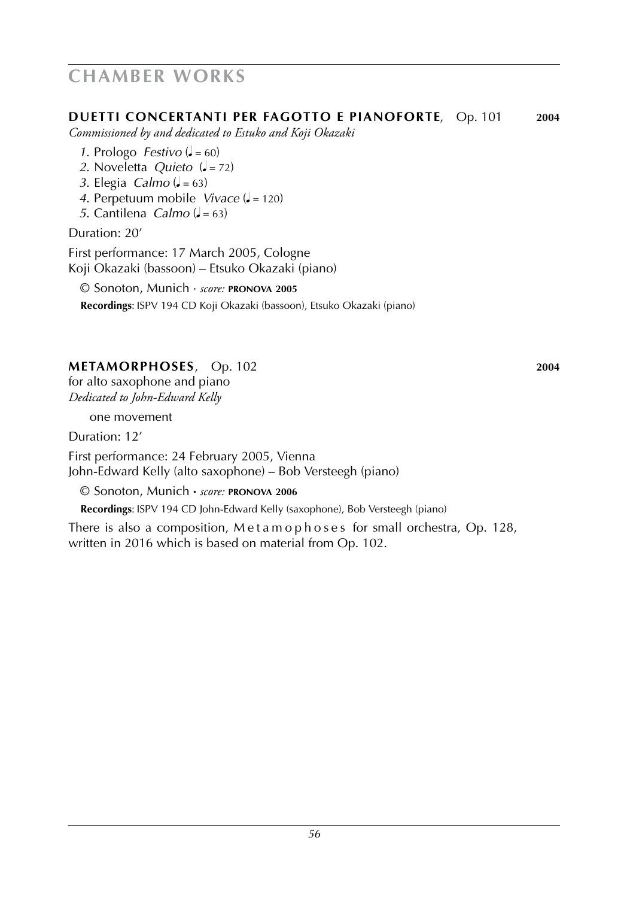# CHAMBER WORKS

## DUETTI CONCERTANTI PER FAGOTTO E PIANOFORTE, Op. 101 — 2004

*Commissioned by and dedicated to Estuko and Koji Okazaki*

*1.* Prologo *Festivo* (♩ = 60)
*2.* Noveletta *Quieto* (♩ = 72)
*3.* Elegia *Calmo* (♩ = 63)
*4.* Perpetuum mobile *Vivace* (♩ = 120)
*5.* Cantilena *Calmo* (♩ = 63)

Duration: 20'

First performance: 17 March 2005, Cologne
Koji Okazaki (bassoon) – Etsuko Okazaki (piano)

© Sonoton, Munich · *score:* **PRONOVA 2005**

**Recordings**: ISPV 194 CD Koji Okazaki (bassoon), Etsuko Okazaki (piano)

## METAMORPHOSES, Op. 102 — 2004

for alto saxophone and piano
*Dedicated to John-Edward Kelly*

one movement

Duration: 12'

First performance: 24 February 2005, Vienna
John-Edward Kelly (alto saxophone) – Bob Versteegh (piano)

© Sonoton, Munich · *score:* **PRONOVA 2006**

**Recordings**: ISPV 194 CD John-Edward Kelly (saxophone), Bob Versteegh (piano)

There is also a composition, Metamophoses for small orchestra, Op. 128, written in 2016 which is based on material from Op. 102.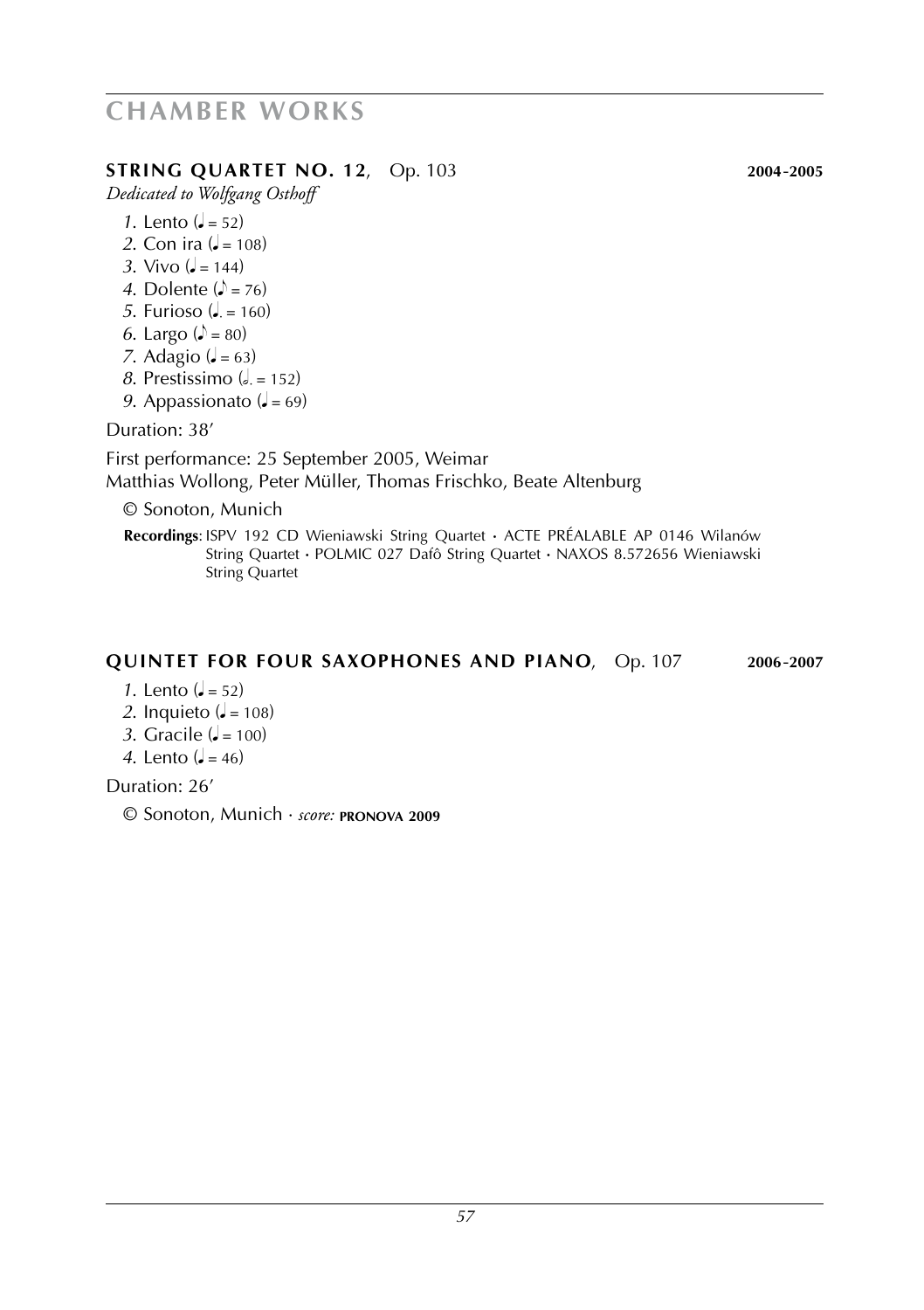# CHAMBER WORKS

## STRING QUARTET NO. 12, Op. 103 — 2004-2005

*Dedicated to Wolfgang Osthoff*

*1.* Lento (♩ = 52)
*2.* Con ira (♩ = 108)
*3.* Vivo (♩ = 144)
*4.* Dolente (♪ = 76)
*5.* Furioso (♩. = 160)
*6.* Largo (♪ = 80)
*7.* Adagio (♩ = 63)
*8.* Prestissimo (𝅗𝅥. = 152)
*9.* Appassionato (♩ = 69)

Duration: 38′

First performance: 25 September 2005, Weimar
Matthias Wollong, Peter Müller, Thomas Frischko, Beate Altenburg

© Sonoton, Munich

**Recordings**: ISPV 192 CD Wieniawski String Quartet • ACTE PRÉALABLE AP 0146 Wilanów String Quartet • POLMIC 027 Dafô String Quartet • NAXOS 8.572656 Wieniawski String Quartet

## QUINTET FOR FOUR SAXOPHONES AND PIANO, Op. 107 — 2006-2007

*1.* Lento (♩ = 52)
*2.* Inquieto (♩ = 108)
*3.* Gracile (♩ = 100)
*4.* Lento (♩ = 46)

Duration: 26′

© Sonoton, Munich · *score:* **PRONOVA 2009**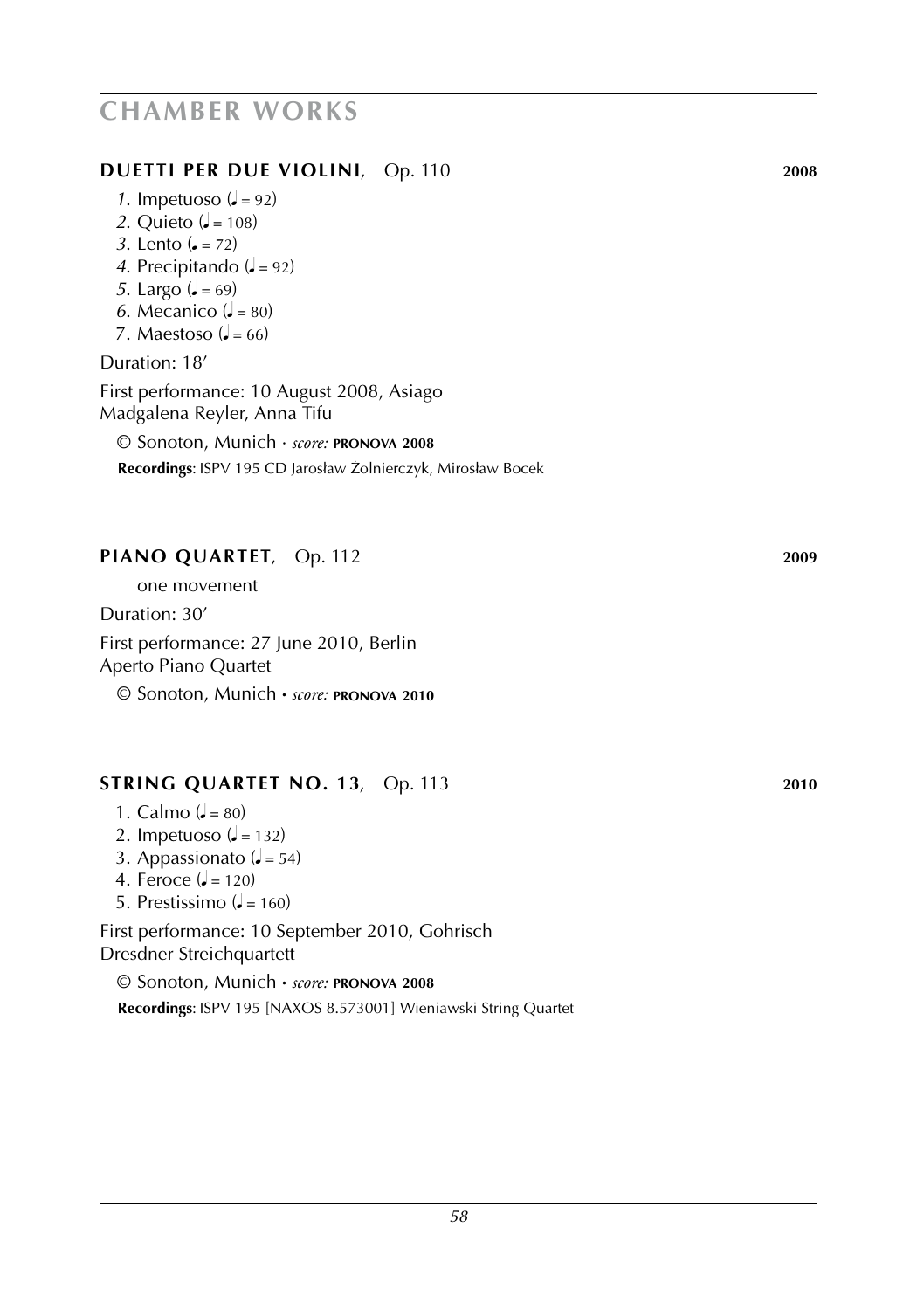# CHAMBER WORKS

### **DUETTI PER DUE VIOLINI**, Op. 110 — **2008**

*1.* Impetuoso (♩ = 92)
*2.* Quieto (♩ = 108)
*3.* Lento (♩ = 72)
*4.* Precipitando (♩ = 92)
*5.* Largo (♩ = 69)
*6.* Mecanico (♩ = 80)
7. Maestoso (♩ = 66)

Duration: 18′

First performance: 10 August 2008, Asiago
Madgalena Reyler, Anna Tifu

© Sonoton, Munich · *score:* **PRONOVA 2008**

**Recordings**: ISPV 195 CD Jarosław Żolnierczyk, Mirosław Bocek

### **PIANO QUARTET**, Op. 112 — **2009**

one movement

Duration: 30′

First performance: 27 June 2010, Berlin
Aperto Piano Quartet

© Sonoton, Munich · *score:* **PRONOVA 2010**

### **STRING QUARTET NO. 13**, Op. 113 — **2010**

1. Calmo (♩ = 80)
2. Impetuoso (♩ = 132)
3. Appassionato (♩ = 54)
4. Feroce (♩ = 120)
5. Prestissimo (♩ = 160)

First performance: 10 September 2010, Gohrisch
Dresdner Streichquartett

© Sonoton, Munich · *score:* **PRONOVA 2008**

**Recordings**: ISPV 195 [NAXOS 8.573001] Wieniawski String Quartet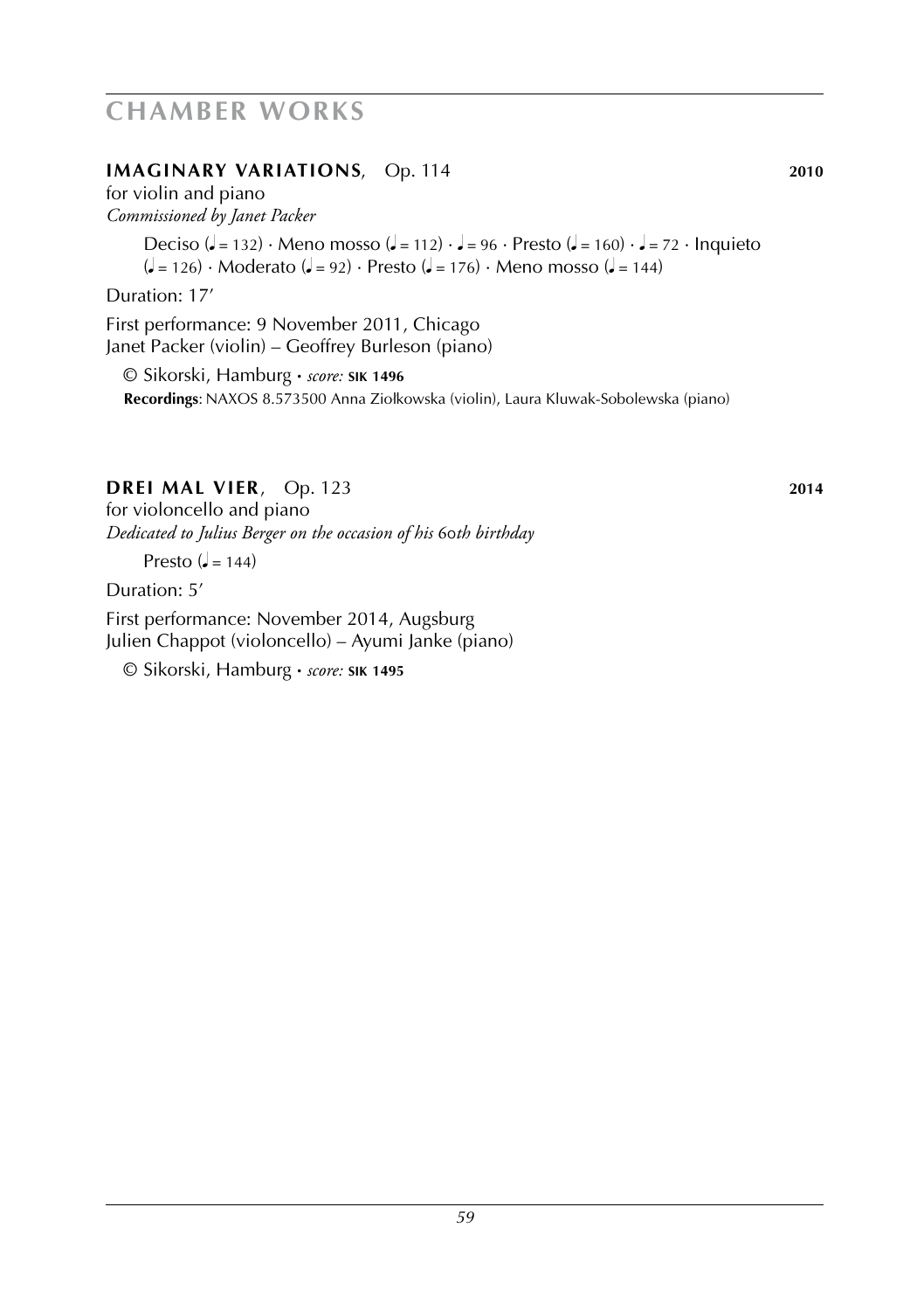# CHAMBER WORKS

### **IMAGINARY VARIATIONS**, Op. 114 **2010**

for violin and piano
*Commissioned by Janet Packer*

Deciso (♩ = 132) · Meno mosso (♩ = 112) · ♩ = 96 · Presto (♩ = 160) · ♩ = 72 · Inquieto (♩ = 126) · Moderato (♩ = 92) · Presto (♩ = 176) · Meno mosso (♩ = 144)

Duration: 17′

First performance: 9 November 2011, Chicago
Janet Packer (violin) – Geoffrey Burleson (piano)

© Sikorski, Hamburg · *score:* **SIK 1496**
**Recordings**: NAXOS 8.573500 Anna Ziolkowska (violin), Laura Kluwak-Sobolewska (piano)

### **DREI MAL VIER**, Op. 123 **2014**

for violoncello and piano
*Dedicated to Julius Berger on the occasion of his 60th birthday*

Presto (♩ = 144)

Duration: 5′

First performance: November 2014, Augsburg
Julien Chappot (violoncello) – Ayumi Janke (piano)

© Sikorski, Hamburg · *score:* **SIK 1495**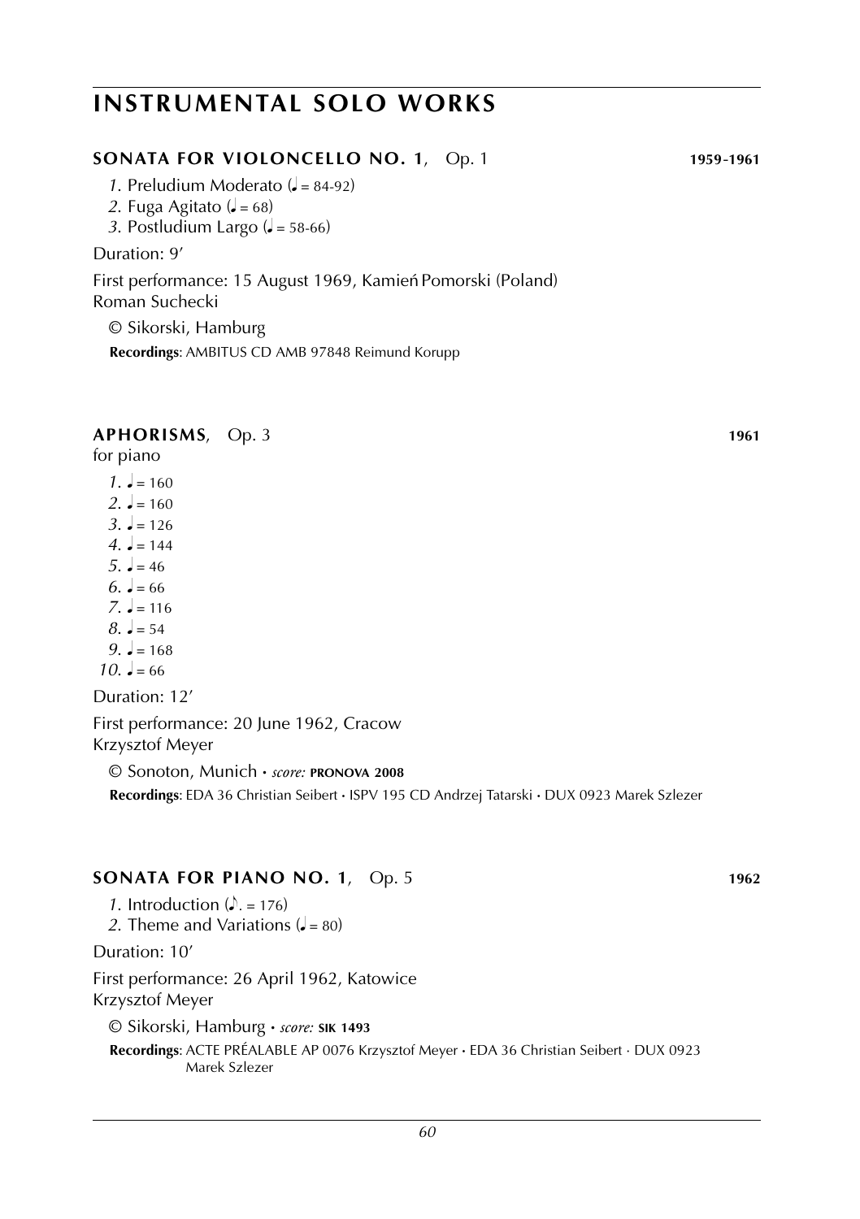# INSTRUMENTAL SOLO WORKS

### SONATA FOR VIOLONCELLO NO. 1, Op. 1 — 1959-1961

*1.* Preludium Moderato (♩ = 84-92)
*2.* Fuga Agitato (♩ = 68)
*3.* Postludium Largo (♩ = 58-66)

Duration: 9'

First performance: 15 August 1969, Kamień Pomorski (Poland)
Roman Suchecki

© Sikorski, Hamburg

**Recordings**: AMBITUS CD AMB 97848 Reimund Korupp

### APHORISMS, Op. 3 — 1961

for piano

*1.* ♩ = 160
*2.* ♩ = 160
*3.* ♩ = 126
*4.* ♩ = 144
*5.* ♩ = 46
*6.* ♩ = 66
*7.* ♩ = 116
*8.* ♩ = 54
*9.* ♩ = 168
*10.* ♩ = 66

Duration: 12'

First performance: 20 June 1962, Cracow
Krzysztof Meyer

© Sonoton, Munich • *score:* **PRONOVA 2008**

**Recordings**: EDA 36 Christian Seibert • ISPV 195 CD Andrzej Tatarski • DUX 0923 Marek Szlezer

### SONATA FOR PIANO NO. 1, Op. 5 — 1962

*1.* Introduction (♪. = 176)
*2.* Theme and Variations (♩ = 80)

Duration: 10'

First performance: 26 April 1962, Katowice
Krzysztof Meyer

© Sikorski, Hamburg • *score:* **SIK 1493**

**Recordings**: ACTE PRÉALABLE AP 0076 Krzysztof Meyer • EDA 36 Christian Seibert · DUX 0923 Marek Szlezer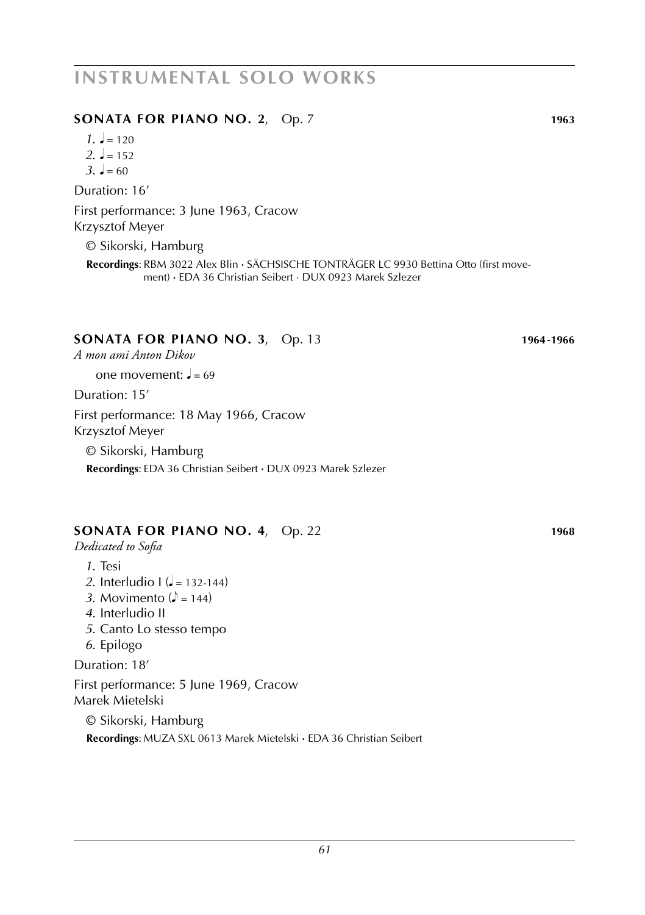# INSTRUMENTAL SOLO WORKS

### **SONATA FOR PIANO NO. 2**, Op. 7 — **1963**

*1.* ♩ = 120
*2.* ♩ = 152
*3.* ♩ = 60

Duration: 16′

First performance: 3 June 1963, Cracow
Krzysztof Meyer

© Sikorski, Hamburg

**Recordings**: RBM 3022 Alex Blin • SÄCHSISCHE TONTRÄGER LC 9930 Bettina Otto (first movement) • EDA 36 Christian Seibert · DUX 0923 Marek Szlezer

### **SONATA FOR PIANO NO. 3**, Op. 13 — **1964-1966**

*A mon ami Anton Dikov*

one movement: ♩ = 69

Duration: 15′

First performance: 18 May 1966, Cracow
Krzysztof Meyer

© Sikorski, Hamburg

**Recordings**: EDA 36 Christian Seibert • DUX 0923 Marek Szlezer

### **SONATA FOR PIANO NO. 4**, Op. 22 — **1968**

*Dedicated to Sofia*

*1.* Tesi
*2.* Interludio I (♩ = 132-144)
*3.* Movimento (♪ = 144)
*4.* Interludio II
*5.* Canto Lo stesso tempo
*6.* Epilogo

Duration: 18′

First performance: 5 June 1969, Cracow
Marek Mietelski

© Sikorski, Hamburg

**Recordings**: MUZA SXL 0613 Marek Mietelski • EDA 36 Christian Seibert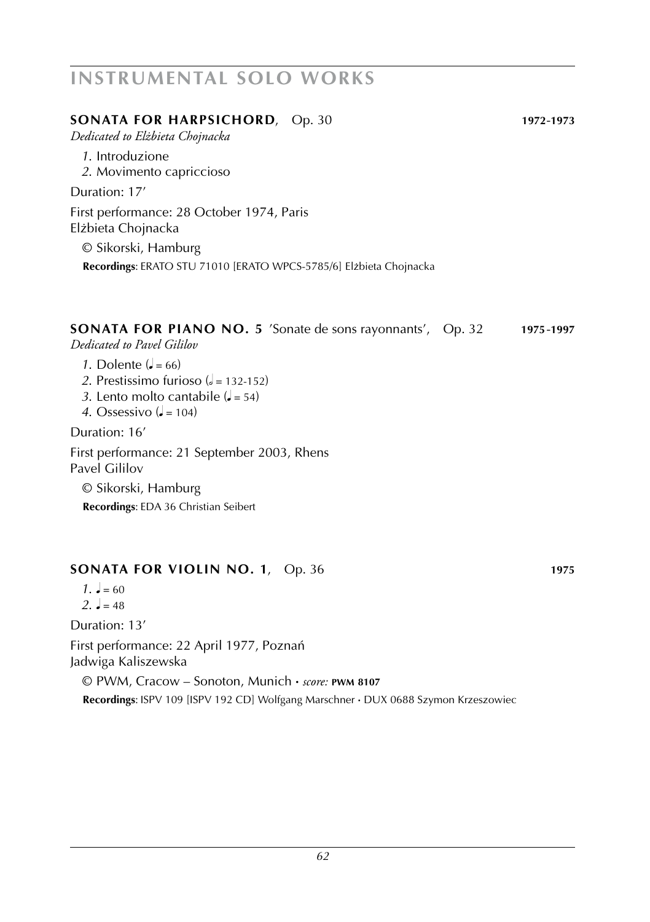# INSTRUMENTAL SOLO WORKS

## SONATA FOR HARPSICHORD, Op. 30 — 1972-1973

*Dedicated to Elżbieta Chojnacka*

*1.* Introduzione
*2.* Movimento capriccioso

Duration: 17'

First performance: 28 October 1974, Paris
Elżbieta Chojnacka

© Sikorski, Hamburg

**Recordings**: ERATO STU 71010 [ERATO WPCS-5785/6] Elżbieta Chojnacka

## SONATA FOR PIANO NO. 5 'Sonate de sons rayonnants', Op. 32 — 1975-1997

*Dedicated to Pavel Gililov*

*1.* Dolente (♩ = 66)
*2.* Prestissimo furioso (𝅗𝅥 = 132-152)
*3.* Lento molto cantabile (♩ = 54)
*4.* Ossessivo (♩ = 104)

Duration: 16'

First performance: 21 September 2003, Rhens
Pavel Gililov

© Sikorski, Hamburg

**Recordings**: EDA 36 Christian Seibert

## SONATA FOR VIOLIN NO. 1, Op. 36 — 1975

*1.* ♩ = 60
*2.* ♩ = 48

Duration: 13'

First performance: 22 April 1977, Poznań
Jadwiga Kaliszewska

© PWM, Cracow – Sonoton, Munich • *score:* **PWM 8107**

**Recordings**: ISPV 109 [ISPV 192 CD] Wolfgang Marschner • DUX 0688 Szymon Krzeszowiec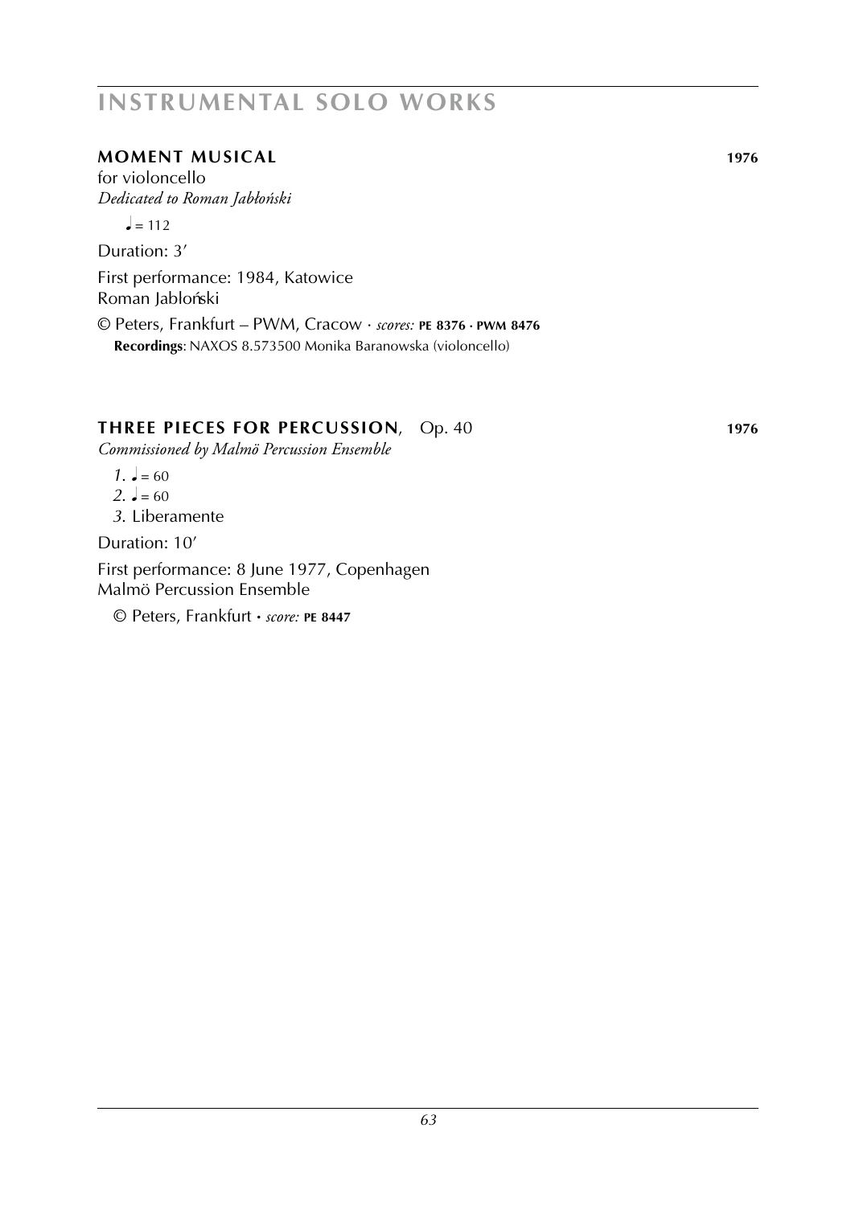## MOMENT MUSICAL **1976**

for violoncello
*Dedicated to Roman Jabłoński*

♩ = 112

Duration: 3'

First performance: 1984, Katowice
Roman Jabloński

© Peters, Frankfurt – PWM, Cracow · *scores:* **PE 8376 · PWM 8476**
**Recordings**: NAXOS 8.573500 Monika Baranowska (violoncello)

## THREE PIECES FOR PERCUSSION, Op. 40 **1976**

*Commissioned by Malmö Percussion Ensemble*

*1.* ♩ = 60
*2.* ♩ = 60
*3.* Liberamente

Duration: 10'

First performance: 8 June 1977, Copenhagen
Malmö Percussion Ensemble

© Peters, Frankfurt · *score:* **PE 8447**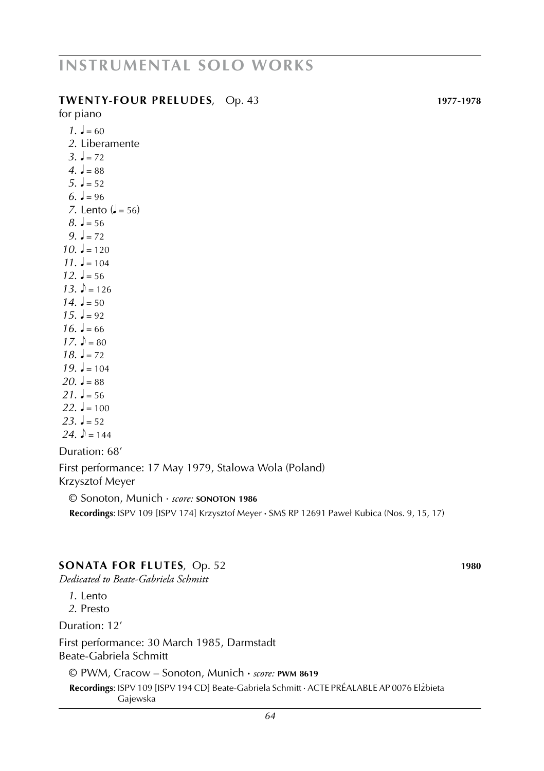# INSTRUMENTAL SOLO WORKS

**TWENTY-FOUR PRELUDES**, Op. 43 **1977-1978**

for piano

*1.* ♩ = 60
*2.* Liberamente
*3.* ♩ = 72
*4.* ♩ = 88
*5.* ♩ = 52
*6.* ♩ = 96
*7.* Lento (♩ = 56)
*8.* ♩ = 56
*9.* ♩ = 72
*10.* ♩ = 120
*11.* ♩ = 104
*12.* ♩ = 56
*13.* ♪ = 126
*14.* ♩ = 50
*15.* ♩ = 92
*16.* ♩ = 66
*17.* ♪ = 80
*18.* ♩ = 72
*19.* ♩ = 104
*20.* ♩ = 88
*21.* ♩ = 56
*22.* ♩ = 100
*23.* ♩ = 52
*24.* ♪ = 144

Duration: 68′

First performance: 17 May 1979, Stalowa Wola (Poland)
Krzysztof Meyer

© Sonoton, Munich · *score:* **SONOTON 1986**

**Recordings**: ISPV 109 [ISPV 174] Krzysztof Meyer • SMS RP 12691 Paweł Kubica (Nos. 9, 15, 17)

**SONATA FOR FLUTES**, Op. 52 **1980**

*Dedicated to Beate-Gabriela Schmitt*

*1.* Lento
*2.* Presto

Duration: 12′

First performance: 30 March 1985, Darmstadt
Beate-Gabriela Schmitt

© PWM, Cracow – Sonoton, Munich • *score:* **PWM 8619**

**Recordings**: ISPV 109 [ISPV 194 CD] Beate-Gabriela Schmitt · ACTE PRÉALABLE AP 0076 Elżbieta Gajewska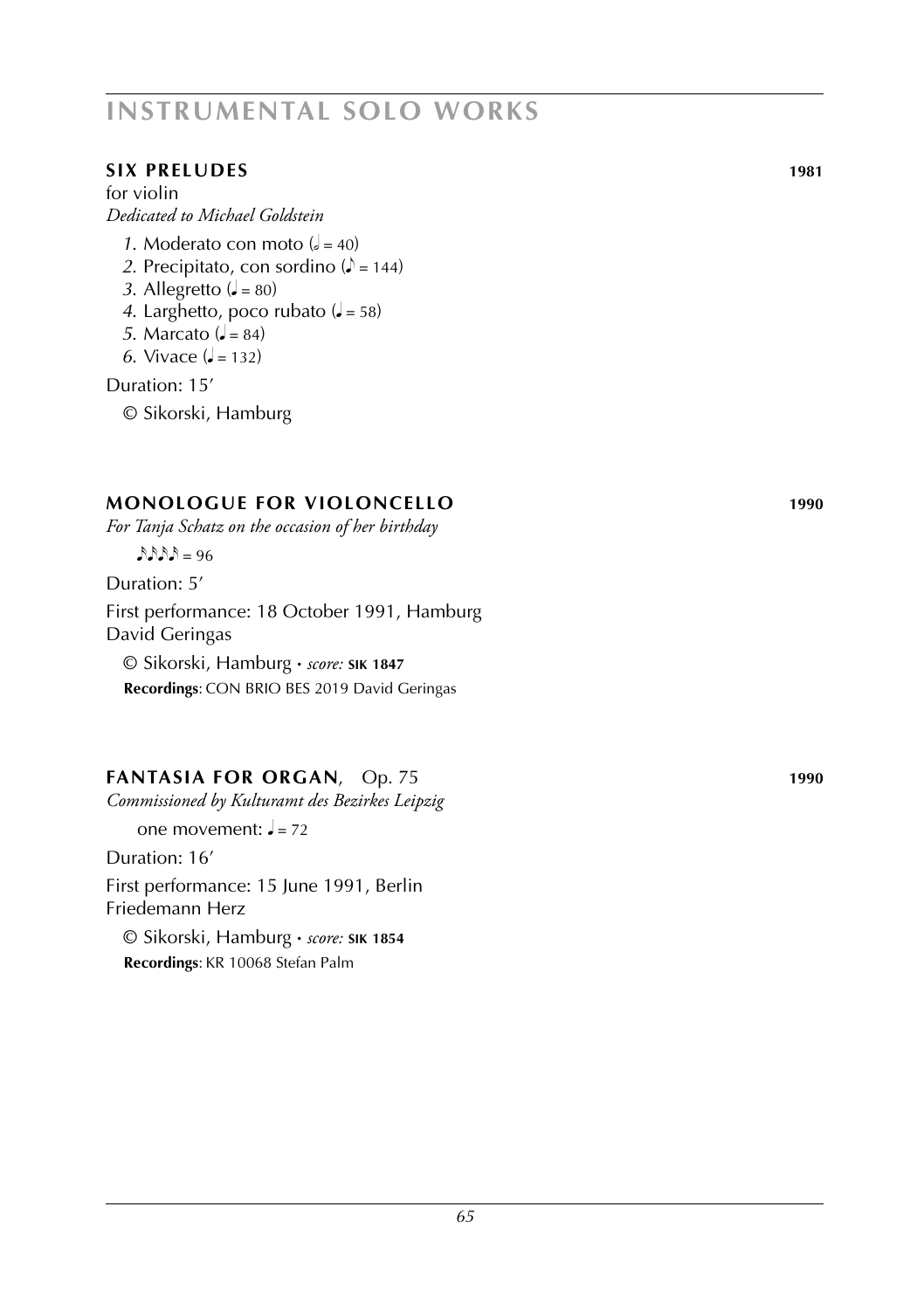# INSTRUMENTAL SOLO WORKS

## SIX PRELUDES 1981

for violin
*Dedicated to Michael Goldstein*

*1.* Moderato con moto (𝅗𝅥 = 40)
*2.* Precipitato, con sordino (♪ = 144)
*3.* Allegretto (♩ = 80)
*4.* Larghetto, poco rubato (♩ = 58)
*5.* Marcato (♩ = 84)
*6.* Vivace (♩ = 132)

Duration: 15′

© Sikorski, Hamburg

## MONOLOGUE FOR VIOLONCELLO 1990

*For Tanja Schatz on the occasion of her birthday*

♪♪♪♪ = 96

Duration: 5′

First performance: 18 October 1991, Hamburg
David Geringas

© Sikorski, Hamburg • *score:* **SIK 1847**
**Recordings**: CON BRIO BES 2019 David Geringas

## FANTASIA FOR ORGAN, Op. 75 1990

*Commissioned by Kulturamt des Bezirkes Leipzig*

one movement: ♩ = 72

Duration: 16′

First performance: 15 June 1991, Berlin
Friedemann Herz

© Sikorski, Hamburg • *score:* **SIK 1854**
**Recordings**: KR 10068 Stefan Palm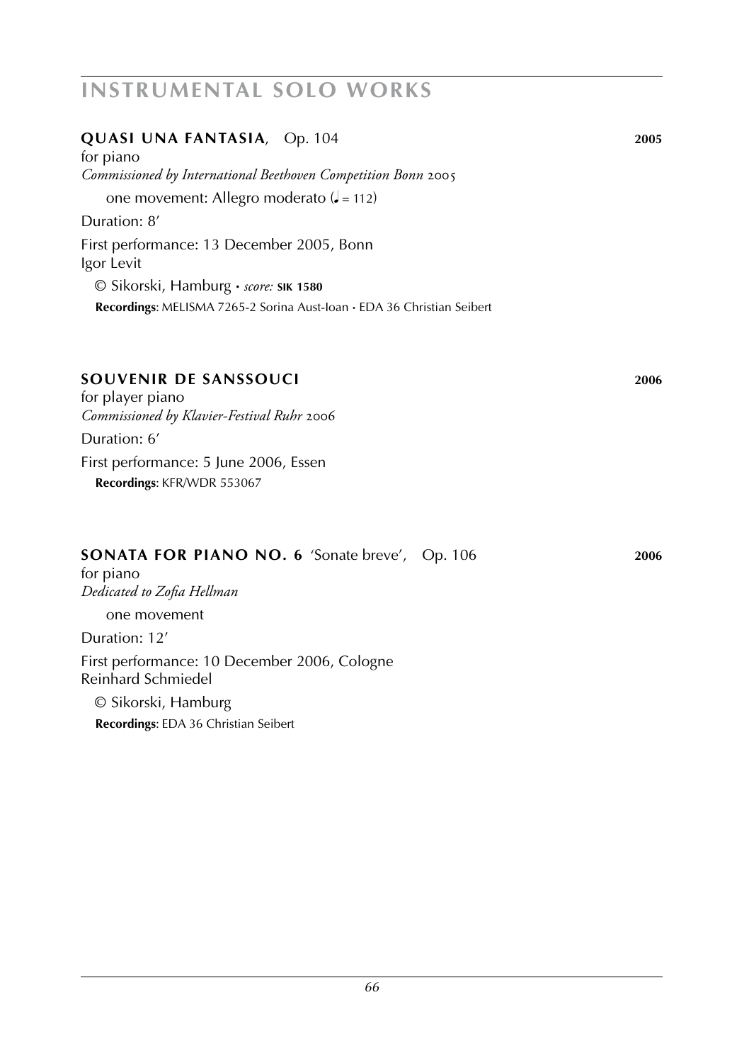# INSTRUMENTAL SOLO WORKS

### QUASI UNA FANTASIA, Op. 104 **2005**

for piano
*Commissioned by International Beethoven Competition Bonn 2005*

one movement: Allegro moderato (♩ = 112)

Duration: 8′

First performance: 13 December 2005, Bonn
Igor Levit

© Sikorski, Hamburg · *score:* **SIK 1580**

**Recordings**: MELISMA 7265-2 Sorina Aust-Ioan · EDA 36 Christian Seibert

### SOUVENIR DE SANSSOUCI **2006**

for player piano
*Commissioned by Klavier-Festival Ruhr 2006*

Duration: 6′

First performance: 5 June 2006, Essen

**Recordings**: KFR/WDR 553067

### SONATA FOR PIANO NO. 6 'Sonate breve', Op. 106 **2006**

for piano
*Dedicated to Zofia Hellman*

one movement

Duration: 12′

First performance: 10 December 2006, Cologne
Reinhard Schmiedel

© Sikorski, Hamburg

**Recordings**: EDA 36 Christian Seibert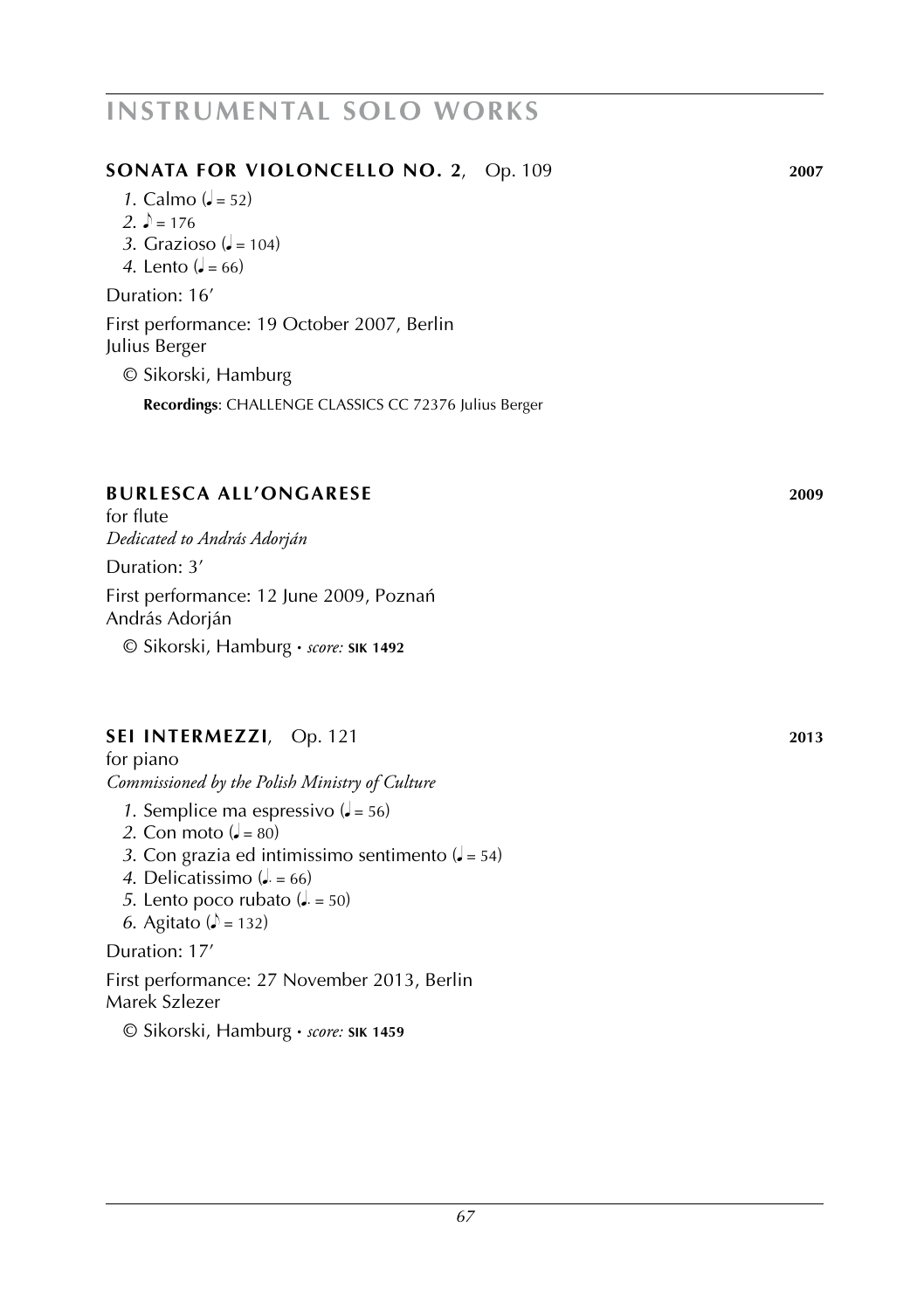# INSTRUMENTAL SOLO WORKS

## SONATA FOR VIOLONCELLO NO. 2, Op. 109 — 2007

*1.* Calmo (♩ = 52)
*2.* ♪ = 176
*3.* Grazioso (♩ = 104)
*4.* Lento (♩ = 66)

Duration: 16′

First performance: 19 October 2007, Berlin
Julius Berger

© Sikorski, Hamburg

**Recordings**: CHALLENGE CLASSICS CC 72376 Julius Berger

## BURLESCA ALL'ONGARESE — 2009

for flute
*Dedicated to András Adorján*

Duration: 3′

First performance: 12 June 2009, Poznań
András Adorján

© Sikorski, Hamburg • *score:* **SIK 1492**

## SEI INTERMEZZI, Op. 121 — 2013

for piano
*Commissioned by the Polish Ministry of Culture*

*1.* Semplice ma espressivo (♩ = 56)
*2.* Con moto (♩ = 80)
*3.* Con grazia ed intimissimo sentimento (♩ = 54)
*4.* Delicatissimo (♩. = 66)
*5.* Lento poco rubato (♩. = 50)
*6.* Agitato (♪ = 132)

Duration: 17′

First performance: 27 November 2013, Berlin
Marek Szlezer

© Sikorski, Hamburg • *score:* **SIK 1459**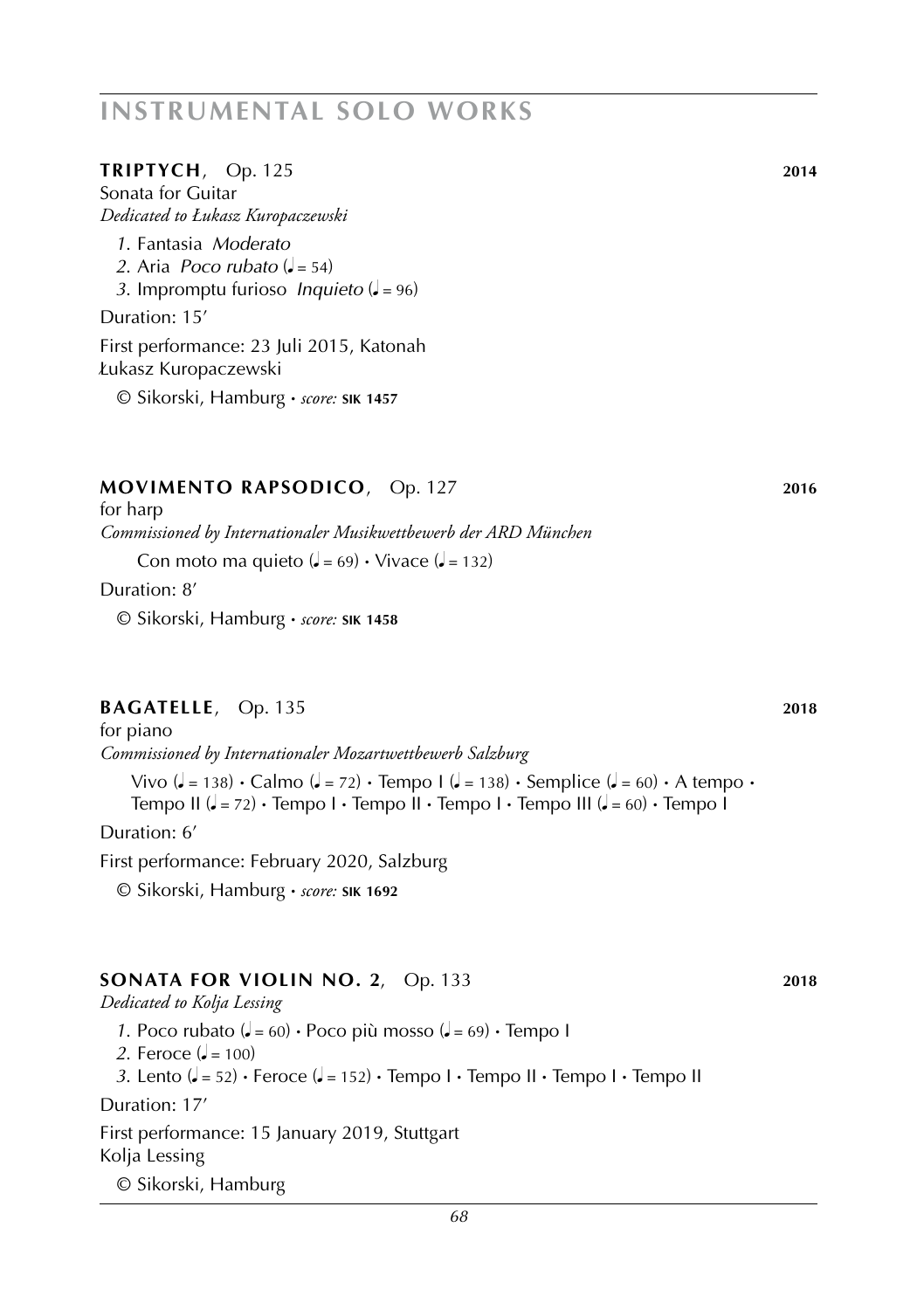# INSTRUMENTAL SOLO WORKS

**TRIPTYCH**, Op. 125 **2014**

Sonata for Guitar

*Dedicated to Łukasz Kuropaczewski*

*1.* Fantasia *Moderato*
*2.* Aria *Poco rubato* (♩ = 54)
*3.* Impromptu furioso *Inquieto* (♩ = 96)

Duration: 15′

First performance: 23 Juli 2015, Katonah
Łukasz Kuropaczewski

© Sikorski, Hamburg · *score:* **SIK 1457**

**MOVIMENTO RAPSODICO**, Op. 127 **2016**

for harp

*Commissioned by Internationaler Musikwettbewerb der ARD München*

Con moto ma quieto (♩ = 69) · Vivace (♩ = 132)

Duration: 8′

© Sikorski, Hamburg · *score:* **SIK 1458**

**BAGATELLE**, Op. 135 **2018**

for piano

*Commissioned by Internationaler Mozartwettbewerb Salzburg*

Vivo (♩ = 138) · Calmo (♩ = 72) · Tempo I (♩ = 138) · Semplice (♩ = 60) · A tempo · Tempo II (♩ = 72) · Tempo I · Tempo II · Tempo I · Tempo III (♩ = 60) · Tempo I

Duration: 6′

First performance: February 2020, Salzburg

© Sikorski, Hamburg · *score:* **SIK 1692**

**SONATA FOR VIOLIN NO. 2**, Op. 133 **2018**

*Dedicated to Kolja Lessing*

*1.* Poco rubato (♩ = 60) · Poco più mosso (♩ = 69) · Tempo I
*2.* Feroce (♩ = 100)
*3.* Lento (♩ = 52) · Feroce (♩ = 152) · Tempo I · Tempo II · Tempo I · Tempo II

Duration: 17′

First performance: 15 January 2019, Stuttgart
Kolja Lessing

© Sikorski, Hamburg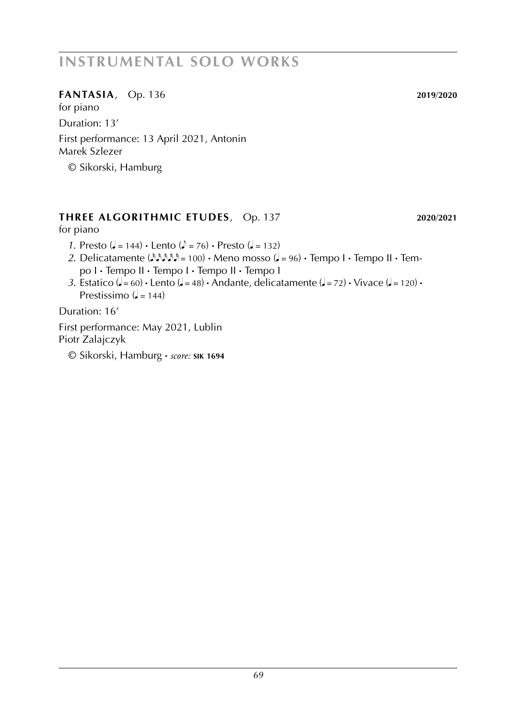# INSTRUMENTAL SOLO WORKS

**FANTASIA**, Op. 136 **2019/2020**

for piano

Duration: 13’

First performance: 13 April 2021, Antonin Marek Szlezer

© Sikorski, Hamburg

**THREE ALGORITHMIC ETUDES**, Op. 137 **2020/2021**

for piano

*1.* Presto (♩ = 144) • Lento (♪ = 76) • Presto (♩ = 132)
*2.* Delicatamente (♪♪♪♪♪ = 100) • Meno mosso (♩ = 96) • Tempo I • Tempo II • Tempo I • Tempo II • Tempo I • Tempo II • Tempo I
*3.* Estatico (♩ = 60) • Lento (♩ = 48) • Andante, delicatamente (♩ = 72) • Vivace (♩ = 120) • Prestissimo (♩ = 144)

Duration: 16’

First performance: May 2021, Lublin
Piotr Zalajczyk

© Sikorski, Hamburg • *score:* **SIK 1694**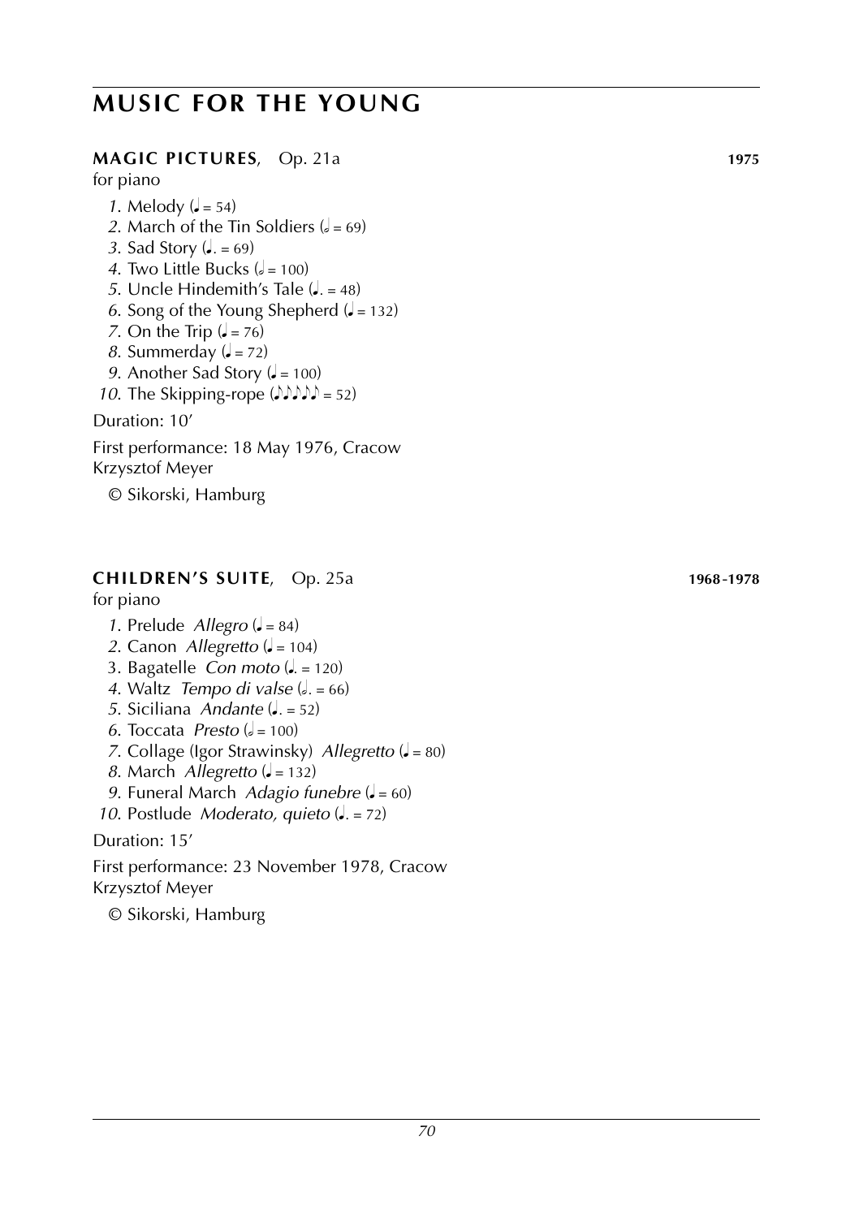# MUSIC FOR THE YOUNG

## MAGIC PICTURES, Op. 21a — 1975

for piano

*1*. Melody (♩ = 54)
*2*. March of the Tin Soldiers (𝅗𝅥 = 69)
*3*. Sad Story (♩. = 69)
*4*. Two Little Bucks (𝅗𝅥 = 100)
*5*. Uncle Hindemith's Tale (♩. = 48)
*6*. Song of the Young Shepherd (♩ = 132)
*7*. On the Trip (♩ = 76)
*8*. Summerday (♩ = 72)
*9*. Another Sad Story (♩ = 100)
*10*. The Skipping-rope (♪♪♪♪♪ = 52)

Duration: 10'

First performance: 18 May 1976, Cracow
Krzysztof Meyer

© Sikorski, Hamburg

## CHILDREN'S SUITE, Op. 25a — 1968-1978

for piano

*1*. Prelude *Allegro* (♩ = 84)
*2*. Canon *Allegretto* (♩ = 104)
3. Bagatelle *Con moto* (♩. = 120)
*4*. Waltz *Tempo di valse* (𝅗𝅥. = 66)
*5*. Siciliana *Andante* (♩. = 52)
*6*. Toccata *Presto* (𝅗𝅥 = 100)
*7*. Collage (Igor Strawinsky) *Allegretto* (♩ = 80)
*8*. March *Allegretto* (♩ = 132)
*9*. Funeral March *Adagio funebre* (♩ = 60)
*10*. Postlude *Moderato, quieto* (♩. = 72)

Duration: 15'

First performance: 23 November 1978, Cracow
Krzysztof Meyer

© Sikorski, Hamburg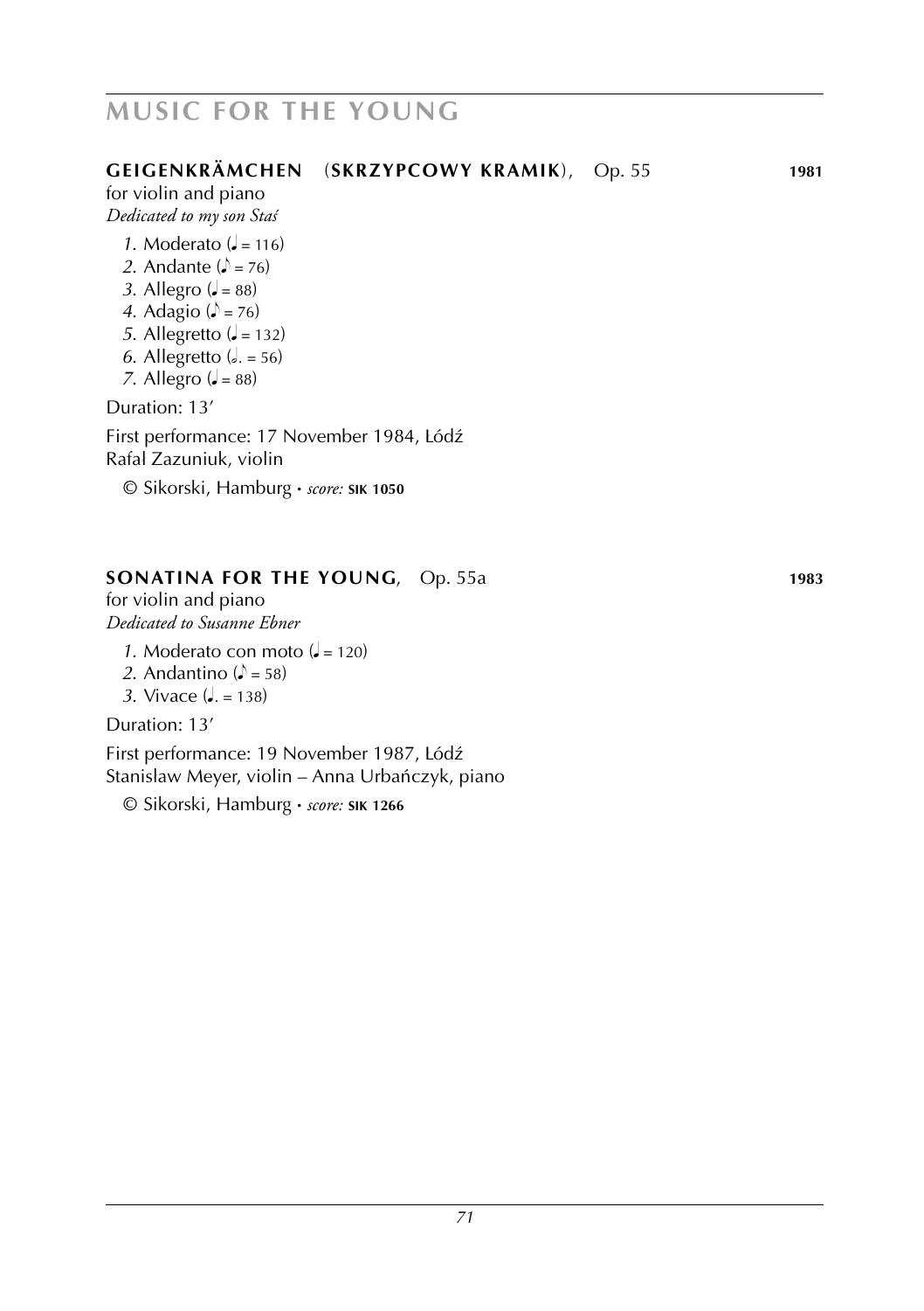## MUSIC FOR THE YOUNG

### GEIGENKRÄMCHEN (SKRZYPCOWY KRAMIK), Op. 55 — 1981

for violin and piano
*Dedicated to my son Staś*

*1.* Moderato (♩ = 116)
*2.* Andante (♪ = 76)
*3.* Allegro (♩ = 88)
*4.* Adagio (♪ = 76)
*5.* Allegretto (♩ = 132)
*6.* Allegretto (𝅗𝅥. = 56)
*7.* Allegro (♩ = 88)

Duration: 13′

First performance: 17 November 1984, Lódź
Rafal Zazuniuk, violin

© Sikorski, Hamburg · *score:* **SIK 1050**

### SONATINA FOR THE YOUNG, Op. 55a — 1983

for violin and piano
*Dedicated to Susanne Ebner*

*1.* Moderato con moto (♩ = 120)
*2.* Andantino (♪ = 58)
*3.* Vivace (♩. = 138)

Duration: 13′

First performance: 19 November 1987, Lódź
Stanislaw Meyer, violin – Anna Urbańczyk, piano

© Sikorski, Hamburg · *score:* **SIK 1266**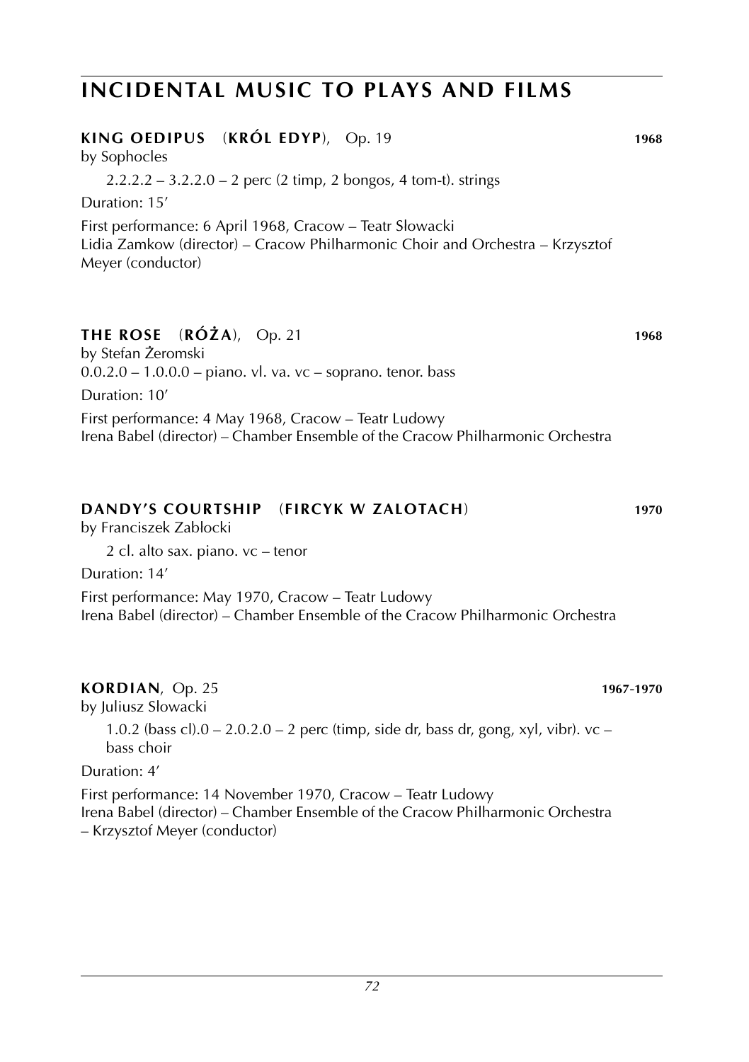# INCIDENTAL MUSIC TO PLAYS AND FILMS

### KING OEDIPUS (KRÓL EDYP), Op. 19 — 1968

by Sophocles

2.2.2.2 – 3.2.2.0 – 2 perc (2 timp, 2 bongos, 4 tom-t). strings

Duration: 15'

First performance: 6 April 1968, Cracow – Teatr Slowacki
Lidia Zamkow (director) – Cracow Philharmonic Choir and Orchestra – Krzysztof Meyer (conductor)

### THE ROSE (RÓŻA), Op. 21 — 1968

by Stefan Żeromski
0.0.2.0 – 1.0.0.0 – piano. vl. va. vc – soprano. tenor. bass

Duration: 10'

First performance: 4 May 1968, Cracow – Teatr Ludowy
Irena Babel (director) – Chamber Ensemble of the Cracow Philharmonic Orchestra

### DANDY'S COURTSHIP (FIRCYK W ZALOTACH) — 1970

by Franciszek Zablocki

2 cl. alto sax. piano. vc – tenor

Duration: 14'

First performance: May 1970, Cracow – Teatr Ludowy
Irena Babel (director) – Chamber Ensemble of the Cracow Philharmonic Orchestra

### KORDIAN, Op. 25 — 1967-1970

by Juliusz Slowacki

1.0.2 (bass cl).0 – 2.0.2.0 – 2 perc (timp, side dr, bass dr, gong, xyl, vibr). vc – bass choir

Duration: 4'

First performance: 14 November 1970, Cracow – Teatr Ludowy
Irena Babel (director) – Chamber Ensemble of the Cracow Philharmonic Orchestra – Krzysztof Meyer (conductor)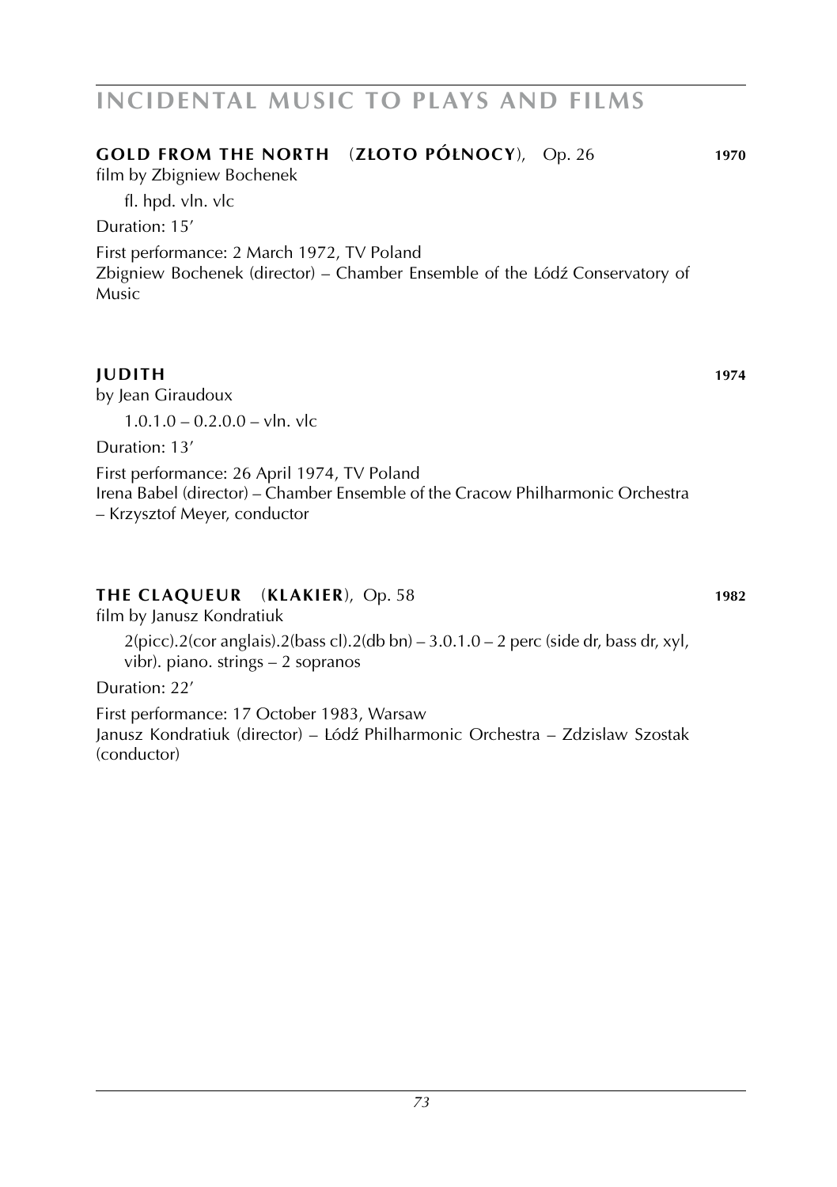# INCIDENTAL MUSIC TO PLAYS AND FILMS

### GOLD FROM THE NORTH (ZŁOTO PÓŁNOCY), Op. 26 — 1970

film by Zbigniew Bochenek

fl. hpd. vln. vlc

Duration: 15'

First performance: 2 March 1972, TV Poland
Zbigniew Bochenek (director) – Chamber Ensemble of the Lódź Conservatory of Music

### JUDITH — 1974

by Jean Giraudoux

1.0.1.0 – 0.2.0.0 – vln. vlc

Duration: 13'

First performance: 26 April 1974, TV Poland
Irena Babel (director) – Chamber Ensemble of the Cracow Philharmonic Orchestra – Krzysztof Meyer, conductor

### THE CLAQUEUR (KLAKIER), Op. 58 — 1982

film by Janusz Kondratiuk

2(picc).2(cor anglais).2(bass cl).2(db bn) – 3.0.1.0 – 2 perc (side dr, bass dr, xyl, vibr). piano. strings – 2 sopranos

Duration: 22'

First performance: 17 October 1983, Warsaw
Janusz Kondratiuk (director) – Lódź Philharmonic Orchestra – Zdzislaw Szostak (conductor)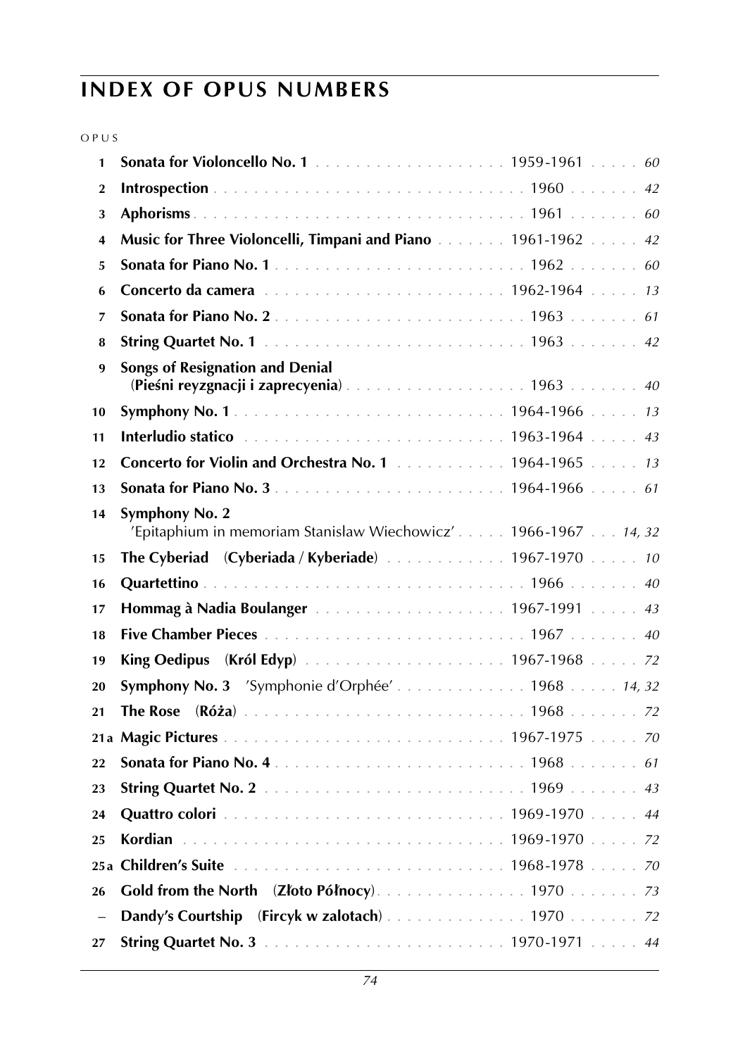## INDEX OF OPUS NUMBERS

| OPUS | | | |
|---|---|---|---|
| 1 | **Sonata for Violoncello No. 1** | 1959-1961 | *60* |
| 2 | **Introspection** | 1960 | *42* |
| 3 | **Aphorisms** | 1961 | *60* |
| 4 | **Music for Three Violoncelli, Timpani and Piano** | 1961-1962 | *42* |
| 5 | **Sonata for Piano No. 1** | 1962 | *60* |
| 6 | **Concerto da camera** | 1962-1964 | *13* |
| 7 | **Sonata for Piano No. 2** | 1963 | *61* |
| 8 | **String Quartet No. 1** | 1963 | *42* |
| 9 | **Songs of Resignation and Denial** (**Pieśni reyzgnacji i zaprecyenia**) | 1963 | *40* |
| 10 | **Symphony No. 1** | 1964-1966 | *13* |
| 11 | **Interludio statico** | 1963-1964 | *43* |
| 12 | **Concerto for Violin and Orchestra No. 1** | 1964-1965 | *13* |
| 13 | **Sonata for Piano No. 3** | 1964-1966 | *61* |
| 14 | **Symphony No. 2** 'Epitaphium in memoriam Stanisław Wiechowicz' | 1966-1967 | *14, 32* |
| 15 | **The Cyberiad** (**Cyberiada / Kyberiade**) | 1967-1970 | *10* |
| 16 | **Quartettino** | 1966 | *40* |
| 17 | **Hommag à Nadia Boulanger** | 1967-1991 | *43* |
| 18 | **Five Chamber Pieces** | 1967 | *40* |
| 19 | **King Oedipus** (**Król Edyp**) | 1967-1968 | *72* |
| 20 | **Symphony No. 3** 'Symphonie d'Orphée' | 1968 | *14, 32* |
| 21 | **The Rose** (**Róża**) | 1968 | *72* |
| 21a | **Magic Pictures** | 1967-1975 | *70* |
| 22 | **Sonata for Piano No. 4** | 1968 | *61* |
| 23 | **String Quartet No. 2** | 1969 | *43* |
| 24 | **Quattro colori** | 1969-1970 | *44* |
| 25 | **Kordian** | 1969-1970 | *72* |
| 25a | **Children's Suite** | 1968-1978 | *70* |
| 26 | **Gold from the North** (**Złoto Północy**) | 1970 | *73* |
| – | **Dandy's Courtship** (**Fircyk w zalotach**) | 1970 | *72* |
| 27 | **String Quartet No. 3** | 1970-1971 | *44* |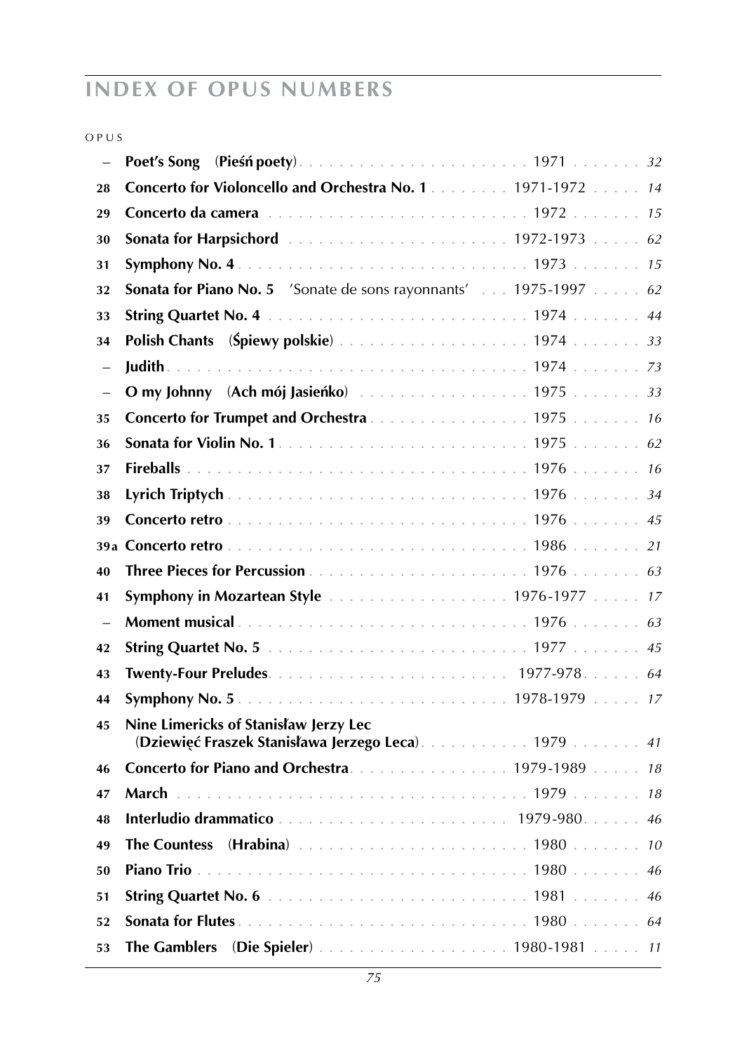# INDEX OF OPUS NUMBERS

| OPUS | Title | Year | Page |
|---|---|---|---|
| – | **Poet's Song** (**Pieśń poety**) | 1971 | *32* |
| 28 | **Concerto for Violoncello and Orchestra No. 1** | 1971-1972 | *14* |
| 29 | **Concerto da camera** | 1972 | *15* |
| 30 | **Sonata for Harpsichord** | 1972-1973 | *62* |
| 31 | **Symphony No. 4** | 1973 | *15* |
| 32 | **Sonata for Piano No. 5** 'Sonate de sons rayonnants' | 1975-1997 | *62* |
| 33 | **String Quartet No. 4** | 1974 | *44* |
| 34 | **Polish Chants** (**Śpiewy polskie**) | 1974 | *33* |
| – | **Judith** | 1974 | *73* |
| – | **O my Johnny** (**Ach mój Jasieńko**) | 1975 | *33* |
| 35 | **Concerto for Trumpet and Orchestra** | 1975 | *16* |
| 36 | **Sonata for Violin No. 1** | 1975 | *62* |
| 37 | **Fireballs** | 1976 | *16* |
| 38 | **Lyrich Triptych** | 1976 | *34* |
| 39 | **Concerto retro** | 1976 | *45* |
| 39a | **Concerto retro** | 1986 | *21* |
| 40 | **Three Pieces for Percussion** | 1976 | *63* |
| 41 | **Symphony in Mozartean Style** | 1976-1977 | *17* |
| – | **Moment musical** | 1976 | *63* |
| 42 | **String Quartet No. 5** | 1977 | *45* |
| 43 | **Twenty-Four Preludes** | 1977-978 | *64* |
| 44 | **Symphony No. 5** | 1978-1979 | *17* |
| 45 | **Nine Limericks of Stanisław Jerzy Lec** (**Dziewięć Fraszek Stanisława Jerzego Leca**) | 1979 | *41* |
| 46 | **Concerto for Piano and Orchestra** | 1979-1989 | *18* |
| 47 | **March** | 1979 | *18* |
| 48 | **Interludio drammatico** | 1979-980 | *46* |
| 49 | **The Countess** (**Hrabina**) | 1980 | *10* |
| 50 | **Piano Trio** | 1980 | *46* |
| 51 | **String Quartet No. 6** | 1981 | *46* |
| 52 | **Sonata for Flutes** | 1980 | *64* |
| 53 | **The Gamblers** (**Die Spieler**) | 1980-1981 | *11* |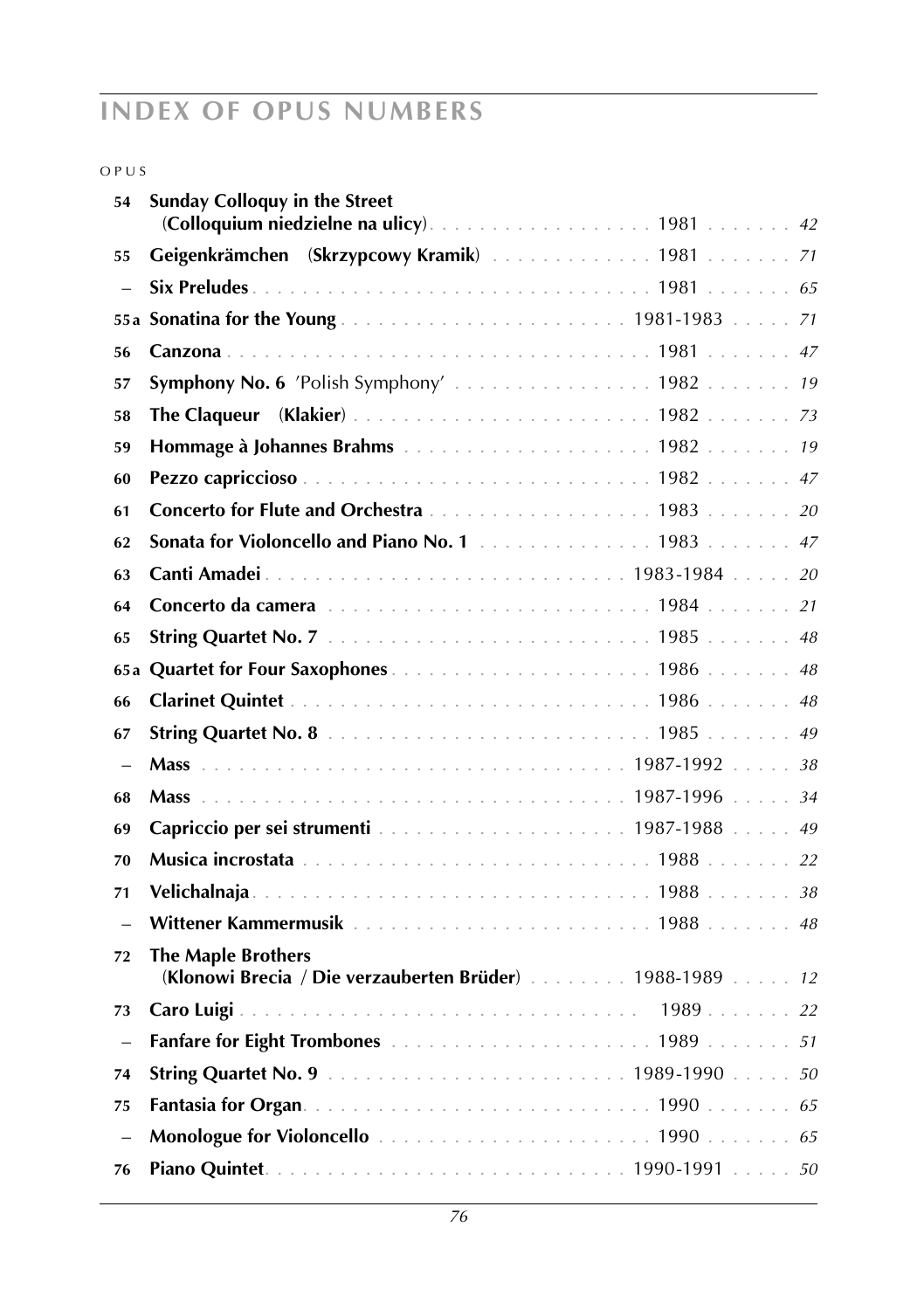## INDEX OF OPUS NUMBERS

| OPUS | Title | Year | Page |
|---|---|---|---|
| 54 | **Sunday Colloquy in the Street** (**Colloquium niedzielne na ulicy**) | 1981 | *42* |
| 55 | **Geigenkrämchen** (**Skrzypcowy Kramik**) | 1981 | *71* |
| – | **Six Preludes** | 1981 | *65* |
| 55a | **Sonatina for the Young** | 1981-1983 | *71* |
| 56 | **Canzona** | 1981 | *47* |
| 57 | **Symphony No. 6** 'Polish Symphony' | 1982 | *19* |
| 58 | **The Claqueur** (**Klakier**) | 1982 | *73* |
| 59 | **Hommage à Johannes Brahms** | 1982 | *19* |
| 60 | **Pezzo capriccioso** | 1982 | *47* |
| 61 | **Concerto for Flute and Orchestra** | 1983 | *20* |
| 62 | **Sonata for Violoncello and Piano No. 1** | 1983 | *47* |
| 63 | **Canti Amadei** | 1983-1984 | *20* |
| 64 | **Concerto da camera** | 1984 | *21* |
| 65 | **String Quartet No. 7** | 1985 | *48* |
| 65a | **Quartet for Four Saxophones** | 1986 | *48* |
| 66 | **Clarinet Quintet** | 1986 | *48* |
| 67 | **String Quartet No. 8** | 1985 | *49* |
| – | **Mass** | 1987-1992 | *38* |
| 68 | **Mass** | 1987-1996 | *34* |
| 69 | **Capriccio per sei strumenti** | 1987-1988 | *49* |
| 70 | **Musica incrostata** | 1988 | *22* |
| 71 | **Velichalnaja** | 1988 | *38* |
| – | **Wittener Kammermusik** | 1988 | *48* |
| 72 | **The Maple Brothers** (**Klonowi Brecia** / **Die verzauberten Brüder**) | 1988-1989 | *12* |
| 73 | **Caro Luigi** | 1989 | *22* |
| – | **Fanfare for Eight Trombones** | 1989 | *51* |
| 74 | **String Quartet No. 9** | 1989-1990 | *50* |
| 75 | **Fantasia for Organ** | 1990 | *65* |
| – | **Monologue for Violoncello** | 1990 | *65* |
| 76 | **Piano Quintet** | 1990-1991 | *50* |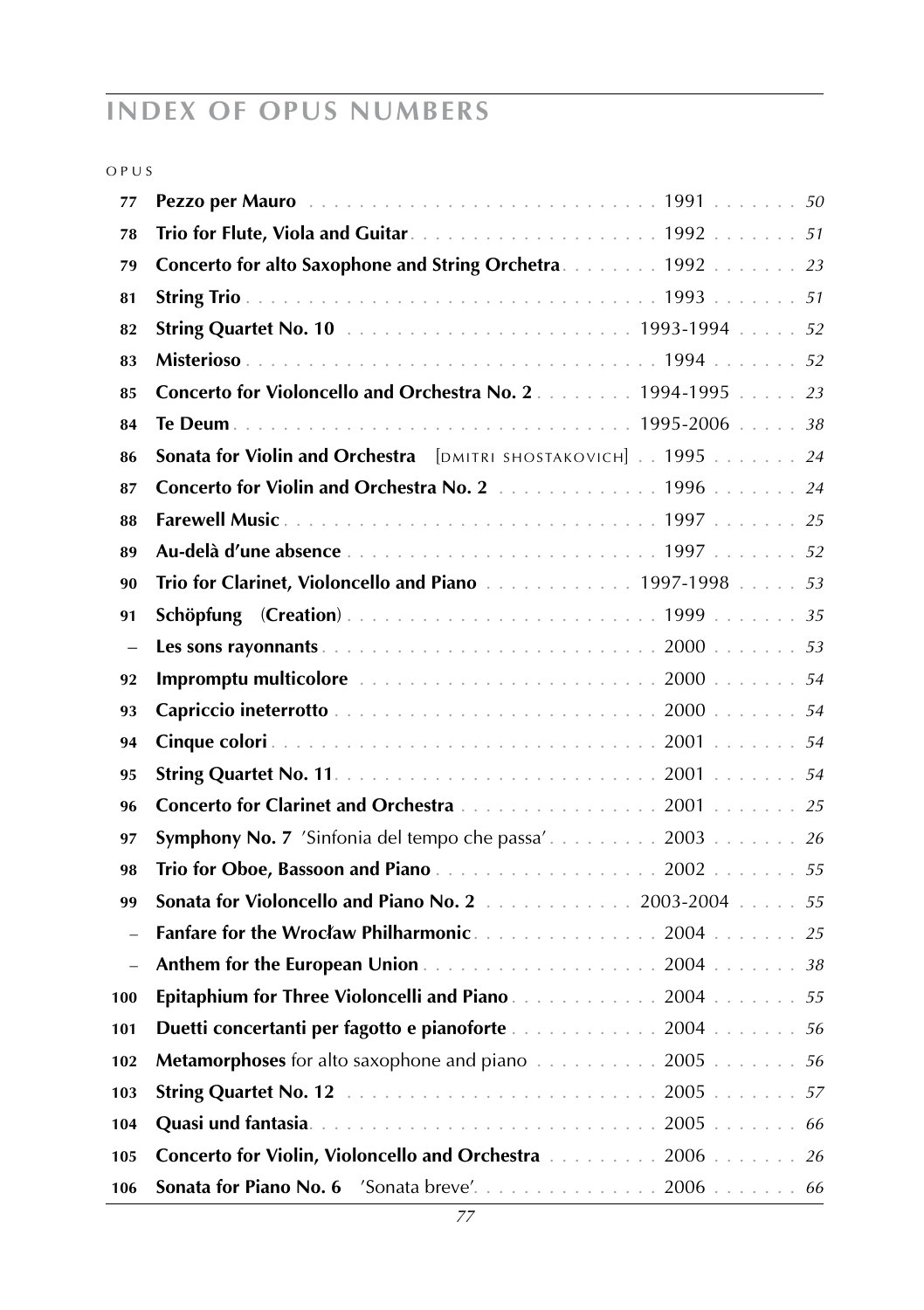# INDEX OF OPUS NUMBERS

| OPUS | | | |
|---|---|---|---|
| 77 | **Pezzo per Mauro** | 1991 | *50* |
| 78 | **Trio for Flute, Viola and Guitar** | 1992 | *51* |
| 79 | **Concerto for alto Saxophone and String Orchetra** | 1992 | *23* |
| 81 | **String Trio** | 1993 | *51* |
| 82 | **String Quartet No. 10** | 1993-1994 | *52* |
| 83 | **Misterioso** | 1994 | *52* |
| 85 | **Concerto for Violoncello and Orchestra No. 2** | 1994-1995 | *23* |
| 84 | **Te Deum** | 1995-2006 | *38* |
| 86 | **Sonata for Violin and Orchestra** [DMITRI SHOSTAKOVICH] | 1995 | *24* |
| 87 | **Concerto for Violin and Orchestra No. 2** | 1996 | *24* |
| 88 | **Farewell Music** | 1997 | *25* |
| 89 | **Au-delà d'une absence** | 1997 | *52* |
| 90 | **Trio for Clarinet, Violoncello and Piano** | 1997-1998 | *53* |
| 91 | **Schöpfung (Creation)** | 1999 | *35* |
| – | **Les sons rayonnants** | 2000 | *53* |
| 92 | **Impromptu multicolore** | 2000 | *54* |
| 93 | **Capriccio ineterrotto** | 2000 | *54* |
| 94 | **Cinque colori** | 2001 | *54* |
| 95 | **String Quartet No. 11** | 2001 | *54* |
| 96 | **Concerto for Clarinet and Orchestra** | 2001 | *25* |
| 97 | **Symphony No. 7** 'Sinfonia del tempo che passa' | 2003 | *26* |
| 98 | **Trio for Oboe, Bassoon and Piano** | 2002 | *55* |
| 99 | **Sonata for Violoncello and Piano No. 2** | 2003-2004 | *55* |
| – | **Fanfare for the Wrocław Philharmonic** | 2004 | *25* |
| – | **Anthem for the European Union** | 2004 | *38* |
| 100 | **Epitaphium for Three Violoncelli and Piano** | 2004 | *55* |
| 101 | **Duetti concertanti per fagotto e pianoforte** | 2004 | *56* |
| 102 | **Metamorphoses** for alto saxophone and piano | 2005 | *56* |
| 103 | **String Quartet No. 12** | 2005 | *57* |
| 104 | **Quasi und fantasia** | 2005 | *66* |
| 105 | **Concerto for Violin, Violoncello and Orchestra** | 2006 | *26* |
| 106 | **Sonata for Piano No. 6** 'Sonata breve' | 2006 | *66* |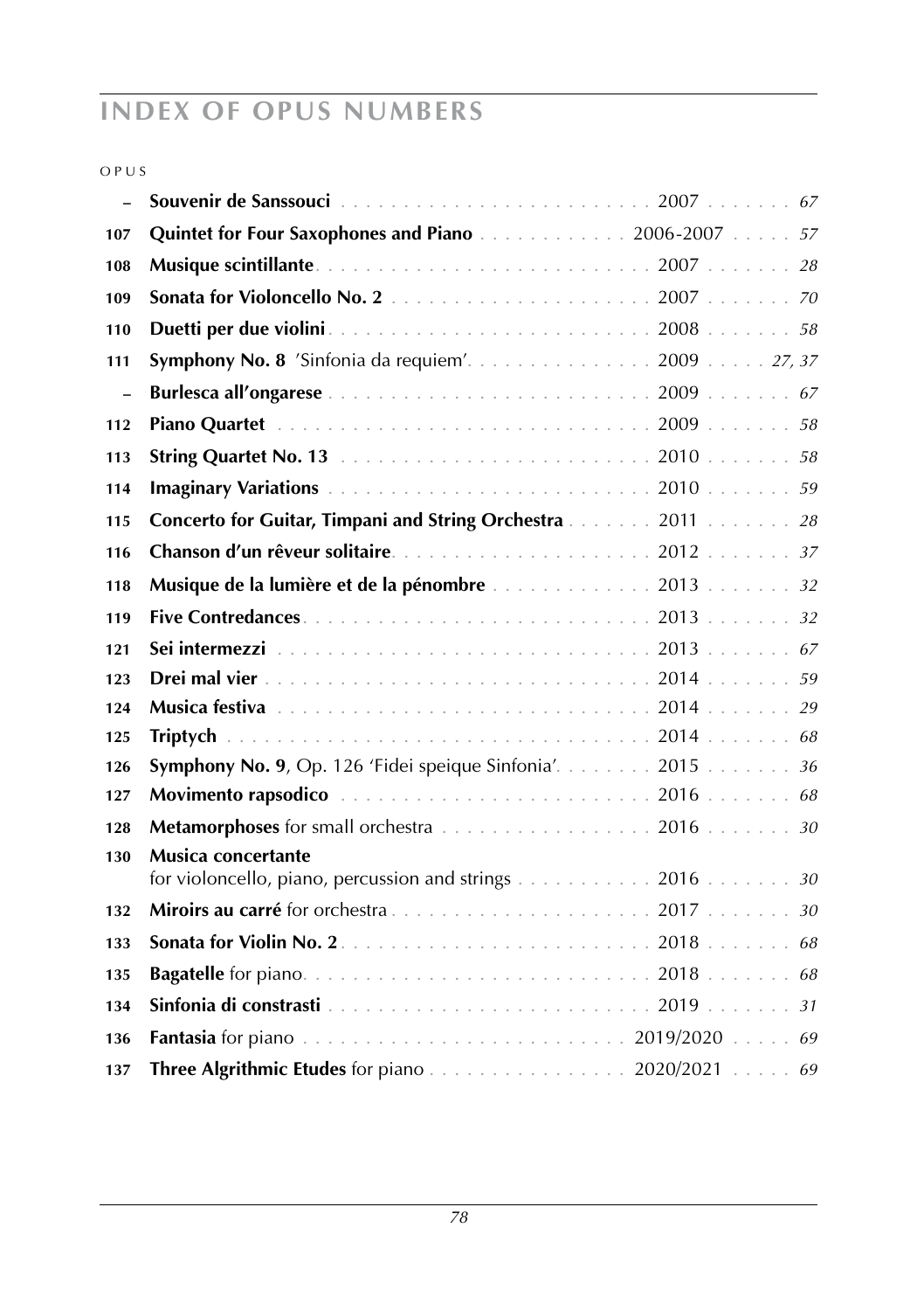# INDEX OF OPUS NUMBERS

| OPUS | | | |
|---|---|---|---|
| – | **Souvenir de Sanssouci** | 2007 | *67* |
| 107 | **Quintet for Four Saxophones and Piano** | 2006-2007 | *57* |
| 108 | **Musique scintillante** | 2007 | *28* |
| 109 | **Sonata for Violoncello No. 2** | 2007 | *70* |
| 110 | **Duetti per due violini** | 2008 | *58* |
| 111 | **Symphony No. 8** 'Sinfonia da requiem' | 2009 | *27, 37* |
| – | **Burlesca all'ongarese** | 2009 | *67* |
| 112 | **Piano Quartet** | 2009 | *58* |
| 113 | **String Quartet No. 13** | 2010 | *58* |
| 114 | **Imaginary Variations** | 2010 | *59* |
| 115 | **Concerto for Guitar, Timpani and String Orchestra** | 2011 | *28* |
| 116 | **Chanson d'un rêveur solitaire** | 2012 | *37* |
| 118 | **Musique de la lumière et de la pénombre** | 2013 | *32* |
| 119 | **Five Contredances** | 2013 | *32* |
| 121 | **Sei intermezzi** | 2013 | *67* |
| 123 | **Drei mal vier** | 2014 | *59* |
| 124 | **Musica festiva** | 2014 | *29* |
| 125 | **Triptych** | 2014 | *68* |
| 126 | **Symphony No. 9**, Op. 126 'Fidei speique Sinfonia' | 2015 | *36* |
| 127 | **Movimento rapsodico** | 2016 | *68* |
| 128 | **Metamorphoses** for small orchestra | 2016 | *30* |
| 130 | **Musica concertante** for violoncello, piano, percussion and strings | 2016 | *30* |
| 132 | **Miroirs au carré** for orchestra | 2017 | *30* |
| 133 | **Sonata for Violin No. 2** | 2018 | *68* |
| 135 | **Bagatelle** for piano | 2018 | *68* |
| 134 | **Sinfonia di constrasti** | 2019 | *31* |
| 136 | **Fantasia** for piano | 2019/2020 | *69* |
| 137 | **Three Algrithmic Etudes** for piano | 2020/2021 | *69* |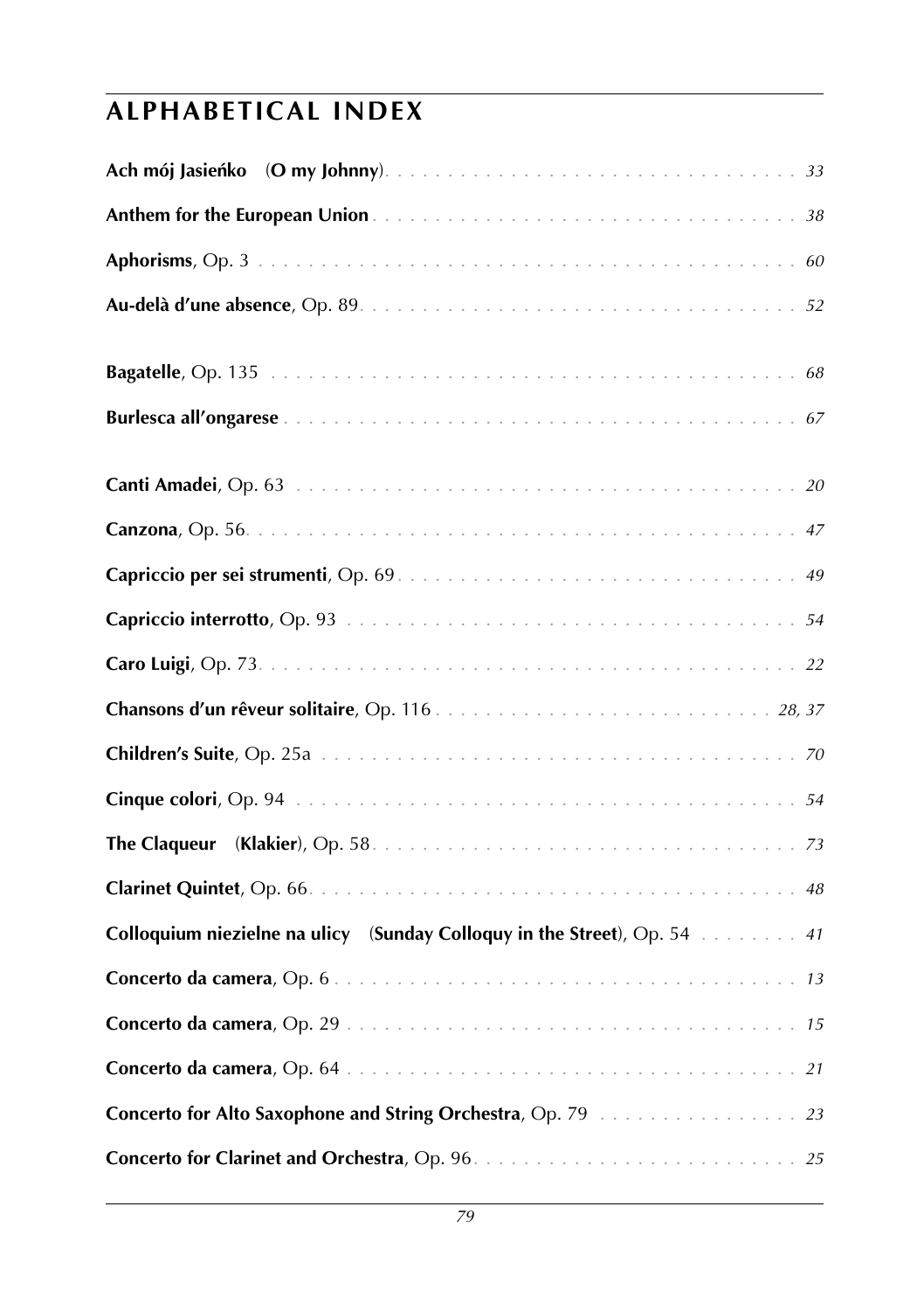## ALPHABETICAL INDEX

**Ach mój Jasieńko** (**O my Johnny**) . . . . . . . . . . *33*

**Anthem for the European Union** . . . . . . . . . . *38*

**Aphorisms**, Op. 3 . . . . . . . . . . *60*

**Au-delà d'une absence**, Op. 89 . . . . . . . . . . *52*

**Bagatelle**, Op. 135 . . . . . . . . . . *68*

**Burlesca all'ongarese** . . . . . . . . . . *67*

**Canti Amadei**, Op. 63 . . . . . . . . . . *20*

**Canzona**, Op. 56 . . . . . . . . . . *47*

**Capriccio per sei strumenti**, Op. 69 . . . . . . . . . . *49*

**Capriccio interrotto**, Op. 93 . . . . . . . . . . *54*

**Caro Luigi**, Op. 73 . . . . . . . . . . *22*

**Chansons d'un rêveur solitaire**, Op. 116 . . . . . . . . . . *28, 37*

**Children's Suite**, Op. 25a . . . . . . . . . . *70*

**Cinque colori**, Op. 94 . . . . . . . . . . *54*

**The Claqueur** (**Klakier**), Op. 58 . . . . . . . . . . *73*

**Clarinet Quintet**, Op. 66 . . . . . . . . . . *48*

**Colloquium niezielne na ulicy** (**Sunday Colloquy in the Street**), Op. 54 . . . . . . . . . . *41*

**Concerto da camera**, Op. 6 . . . . . . . . . . *13*

**Concerto da camera**, Op. 29 . . . . . . . . . . *15*

**Concerto da camera**, Op. 64 . . . . . . . . . . *21*

**Concerto for Alto Saxophone and String Orchestra**, Op. 79 . . . . . . . . . . *23*

**Concerto for Clarinet and Orchestra**, Op. 96 . . . . . . . . . . *25*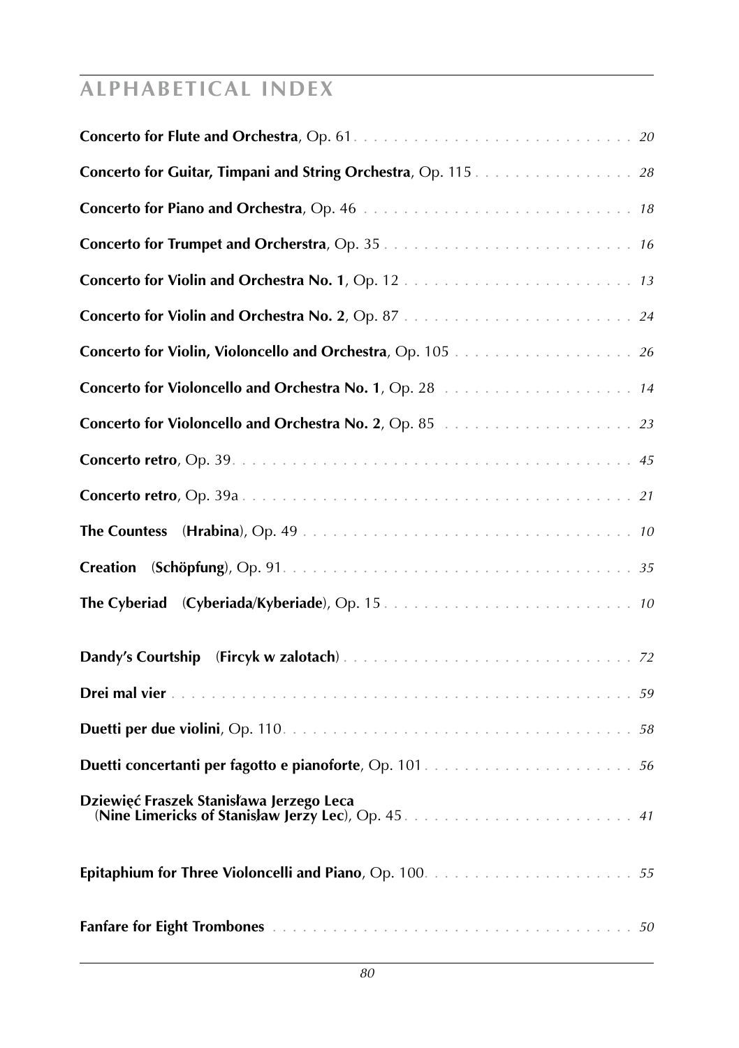## ALPHABETICAL INDEX

**Concerto for Flute and Orchestra**, Op. 61 . . . . . . . . . . *20*

**Concerto for Guitar, Timpani and String Orchestra**, Op. 115 . . . . . . . . . . *28*

**Concerto for Piano and Orchestra**, Op. 46 . . . . . . . . . . *18*

**Concerto for Trumpet and Orcherstra**, Op. 35 . . . . . . . . . . *16*

**Concerto for Violin and Orchestra No. 1**, Op. 12 . . . . . . . . . . *13*

**Concerto for Violin and Orchestra No. 2**, Op. 87 . . . . . . . . . . *24*

**Concerto for Violin, Violoncello and Orchestra**, Op. 105 . . . . . . . . . . *26*

**Concerto for Violoncello and Orchestra No. 1**, Op. 28 . . . . . . . . . . *14*

**Concerto for Violoncello and Orchestra No. 2**, Op. 85 . . . . . . . . . . *23*

**Concerto retro**, Op. 39 . . . . . . . . . . *45*

**Concerto retro**, Op. 39a . . . . . . . . . . *21*

**The Countess** (**Hrabina**), Op. 49 . . . . . . . . . . *10*

**Creation** (**Schöpfung**), Op. 91 . . . . . . . . . . *35*

**The Cyberiad** (**Cyberiada/Kyberiade**), Op. 15 . . . . . . . . . . *10*

**Dandy's Courtship** (**Fircyk w zalotach**) . . . . . . . . . . *72*

**Drei mal vier** . . . . . . . . . . *59*

**Duetti per due violini**, Op. 110 . . . . . . . . . . *58*

**Duetti concertanti per fagotto e pianoforte**, Op. 101 . . . . . . . . . . *56*

**Dziewięć Fraszek Stanisława Jerzego Leca**
(**Nine Limericks of Stanisław Jerzy Lec**), Op. 45 . . . . . . . . . . *41*

**Epitaphium for Three Violoncelli and Piano**, Op. 100 . . . . . . . . . . *55*

**Fanfare for Eight Trombones** . . . . . . . . . . *50*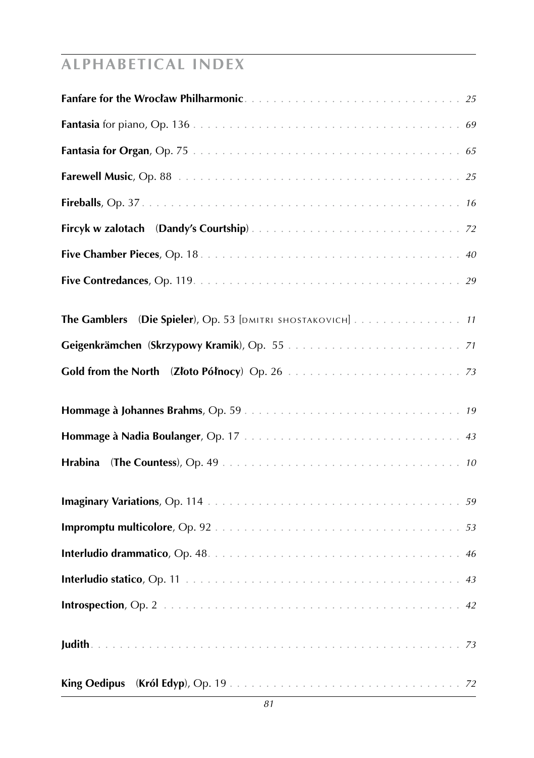## ALPHABETICAL INDEX

**Fanfare for the Wrocław Philharmonic** . . . . . . . . . . . . . . . . . . . . . . . . . . . . . *25*

**Fantasia** for piano, Op. 136 . . . . . . . . . . . . . . . . . . . . . . . . . . . . . . . . . *69*

**Fantasia for Organ**, Op. 75 . . . . . . . . . . . . . . . . . . . . . . . . . . . . . . . . . *65*

**Farewell Music**, Op. 88 . . . . . . . . . . . . . . . . . . . . . . . . . . . . . . . . . . *25*

**Fireballs**, Op. 37 . . . . . . . . . . . . . . . . . . . . . . . . . . . . . . . . . . . . . . *16*

**Fircyk w zalotach** (**Dandy's Courtship**) . . . . . . . . . . . . . . . . . . . . . . . . . . *72*

**Five Chamber Pieces**, Op. 18 . . . . . . . . . . . . . . . . . . . . . . . . . . . . . . . . *40*

**Five Contredances**, Op. 119 . . . . . . . . . . . . . . . . . . . . . . . . . . . . . . . . . *29*

**The Gamblers** (**Die Spieler**), Op. 53 [DMITRI SHOSTAKOVICH] . . . . . . . . . . . . . . . *11*

**Geigenkrämchen** (**Skrzypowy Kramik**), Op. 55 . . . . . . . . . . . . . . . . . . . . . . . *71*

**Gold from the North** (**Złoto Północy**) Op. 26 . . . . . . . . . . . . . . . . . . . . . . . *73*

**Hommage à Johannes Brahms**, Op. 59 . . . . . . . . . . . . . . . . . . . . . . . . . . . . *19*

**Hommage à Nadia Boulanger**, Op. 17 . . . . . . . . . . . . . . . . . . . . . . . . . . . . *43*

**Hrabina** (**The Countess**), Op. 49 . . . . . . . . . . . . . . . . . . . . . . . . . . . . . . *10*

**Imaginary Variations**, Op. 114 . . . . . . . . . . . . . . . . . . . . . . . . . . . . . . . . *59*

**Impromptu multicolore**, Op. 92 . . . . . . . . . . . . . . . . . . . . . . . . . . . . . . . *53*

**Interludio drammatico**, Op. 48 . . . . . . . . . . . . . . . . . . . . . . . . . . . . . . . . *46*

**Interludio statico**, Op. 11 . . . . . . . . . . . . . . . . . . . . . . . . . . . . . . . . . . *43*

**Introspection**, Op. 2 . . . . . . . . . . . . . . . . . . . . . . . . . . . . . . . . . . . . . *42*

**Judith** . . . . . . . . . . . . . . . . . . . . . . . . . . . . . . . . . . . . . . . . . . . . *73*

**King Oedipus** (**Król Edyp**), Op. 19 . . . . . . . . . . . . . . . . . . . . . . . . . . . . . *72*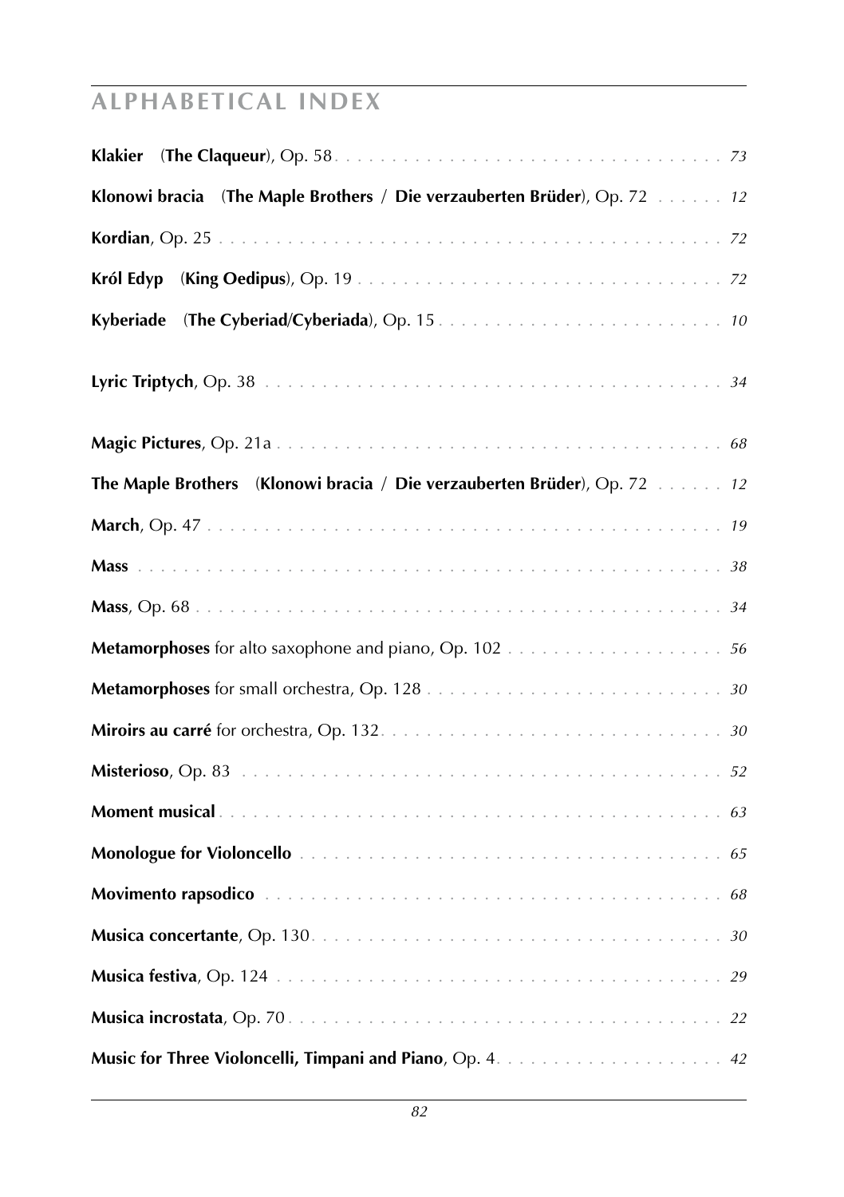## ALPHABETICAL INDEX

**Klakier** (**The Claqueur**), Op. 58 . . . . . . . . . . . . . . . . . . . . *73*

**Klonowi bracia** (**The Maple Brothers** / **Die verzauberten Brüder**), Op. 72 . . . . . . *12*

**Kordian**, Op. 25 . . . . . . . . . . . . . . . . . . . . *72*

**Król Edyp** (**King Oedipus**), Op. 19 . . . . . . . . . . . . . . . . . . . . *72*

**Kyberiade** (**The Cyberiad/Cyberiada**), Op. 15 . . . . . . . . . . . . . . . . . . . . *10*

**Lyric Triptych**, Op. 38 . . . . . . . . . . . . . . . . . . . . *34*

**Magic Pictures**, Op. 21a . . . . . . . . . . . . . . . . . . . . *68*

**The Maple Brothers** (**Klonowi bracia** / **Die verzauberten Brüder**), Op. 72 . . . . . . *12*

**March**, Op. 47 . . . . . . . . . . . . . . . . . . . . *19*

**Mass** . . . . . . . . . . . . . . . . . . . . *38*

**Mass**, Op. 68 . . . . . . . . . . . . . . . . . . . . *34*

**Metamorphoses** for alto saxophone and piano, Op. 102 . . . . . . . . . . . . . . . . . . . . *56*

**Metamorphoses** for small orchestra, Op. 128 . . . . . . . . . . . . . . . . . . . . *30*

**Miroirs au carré** for orchestra, Op. 132 . . . . . . . . . . . . . . . . . . . . *30*

**Misterioso**, Op. 83 . . . . . . . . . . . . . . . . . . . . *52*

**Moment musical** . . . . . . . . . . . . . . . . . . . . *63*

**Monologue for Violoncello** . . . . . . . . . . . . . . . . . . . . *65*

**Movimento rapsodico** . . . . . . . . . . . . . . . . . . . . *68*

**Musica concertante**, Op. 130 . . . . . . . . . . . . . . . . . . . . *30*

**Musica festiva**, Op. 124 . . . . . . . . . . . . . . . . . . . . *29*

**Musica incrostata**, Op. 70 . . . . . . . . . . . . . . . . . . . . *22*

**Music for Three Violoncelli, Timpani and Piano**, Op. 4 . . . . . . . . . . . . . . . . . . . . *42*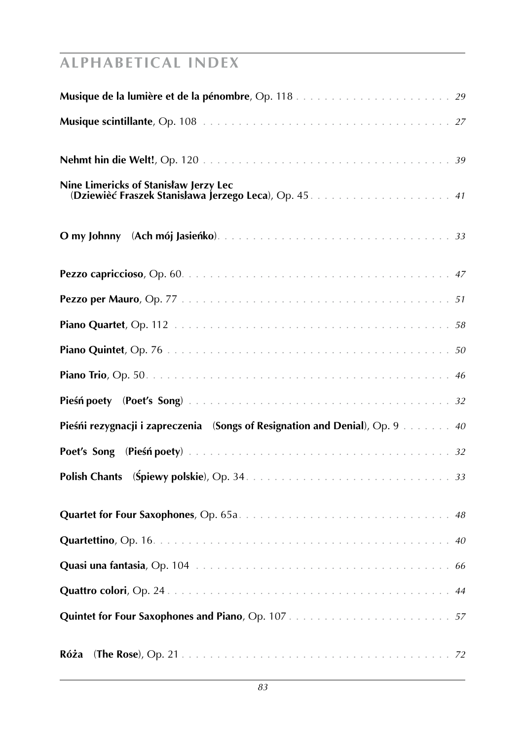## ALPHABETICAL INDEX

**Musique de la lumière et de la pénombre**, Op. 118 . . . . . . . . . . . . . . . . . . . . . . *29*

**Musique scintillante**, Op. 108 . . . . . . . . . . . . . . . . . . . . . . . . . . . . . . . . . . . *27*

**Nehmt hin die Welt!**, Op. 120 . . . . . . . . . . . . . . . . . . . . . . . . . . . . . . . . . . . *39*

**Nine Limericks of Stanisław Jerzy Lec**
(**Dziewięć Fraszek Stanisława Jerzego Leca**), Op. 45 . . . . . . . . . . . . . . . . . . . . *41*

**O my Johnny** (**Ach mój Jasieńko**) . . . . . . . . . . . . . . . . . . . . . . . . . . . . . . . . *33*

**Pezzo capriccioso**, Op. 60 . . . . . . . . . . . . . . . . . . . . . . . . . . . . . . . . . . . . . *47*

**Pezzo per Mauro**, Op. 77 . . . . . . . . . . . . . . . . . . . . . . . . . . . . . . . . . . . . . . *51*

**Piano Quartet**, Op. 112 . . . . . . . . . . . . . . . . . . . . . . . . . . . . . . . . . . . . . . . *58*

**Piano Quintet**, Op. 76 . . . . . . . . . . . . . . . . . . . . . . . . . . . . . . . . . . . . . . . . *50*

**Piano Trio**, Op. 50 . . . . . . . . . . . . . . . . . . . . . . . . . . . . . . . . . . . . . . . . . . *46*

**Pieśń poety** (**Poet's Song**) . . . . . . . . . . . . . . . . . . . . . . . . . . . . . . . . . . . . *32*

**Pieśńi rezygnacji i zapreczenia** (**Songs of Resignation and Denial**), Op. 9 . . . . . . . *40*

**Poet's Song** (**Pieśń poety**) . . . . . . . . . . . . . . . . . . . . . . . . . . . . . . . . . . . . *32*

**Polish Chants** (**Śpiewy polskie**), Op. 34 . . . . . . . . . . . . . . . . . . . . . . . . . . . *33*

**Quartet for Four Saxophones**, Op. 65a . . . . . . . . . . . . . . . . . . . . . . . . . . . . . *48*

**Quartettino**, Op. 16 . . . . . . . . . . . . . . . . . . . . . . . . . . . . . . . . . . . . . . . . . *40*

**Quasi una fantasia**, Op. 104 . . . . . . . . . . . . . . . . . . . . . . . . . . . . . . . . . . . . *66*

**Quattro colori**, Op. 24 . . . . . . . . . . . . . . . . . . . . . . . . . . . . . . . . . . . . . . . . *44*

**Quintet for Four Saxophones and Piano**, Op. 107 . . . . . . . . . . . . . . . . . . . . . . *57*

**Róża** (**The Rose**), Op. 21 . . . . . . . . . . . . . . . . . . . . . . . . . . . . . . . . . . . . . *72*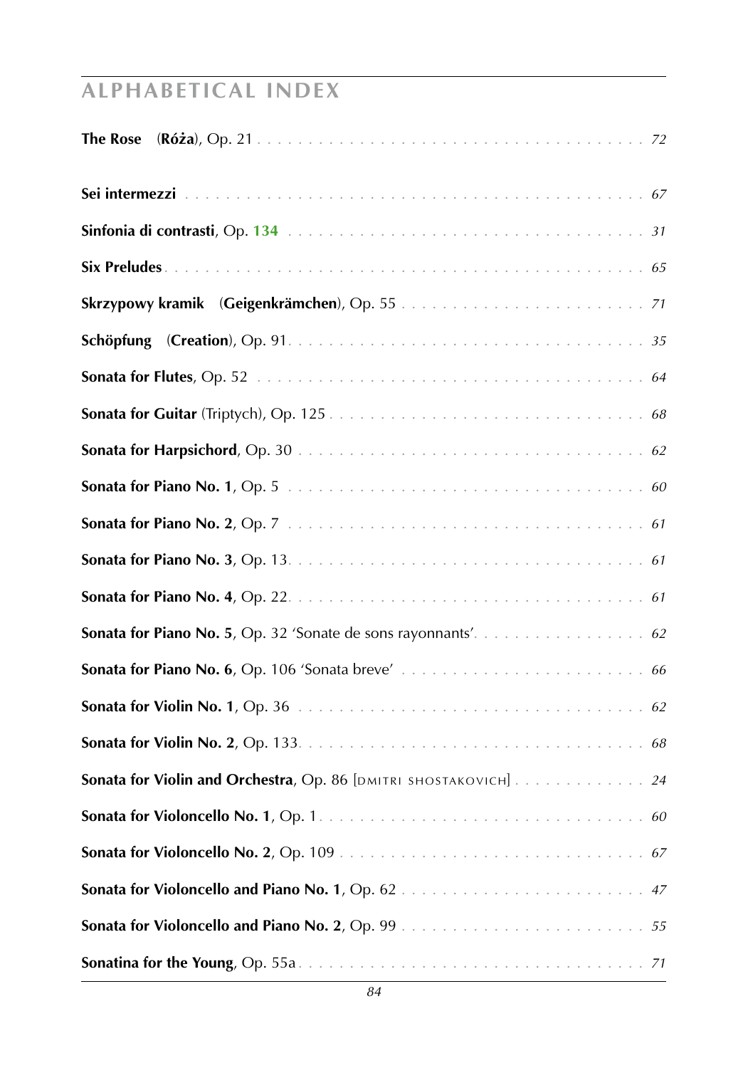## ALPHABETICAL INDEX

**The Rose** (**Róża**), Op. 21 . . . . . . . . . . . . . . . . . . . . . . . . . . . . . . . . . . *72*

**Sei intermezzi** . . . . . . . . . . . . . . . . . . . . . . . . . . . . . . . . . . . . . . . . . . *67*

**Sinfonia di contrasti**, Op. **134** . . . . . . . . . . . . . . . . . . . . . . . . . . . . . . . . *31*

**Six Preludes** . . . . . . . . . . . . . . . . . . . . . . . . . . . . . . . . . . . . . . . . . . . *65*

**Skrzypowy kramik** (**Geigenkrämchen**), Op. 55 . . . . . . . . . . . . . . . . . . . . . . . *71*

**Schöpfung** (**Creation**), Op. 91 . . . . . . . . . . . . . . . . . . . . . . . . . . . . . . . . *35*

**Sonata for Flutes**, Op. 52 . . . . . . . . . . . . . . . . . . . . . . . . . . . . . . . . . . . *64*

**Sonata for Guitar** (Triptych), Op. 125 . . . . . . . . . . . . . . . . . . . . . . . . . . . . *68*

**Sonata for Harpsichord**, Op. 30 . . . . . . . . . . . . . . . . . . . . . . . . . . . . . . . *62*

**Sonata for Piano No. 1**, Op. 5 . . . . . . . . . . . . . . . . . . . . . . . . . . . . . . . . *60*

**Sonata for Piano No. 2**, Op. 7 . . . . . . . . . . . . . . . . . . . . . . . . . . . . . . . . *61*

**Sonata for Piano No. 3**, Op. 13 . . . . . . . . . . . . . . . . . . . . . . . . . . . . . . . . *61*

**Sonata for Piano No. 4**, Op. 22 . . . . . . . . . . . . . . . . . . . . . . . . . . . . . . . . *61*

**Sonata for Piano No. 5**, Op. 32 'Sonate de sons rayonnants' . . . . . . . . . . . . . . . . *62*

**Sonata for Piano No. 6**, Op. 106 'Sonata breve' . . . . . . . . . . . . . . . . . . . . . . *66*

**Sonata for Violin No. 1**, Op. 36 . . . . . . . . . . . . . . . . . . . . . . . . . . . . . . . *62*

**Sonata for Violin No. 2**, Op. 133 . . . . . . . . . . . . . . . . . . . . . . . . . . . . . . . *68*

**Sonata for Violin and Orchestra**, Op. 86 [DMITRI SHOSTAKOVICH] . . . . . . . . . . . . . *24*

**Sonata for Violoncello No. 1**, Op. 1 . . . . . . . . . . . . . . . . . . . . . . . . . . . . . *60*

**Sonata for Violoncello No. 2**, Op. 109 . . . . . . . . . . . . . . . . . . . . . . . . . . . . *67*

**Sonata for Violoncello and Piano No. 1**, Op. 62 . . . . . . . . . . . . . . . . . . . . . . *47*

**Sonata for Violoncello and Piano No. 2**, Op. 99 . . . . . . . . . . . . . . . . . . . . . . *55*

**Sonatina for the Young**, Op. 55a . . . . . . . . . . . . . . . . . . . . . . . . . . . . . . . *71*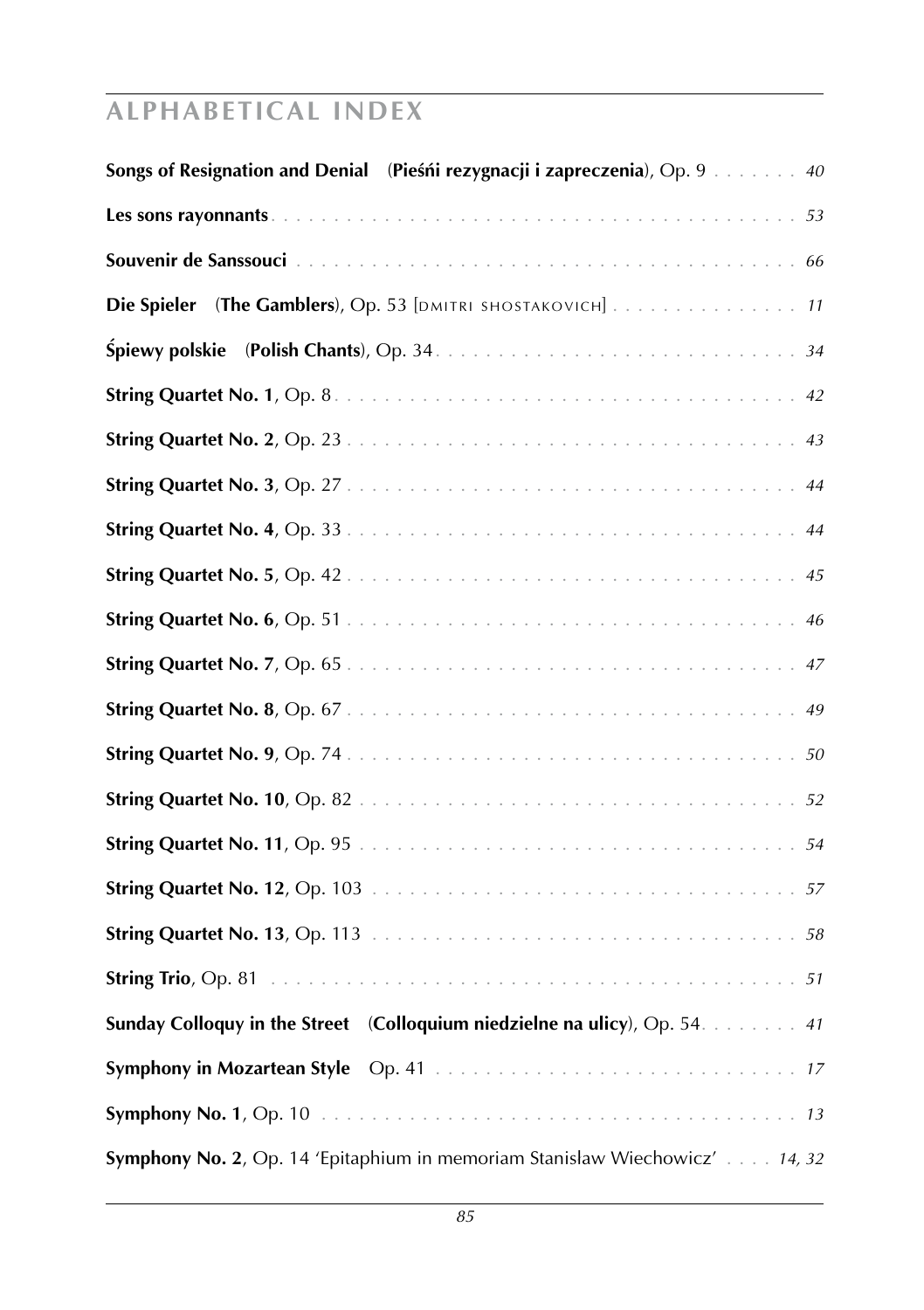## ALPHABETICAL INDEX

**Songs of Resignation and Denial** (**Pieśńi rezygnacji i zapreczenia**), Op. 9 . . . . . . . *40*

**Les sons rayonnants** . . . . . . . . . . . . . . . . . . . . . . . . . . . . . . . . . . . . . . . *53*

**Souvenir de Sanssouci** . . . . . . . . . . . . . . . . . . . . . . . . . . . . . . . . . . . . . . *66*

**Die Spieler** (**The Gamblers**), Op. 53 [DMITRI SHOSTAKOVICH] . . . . . . . . . . . . . . . *11*

**Śpiewy polskie** (**Polish Chants**), Op. 34 . . . . . . . . . . . . . . . . . . . . . . . . . . . *34*

**String Quartet No. 1**, Op. 8 . . . . . . . . . . . . . . . . . . . . . . . . . . . . . . . . . . . . *42*

**String Quartet No. 2**, Op. 23 . . . . . . . . . . . . . . . . . . . . . . . . . . . . . . . . . . . *43*

**String Quartet No. 3**, Op. 27 . . . . . . . . . . . . . . . . . . . . . . . . . . . . . . . . . . . *44*

**String Quartet No. 4**, Op. 33 . . . . . . . . . . . . . . . . . . . . . . . . . . . . . . . . . . . *44*

**String Quartet No. 5**, Op. 42 . . . . . . . . . . . . . . . . . . . . . . . . . . . . . . . . . . . *45*

**String Quartet No. 6**, Op. 51 . . . . . . . . . . . . . . . . . . . . . . . . . . . . . . . . . . . *46*

**String Quartet No. 7**, Op. 65 . . . . . . . . . . . . . . . . . . . . . . . . . . . . . . . . . . . *47*

**String Quartet No. 8**, Op. 67 . . . . . . . . . . . . . . . . . . . . . . . . . . . . . . . . . . . *49*

**String Quartet No. 9**, Op. 74 . . . . . . . . . . . . . . . . . . . . . . . . . . . . . . . . . . . *50*

**String Quartet No. 10**, Op. 82 . . . . . . . . . . . . . . . . . . . . . . . . . . . . . . . . . . *52*

**String Quartet No. 11**, Op. 95 . . . . . . . . . . . . . . . . . . . . . . . . . . . . . . . . . . *54*

**String Quartet No. 12**, Op. 103 . . . . . . . . . . . . . . . . . . . . . . . . . . . . . . . . . *57*

**String Quartet No. 13**, Op. 113 . . . . . . . . . . . . . . . . . . . . . . . . . . . . . . . . . *58*

**String Trio**, Op. 81 . . . . . . . . . . . . . . . . . . . . . . . . . . . . . . . . . . . . . . . . *51*

**Sunday Colloquy in the Street** (**Colloquium niedzielne na ulicy**), Op. 54 . . . . . . . . *41*

**Symphony in Mozartean Style** Op. 41 . . . . . . . . . . . . . . . . . . . . . . . . . . . . . *17*

**Symphony No. 1**, Op. 10 . . . . . . . . . . . . . . . . . . . . . . . . . . . . . . . . . . . . . *13*

**Symphony No. 2**, Op. 14 'Epitaphium in memoriam Stanislaw Wiechowicz' . . . . *14, 32*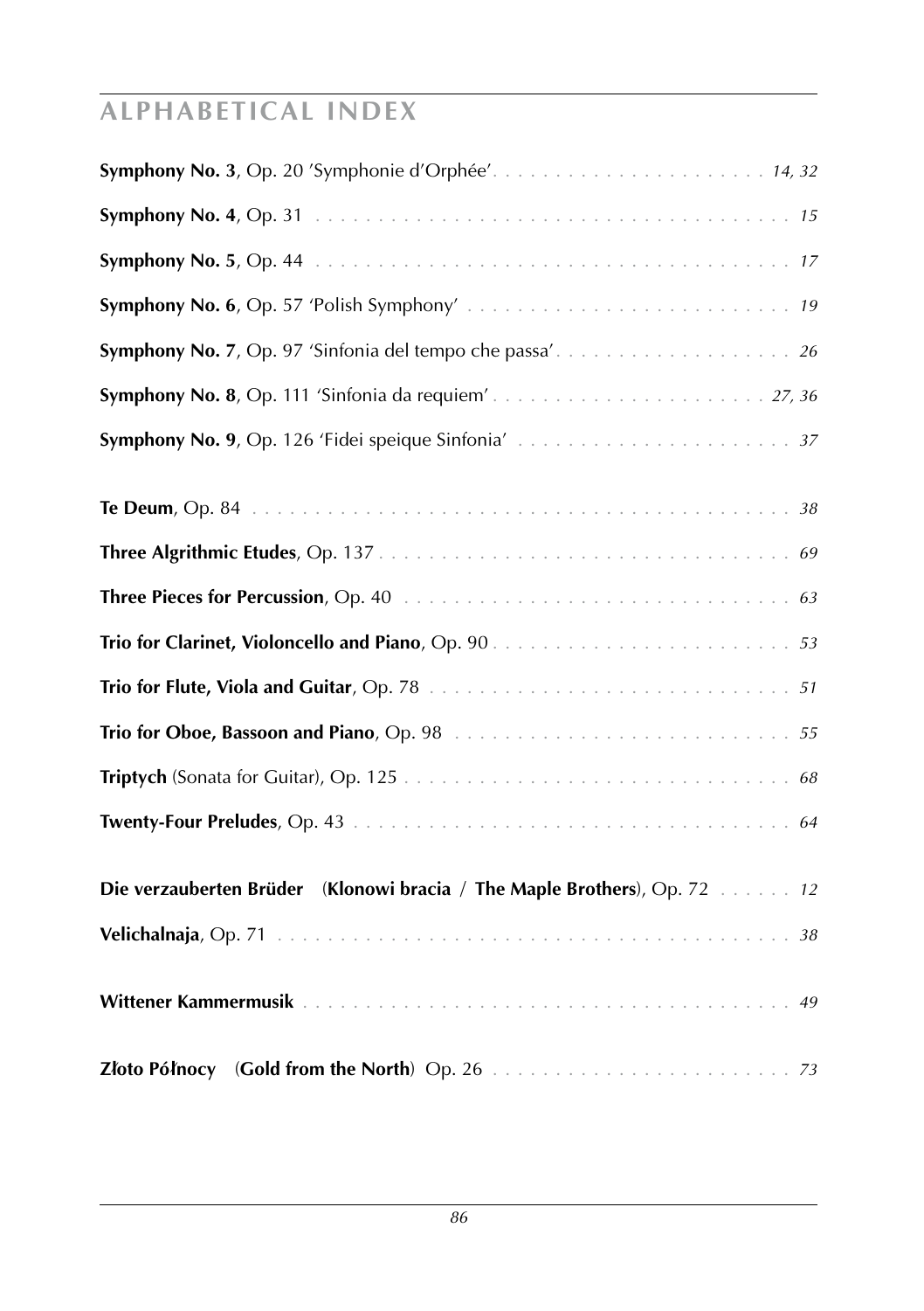# ALPHABETICAL INDEX

**Symphony No. 3**, Op. 20 'Symphonie d'Orphée' . . . . . . . . . . . . . . . . . . . . . . *14, 32*

**Symphony No. 4**, Op. 31 . . . . . . . . . . . . . . . . . . . . . . . . . . . . . . . . . . . . . . *15*

**Symphony No. 5**, Op. 44 . . . . . . . . . . . . . . . . . . . . . . . . . . . . . . . . . . . . . . *17*

**Symphony No. 6**, Op. 57 'Polish Symphony' . . . . . . . . . . . . . . . . . . . . . . . . . . *19*

**Symphony No. 7**, Op. 97 'Sinfonia del tempo che passa' . . . . . . . . . . . . . . . . . . . *26*

**Symphony No. 8**, Op. 111 'Sinfonia da requiem' . . . . . . . . . . . . . . . . . . . . . . *27, 36*

**Symphony No. 9**, Op. 126 'Fidei speique Sinfonia' . . . . . . . . . . . . . . . . . . . . . . *37*

**Te Deum**, Op. 84 . . . . . . . . . . . . . . . . . . . . . . . . . . . . . . . . . . . . . . . . . . *38*

**Three Algrithmic Etudes**, Op. 137 . . . . . . . . . . . . . . . . . . . . . . . . . . . . . . . . *69*

**Three Pieces for Percussion**, Op. 40 . . . . . . . . . . . . . . . . . . . . . . . . . . . . . . *63*

**Trio for Clarinet, Violoncello and Piano**, Op. 90 . . . . . . . . . . . . . . . . . . . . . . . *53*

**Trio for Flute, Viola and Guitar**, Op. 78 . . . . . . . . . . . . . . . . . . . . . . . . . . . . *51*

**Trio for Oboe, Bassoon and Piano**, Op. 98 . . . . . . . . . . . . . . . . . . . . . . . . . . . *55*

**Triptych** (Sonata for Guitar), Op. 125 . . . . . . . . . . . . . . . . . . . . . . . . . . . . . . *68*

**Twenty-Four Preludes**, Op. 43 . . . . . . . . . . . . . . . . . . . . . . . . . . . . . . . . . . *64*

**Die verzauberten Brüder** (**Klonowi bracia** / **The Maple Brothers**), Op. 72 . . . . . . *12*

**Velichalnaja**, Op. 71 . . . . . . . . . . . . . . . . . . . . . . . . . . . . . . . . . . . . . . . . *38*

**Wittener Kammermusik** . . . . . . . . . . . . . . . . . . . . . . . . . . . . . . . . . . . . . . . *49*

**Złoto Północy** (**Gold from the North**) Op. 26 . . . . . . . . . . . . . . . . . . . . . . . . *73*